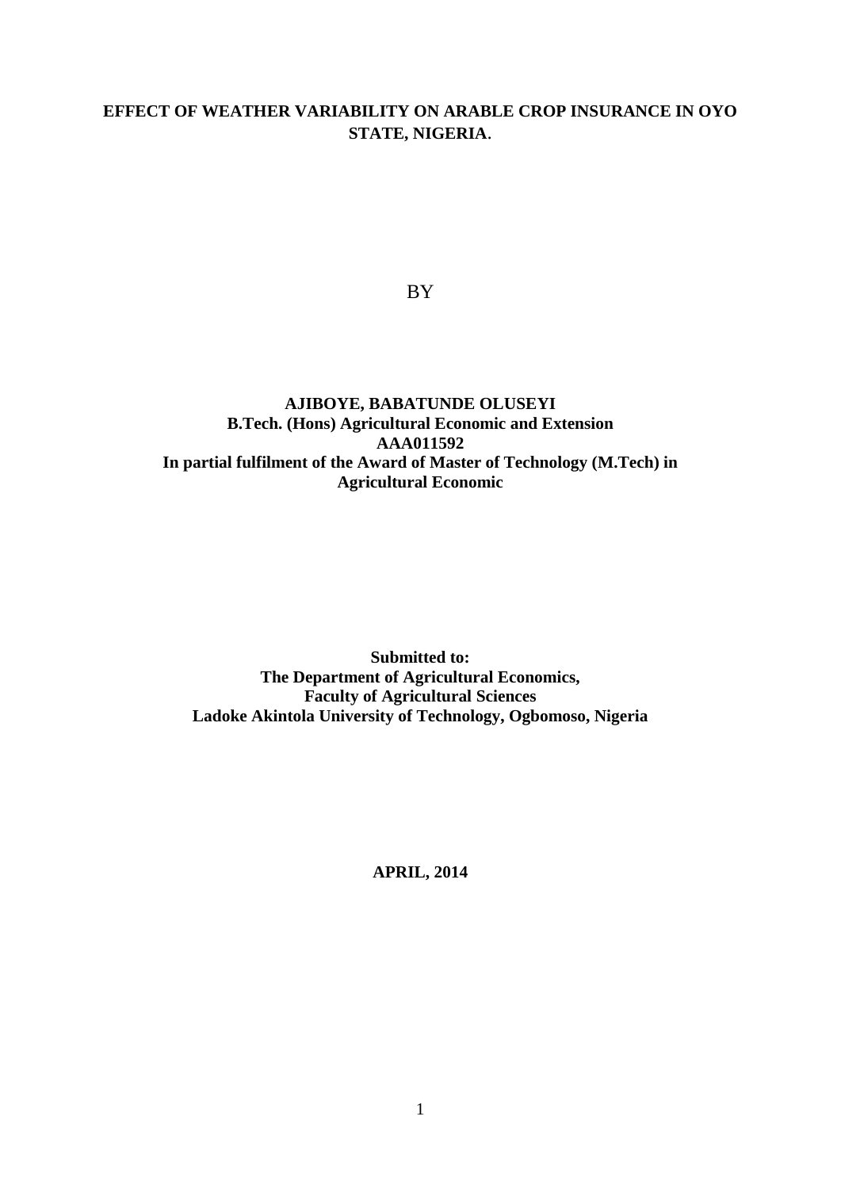# EFFECT OF WEATHER VARIABILITY ON ARABLE CROP INSURANCE IN OYO STATE, NIGERIA.

BY

**AJIBOYE, BABATUNDE OLUSEYI**
**B.Tech. (Hons) Agricultural Economic and Extension**
**AAA011592**
**In partial fulfilment of the Award of Master of Technology (M.Tech) in Agricultural Economic**

**Submitted to:**
**The Department of Agricultural Economics,**
**Faculty of Agricultural Sciences**
**Ladoke Akintola University of Technology, Ogbomoso, Nigeria**

**APRIL, 2014**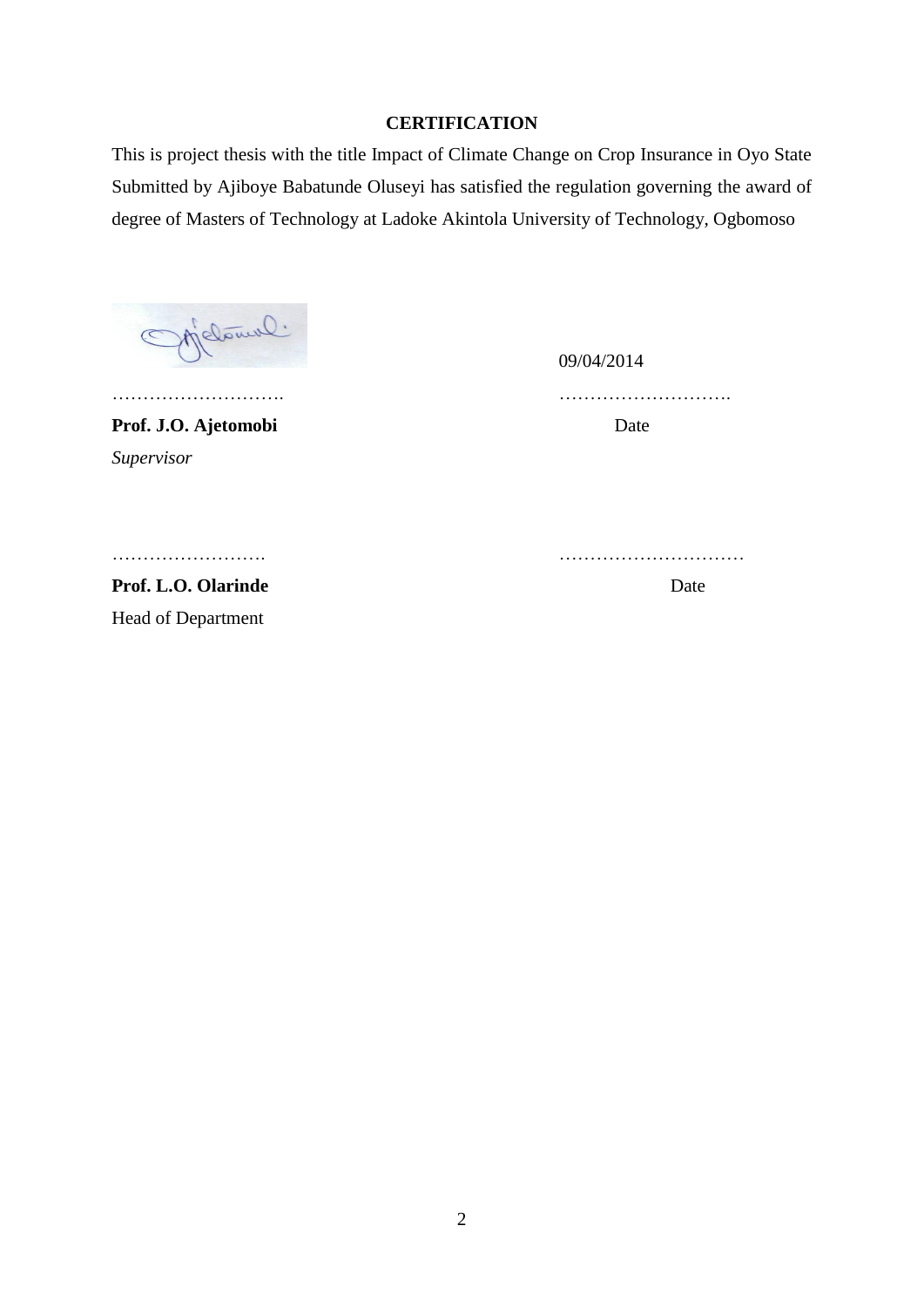## CERTIFICATION

This is project thesis with the title Impact of Climate Change on Crop Insurance in Oyo State Submitted by Ajiboye Babatunde Oluseyi has satisfied the regulation governing the award of degree of Masters of Technology at Ladoke Akintola University of Technology, Ogbomoso

……………………… 09/04/2014
………………………

**Prof. J.O. Ajetomobi** Date

*Supervisor*

……………………. …………………………

**Prof. L.O. Olarinde** Date

Head of Department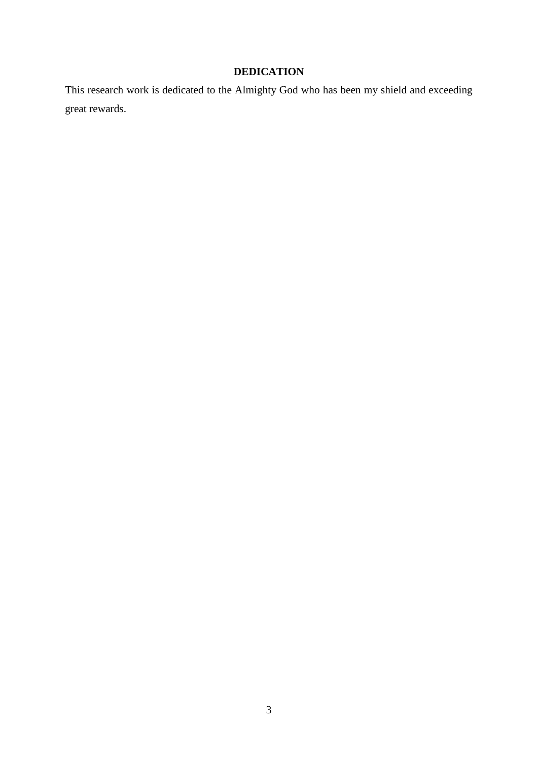# DEDICATION

This research work is dedicated to the Almighty God who has been my shield and exceeding great rewards.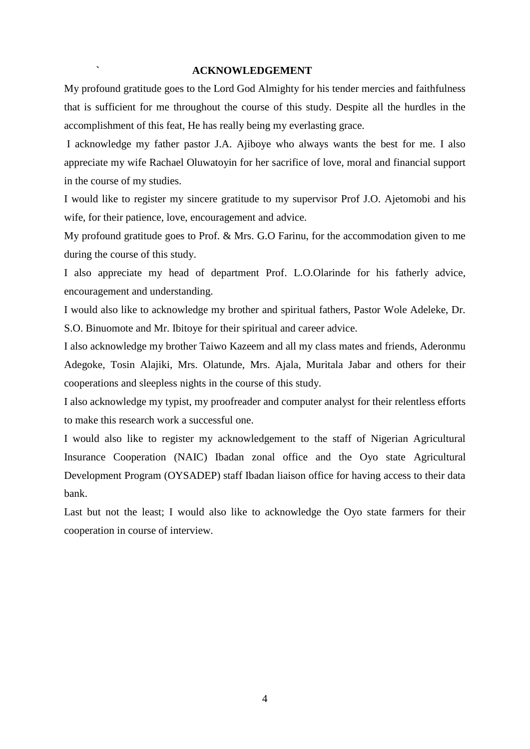# ACKNOWLEDGEMENT

My profound gratitude goes to the Lord God Almighty for his tender mercies and faithfulness that is sufficient for me throughout the course of this study. Despite all the hurdles in the accomplishment of this feat, He has really being my everlasting grace.

I acknowledge my father pastor J.A. Ajiboye who always wants the best for me. I also appreciate my wife Rachael Oluwatoyin for her sacrifice of love, moral and financial support in the course of my studies.

I would like to register my sincere gratitude to my supervisor Prof J.O. Ajetomobi and his wife, for their patience, love, encouragement and advice.

My profound gratitude goes to Prof. & Mrs. G.O Farinu, for the accommodation given to me during the course of this study.

I also appreciate my head of department Prof. L.O.Olarinde for his fatherly advice, encouragement and understanding.

I would also like to acknowledge my brother and spiritual fathers, Pastor Wole Adeleke, Dr. S.O. Binuomote and Mr. Ibitoye for their spiritual and career advice.

I also acknowledge my brother Taiwo Kazeem and all my class mates and friends, Aderonmu Adegoke, Tosin Alajiki, Mrs. Olatunde, Mrs. Ajala, Muritala Jabar and others for their cooperations and sleepless nights in the course of this study.

I also acknowledge my typist, my proofreader and computer analyst for their relentless efforts to make this research work a successful one.

I would also like to register my acknowledgement to the staff of Nigerian Agricultural Insurance Cooperation (NAIC) Ibadan zonal office and the Oyo state Agricultural Development Program (OYSADEP) staff Ibadan liaison office for having access to their data bank.

Last but not the least; I would also like to acknowledge the Oyo state farmers for their cooperation in course of interview.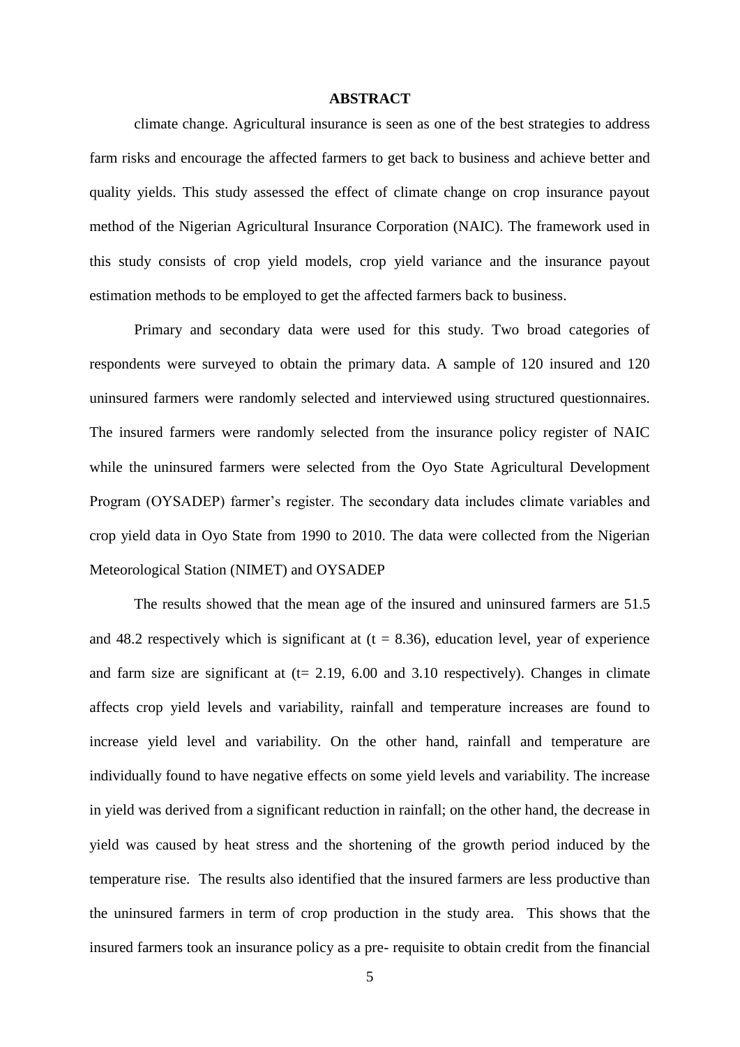# ABSTRACT

climate change. Agricultural insurance is seen as one of the best strategies to address farm risks and encourage the affected farmers to get back to business and achieve better and quality yields. This study assessed the effect of climate change on crop insurance payout method of the Nigerian Agricultural Insurance Corporation (NAIC). The framework used in this study consists of crop yield models, crop yield variance and the insurance payout estimation methods to be employed to get the affected farmers back to business.

Primary and secondary data were used for this study. Two broad categories of respondents were surveyed to obtain the primary data. A sample of 120 insured and 120 uninsured farmers were randomly selected and interviewed using structured questionnaires. The insured farmers were randomly selected from the insurance policy register of NAIC while the uninsured farmers were selected from the Oyo State Agricultural Development Program (OYSADEP) farmer's register. The secondary data includes climate variables and crop yield data in Oyo State from 1990 to 2010. The data were collected from the Nigerian Meteorological Station (NIMET) and OYSADEP

The results showed that the mean age of the insured and uninsured farmers are 51.5 and 48.2 respectively which is significant at ($t = 8.36$), education level, year of experience and farm size are significant at ($t= 2.19$, 6.00 and 3.10 respectively). Changes in climate affects crop yield levels and variability, rainfall and temperature increases are found to increase yield level and variability. On the other hand, rainfall and temperature are individually found to have negative effects on some yield levels and variability. The increase in yield was derived from a significant reduction in rainfall; on the other hand, the decrease in yield was caused by heat stress and the shortening of the growth period induced by the temperature rise. The results also identified that the insured farmers are less productive than the uninsured farmers in term of crop production in the study area. This shows that the insured farmers took an insurance policy as a pre- requisite to obtain credit from the financial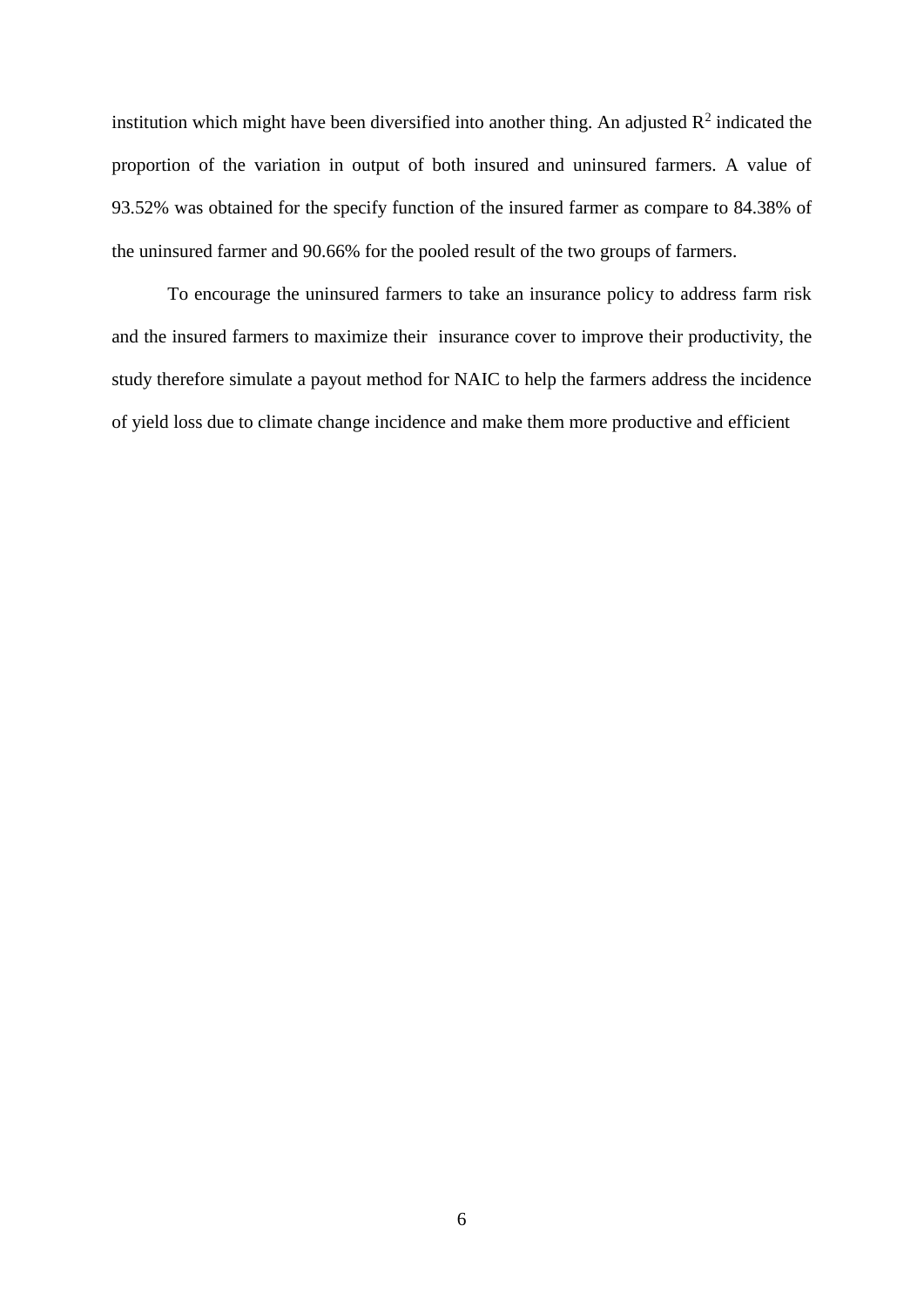institution which might have been diversified into another thing. An adjusted $R^2$ indicated the proportion of the variation in output of both insured and uninsured farmers. A value of 93.52% was obtained for the specify function of the insured farmer as compare to 84.38% of the uninsured farmer and 90.66% for the pooled result of the two groups of farmers.

To encourage the uninsured farmers to take an insurance policy to address farm risk and the insured farmers to maximize their insurance cover to improve their productivity, the study therefore simulate a payout method for NAIC to help the farmers address the incidence of yield loss due to climate change incidence and make them more productive and efficient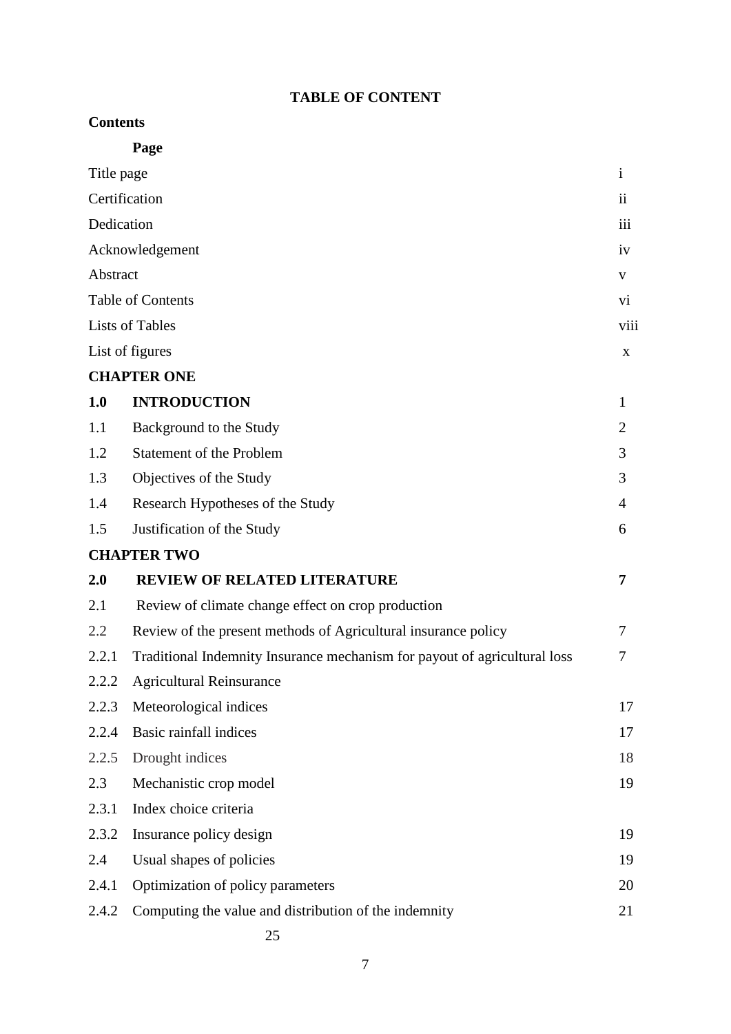**TABLE OF CONTENT**

**Contents**

**Page**

| | | |
|---|---|---|
| Title page | | i |
| Certification | | ii |
| Dedication | | iii |
| Acknowledgement | | iv |
| Abstract | | v |
| Table of Contents | | vi |
| Lists of Tables | | viii |
| List of figures | | x |
| **CHAPTER ONE** | | |
| **1.0** | **INTRODUCTION** | 1 |
| 1.1 | Background to the Study | 2 |
| 1.2 | Statement of the Problem | 3 |
| 1.3 | Objectives of the Study | 3 |
| 1.4 | Research Hypotheses of the Study | 4 |
| 1.5 | Justification of the Study | 6 |
| **CHAPTER TWO** | | |
| **2.0** | **REVIEW OF RELATED LITERATURE** | **7** |
| 2.1 | Review of climate change effect on crop production | |
| 2.2 | Review of the present methods of Agricultural insurance policy | 7 |
| 2.2.1 | Traditional Indemnity Insurance mechanism for payout of agricultural loss | 7 |
| 2.2.2 | Agricultural Reinsurance | |
| 2.2.3 | Meteorological indices | 17 |
| 2.2.4 | Basic rainfall indices | 17 |
| 2.2.5 | Drought indices | 18 |
| 2.3 | Mechanistic crop model | 19 |
| 2.3.1 | Index choice criteria | |
| 2.3.2 | Insurance policy design | 19 |
| 2.4 | Usual shapes of policies | 19 |
| 2.4.1 | Optimization of policy parameters | 20 |
| 2.4.2 | Computing the value and distribution of the indemnity | 21 |

25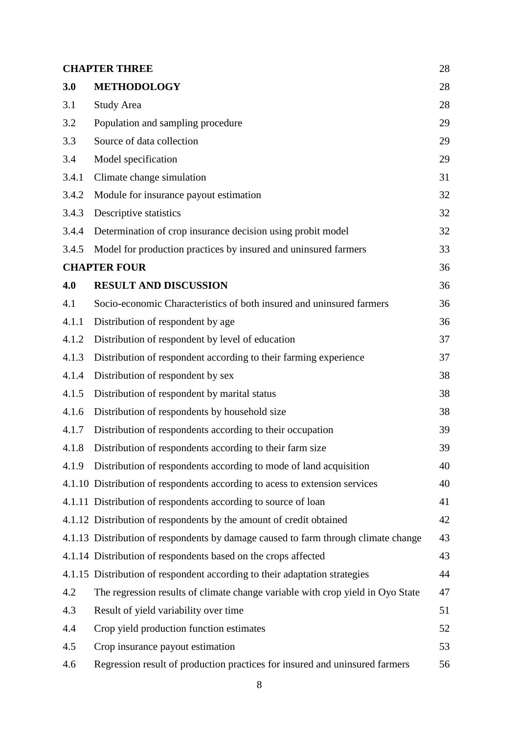| | | |
|---|---|---|
| **CHAPTER THREE** | | 28 |
| **3.0** | **METHODOLOGY** | 28 |
| 3.1 | Study Area | 28 |
| 3.2 | Population and sampling procedure | 29 |
| 3.3 | Source of data collection | 29 |
| 3.4 | Model specification | 29 |
| 3.4.1 | Climate change simulation | 31 |
| 3.4.2 | Module for insurance payout estimation | 32 |
| 3.4.3 | Descriptive statistics | 32 |
| 3.4.4 | Determination of crop insurance decision using probit model | 32 |
| 3.4.5 | Model for production practices by insured and uninsured farmers | 33 |
| **CHAPTER FOUR** | | 36 |
| **4.0** | **RESULT AND DISCUSSION** | 36 |
| 4.1 | Socio-economic Characteristics of both insured and uninsured farmers | 36 |
| 4.1.1 | Distribution of respondent by age | 36 |
| 4.1.2 | Distribution of respondent by level of education | 37 |
| 4.1.3 | Distribution of respondent according to their farming experience | 37 |
| 4.1.4 | Distribution of respondent by sex | 38 |
| 4.1.5 | Distribution of respondent by marital status | 38 |
| 4.1.6 | Distribution of respondents by household size | 38 |
| 4.1.7 | Distribution of respondents according to their occupation | 39 |
| 4.1.8 | Distribution of respondents according to their farm size | 39 |
| 4.1.9 | Distribution of respondents according to mode of land acquisition | 40 |
| 4.1.10 | Distribution of respondents according to acess to extension services | 40 |
| 4.1.11 | Distribution of respondents according to source of loan | 41 |
| 4.1.12 | Distribution of respondents by the amount of credit obtained | 42 |
| 4.1.13 | Distribution of respondents by damage caused to farm through climate change | 43 |
| 4.1.14 | Distribution of respondents based on the crops affected | 43 |
| 4.1.15 | Distribution of respondent according to their adaptation strategies | 44 |
| 4.2 | The regression results of climate change variable with crop yield in Oyo State | 47 |
| 4.3 | Result of yield variability over time | 51 |
| 4.4 | Crop yield production function estimates | 52 |
| 4.5 | Crop insurance payout estimation | 53 |
| 4.6 | Regression result of production practices for insured and uninsured farmers | 56 |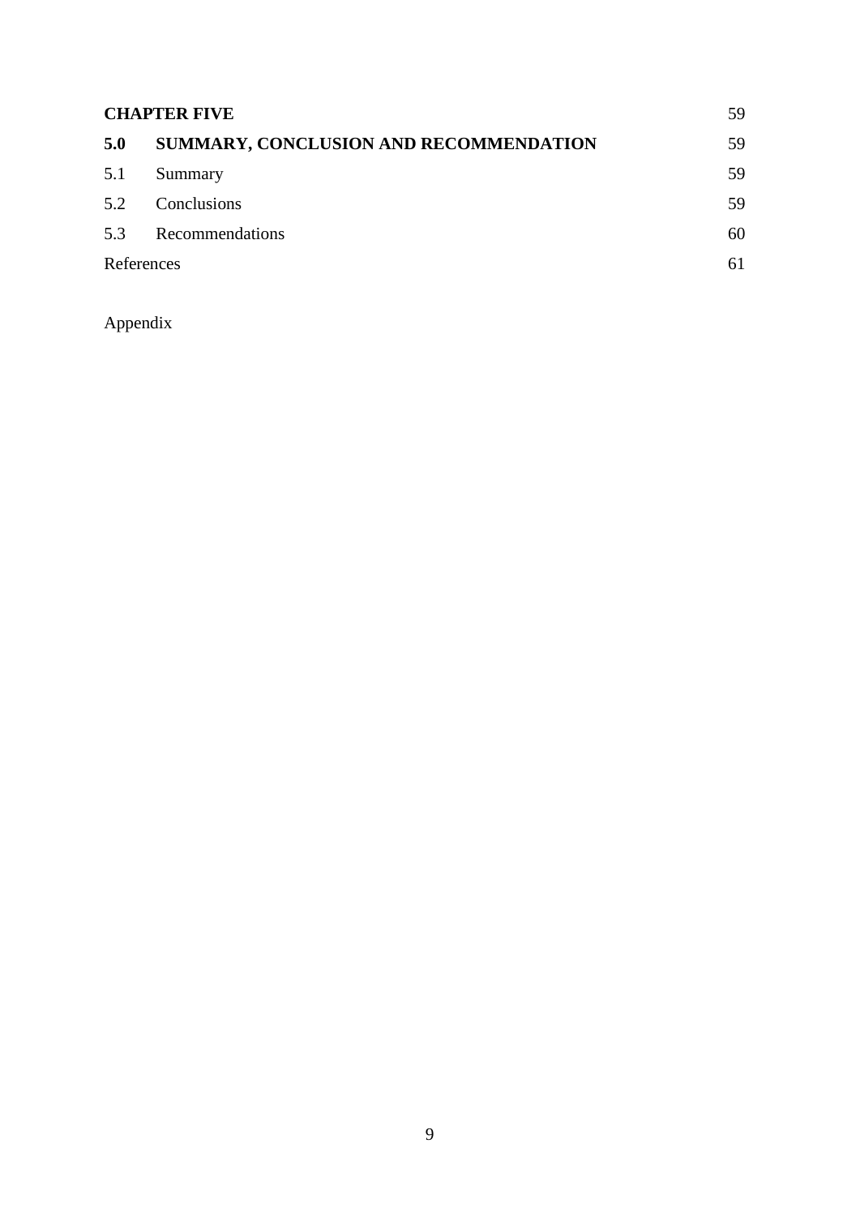| | | |
|---|---|---|
| **CHAPTER FIVE** | | 59 |
| **5.0** | **SUMMARY, CONCLUSION AND RECOMMENDATION** | 59 |
| 5.1 | Summary | 59 |
| 5.2 | Conclusions | 59 |
| 5.3 | Recommendations | 60 |
| References | | 61 |

Appendix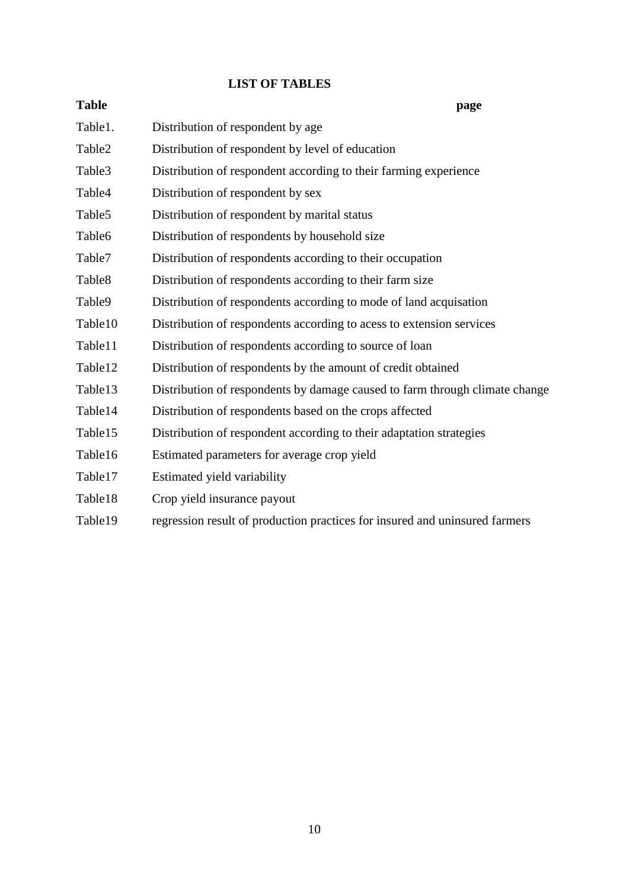## LIST OF TABLES

| Table | | page |
|---|---|---|
| Table1. | Distribution of respondent by age | |
| Table2 | Distribution of respondent by level of education | |
| Table3 | Distribution of respondent according to their farming experience | |
| Table4 | Distribution of respondent by sex | |
| Table5 | Distribution of respondent by marital status | |
| Table6 | Distribution of respondents by household size | |
| Table7 | Distribution of respondents according to their occupation | |
| Table8 | Distribution of respondents according to their farm size | |
| Table9 | Distribution of respondents according to mode of land acquisation | |
| Table10 | Distribution of respondents according to acess to extension services | |
| Table11 | Distribution of respondents according to source of loan | |
| Table12 | Distribution of respondents by the amount of credit obtained | |
| Table13 | Distribution of respondents by damage caused to farm through climate change | |
| Table14 | Distribution of respondents based on the crops affected | |
| Table15 | Distribution of respondent according to their adaptation strategies | |
| Table16 | Estimated parameters for average crop yield | |
| Table17 | Estimated yield variability | |
| Table18 | Crop yield insurance payout | |
| Table19 | regression result of production practices for insured and uninsured farmers | |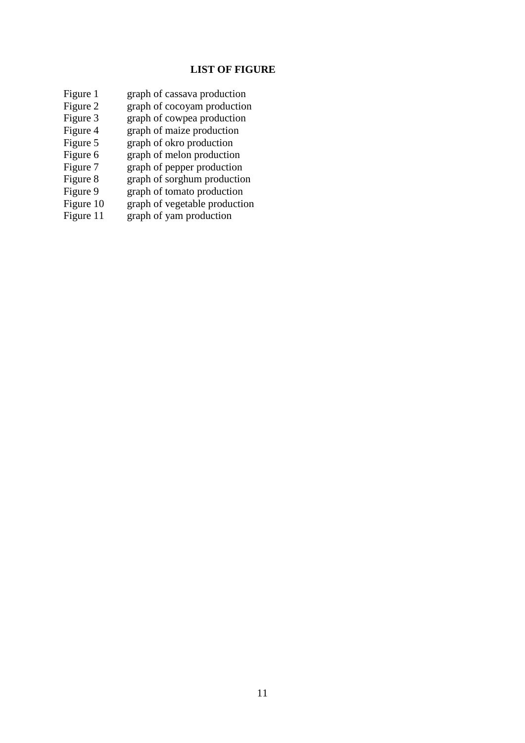# LIST OF FIGURE

| | |
|---|---|
| Figure 1 | graph of cassava production |
| Figure 2 | graph of cocoyam production |
| Figure 3 | graph of cowpea production |
| Figure 4 | graph of maize production |
| Figure 5 | graph of okro production |
| Figure 6 | graph of melon production |
| Figure 7 | graph of pepper production |
| Figure 8 | graph of sorghum production |
| Figure 9 | graph of tomato production |
| Figure 10 | graph of vegetable production |
| Figure 11 | graph of yam production |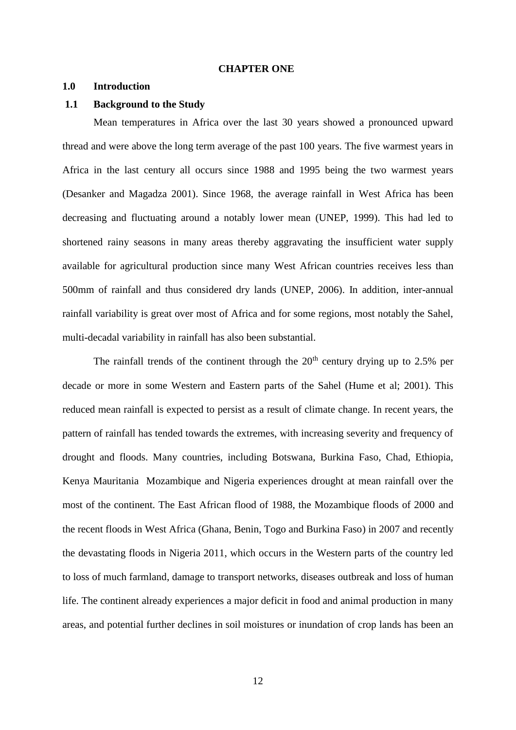# CHAPTER ONE

## 1.0 Introduction

### 1.1 Background to the Study

Mean temperatures in Africa over the last 30 years showed a pronounced upward thread and were above the long term average of the past 100 years. The five warmest years in Africa in the last century all occurs since 1988 and 1995 being the two warmest years (Desanker and Magadza 2001). Since 1968, the average rainfall in West Africa has been decreasing and fluctuating around a notably lower mean (UNEP, 1999). This had led to shortened rainy seasons in many areas thereby aggravating the insufficient water supply available for agricultural production since many West African countries receives less than 500mm of rainfall and thus considered dry lands (UNEP, 2006). In addition, inter-annual rainfall variability is great over most of Africa and for some regions, most notably the Sahel, multi-decadal variability in rainfall has also been substantial.

The rainfall trends of the continent through the 20$^{th}$ century drying up to 2.5% per decade or more in some Western and Eastern parts of the Sahel (Hume et al; 2001). This reduced mean rainfall is expected to persist as a result of climate change. In recent years, the pattern of rainfall has tended towards the extremes, with increasing severity and frequency of drought and floods. Many countries, including Botswana, Burkina Faso, Chad, Ethiopia, Kenya Mauritania Mozambique and Nigeria experiences drought at mean rainfall over the most of the continent. The East African flood of 1988, the Mozambique floods of 2000 and the recent floods in West Africa (Ghana, Benin, Togo and Burkina Faso) in 2007 and recently the devastating floods in Nigeria 2011, which occurs in the Western parts of the country led to loss of much farmland, damage to transport networks, diseases outbreak and loss of human life. The continent already experiences a major deficit in food and animal production in many areas, and potential further declines in soil moistures or inundation of crop lands has been an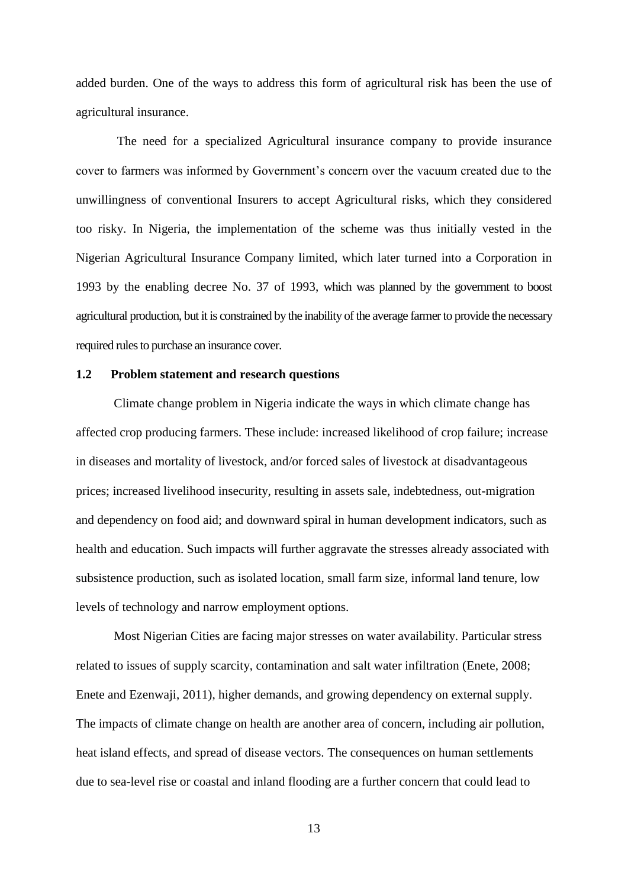added burden. One of the ways to address this form of agricultural risk has been the use of agricultural insurance.

The need for a specialized Agricultural insurance company to provide insurance cover to farmers was informed by Government's concern over the vacuum created due to the unwillingness of conventional Insurers to accept Agricultural risks, which they considered too risky. In Nigeria, the implementation of the scheme was thus initially vested in the Nigerian Agricultural Insurance Company limited, which later turned into a Corporation in 1993 by the enabling decree No. 37 of 1993, which was planned by the government to boost agricultural production, but it is constrained by the inability of the average farmer to provide the necessary required rules to purchase an insurance cover.

## 1.2 Problem statement and research questions

Climate change problem in Nigeria indicate the ways in which climate change has affected crop producing farmers. These include: increased likelihood of crop failure; increase in diseases and mortality of livestock, and/or forced sales of livestock at disadvantageous prices; increased livelihood insecurity, resulting in assets sale, indebtedness, out-migration and dependency on food aid; and downward spiral in human development indicators, such as health and education. Such impacts will further aggravate the stresses already associated with subsistence production, such as isolated location, small farm size, informal land tenure, low levels of technology and narrow employment options.

Most Nigerian Cities are facing major stresses on water availability. Particular stress related to issues of supply scarcity, contamination and salt water infiltration (Enete, 2008; Enete and Ezenwaji, 2011), higher demands, and growing dependency on external supply. The impacts of climate change on health are another area of concern, including air pollution, heat island effects, and spread of disease vectors. The consequences on human settlements due to sea-level rise or coastal and inland flooding are a further concern that could lead to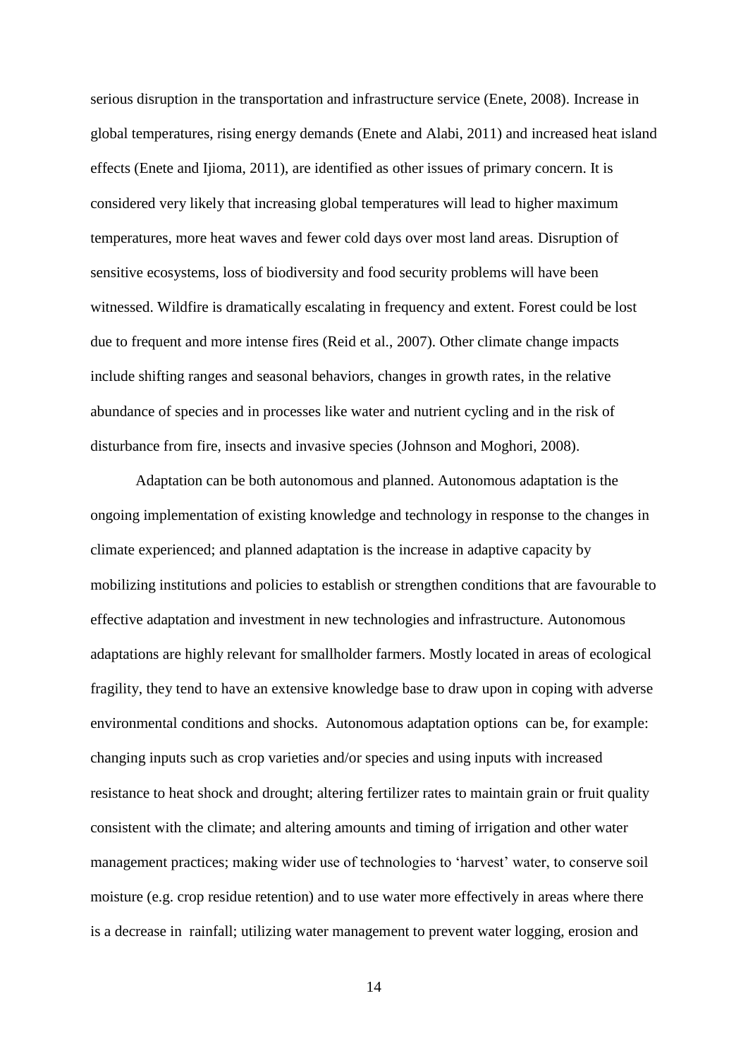serious disruption in the transportation and infrastructure service (Enete, 2008). Increase in global temperatures, rising energy demands (Enete and Alabi, 2011) and increased heat island effects (Enete and Ijioma, 2011), are identified as other issues of primary concern. It is considered very likely that increasing global temperatures will lead to higher maximum temperatures, more heat waves and fewer cold days over most land areas. Disruption of sensitive ecosystems, loss of biodiversity and food security problems will have been witnessed. Wildfire is dramatically escalating in frequency and extent. Forest could be lost due to frequent and more intense fires (Reid et al., 2007). Other climate change impacts include shifting ranges and seasonal behaviors, changes in growth rates, in the relative abundance of species and in processes like water and nutrient cycling and in the risk of disturbance from fire, insects and invasive species (Johnson and Moghori, 2008).

Adaptation can be both autonomous and planned. Autonomous adaptation is the ongoing implementation of existing knowledge and technology in response to the changes in climate experienced; and planned adaptation is the increase in adaptive capacity by mobilizing institutions and policies to establish or strengthen conditions that are favourable to effective adaptation and investment in new technologies and infrastructure. Autonomous adaptations are highly relevant for smallholder farmers. Mostly located in areas of ecological fragility, they tend to have an extensive knowledge base to draw upon in coping with adverse environmental conditions and shocks. Autonomous adaptation options can be, for example: changing inputs such as crop varieties and/or species and using inputs with increased resistance to heat shock and drought; altering fertilizer rates to maintain grain or fruit quality consistent with the climate; and altering amounts and timing of irrigation and other water management practices; making wider use of technologies to 'harvest' water, to conserve soil moisture (e.g. crop residue retention) and to use water more effectively in areas where there is a decrease in rainfall; utilizing water management to prevent water logging, erosion and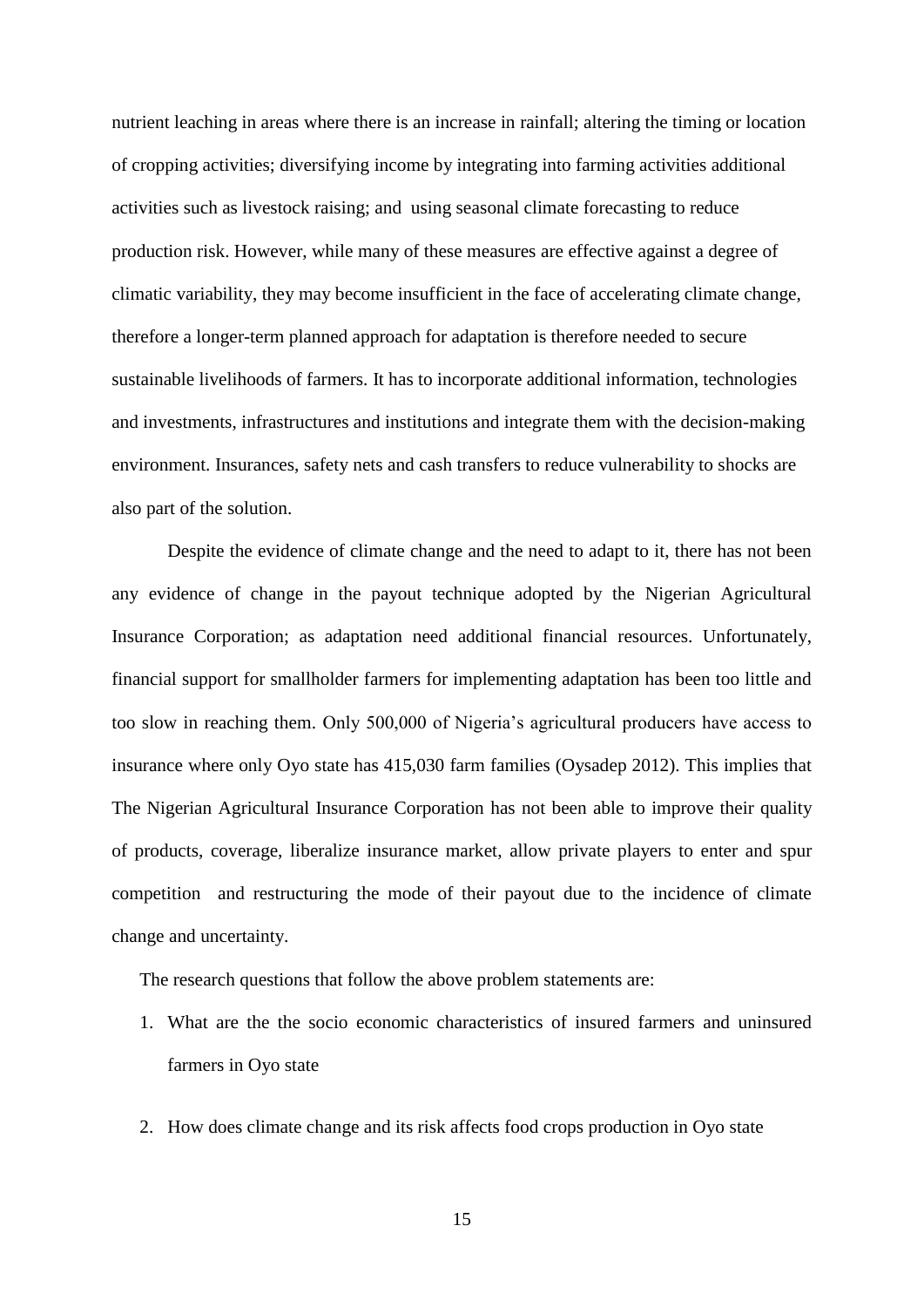nutrient leaching in areas where there is an increase in rainfall; altering the timing or location of cropping activities; diversifying income by integrating into farming activities additional activities such as livestock raising; and using seasonal climate forecasting to reduce production risk. However, while many of these measures are effective against a degree of climatic variability, they may become insufficient in the face of accelerating climate change, therefore a longer-term planned approach for adaptation is therefore needed to secure sustainable livelihoods of farmers. It has to incorporate additional information, technologies and investments, infrastructures and institutions and integrate them with the decision-making environment. Insurances, safety nets and cash transfers to reduce vulnerability to shocks are also part of the solution.

Despite the evidence of climate change and the need to adapt to it, there has not been any evidence of change in the payout technique adopted by the Nigerian Agricultural Insurance Corporation; as adaptation need additional financial resources. Unfortunately, financial support for smallholder farmers for implementing adaptation has been too little and too slow in reaching them. Only 500,000 of Nigeria's agricultural producers have access to insurance where only Oyo state has 415,030 farm families (Oysadep 2012). This implies that The Nigerian Agricultural Insurance Corporation has not been able to improve their quality of products, coverage, liberalize insurance market, allow private players to enter and spur competition and restructuring the mode of their payout due to the incidence of climate change and uncertainty.

The research questions that follow the above problem statements are:

1. What are the the socio economic characteristics of insured farmers and uninsured farmers in Oyo state
2. How does climate change and its risk affects food crops production in Oyo state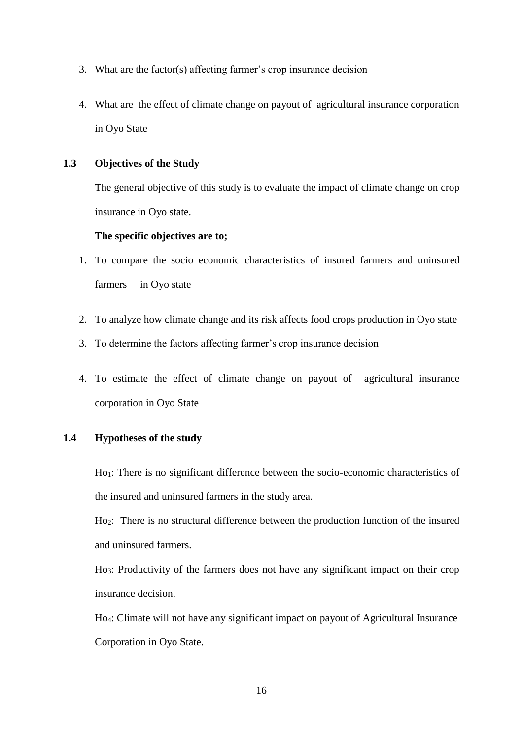3. What are the factor(s) affecting farmer's crop insurance decision

4. What are the effect of climate change on payout of agricultural insurance corporation in Oyo State

## 1.3 Objectives of the Study

The general objective of this study is to evaluate the impact of climate change on crop insurance in Oyo state.

**The specific objectives are to;**

1. To compare the socio economic characteristics of insured farmers and uninsured farmers in Oyo state

2. To analyze how climate change and its risk affects food crops production in Oyo state

3. To determine the factors affecting farmer's crop insurance decision

4. To estimate the effect of climate change on payout of agricultural insurance corporation in Oyo State

## 1.4 Hypotheses of the study

$Ho_1$: There is no significant difference between the socio-economic characteristics of the insured and uninsured farmers in the study area.

$Ho_2$: There is no structural difference between the production function of the insured and uninsured farmers.

$Ho_3$: Productivity of the farmers does not have any significant impact on their crop insurance decision.

$Ho_4$: Climate will not have any significant impact on payout of Agricultural Insurance Corporation in Oyo State.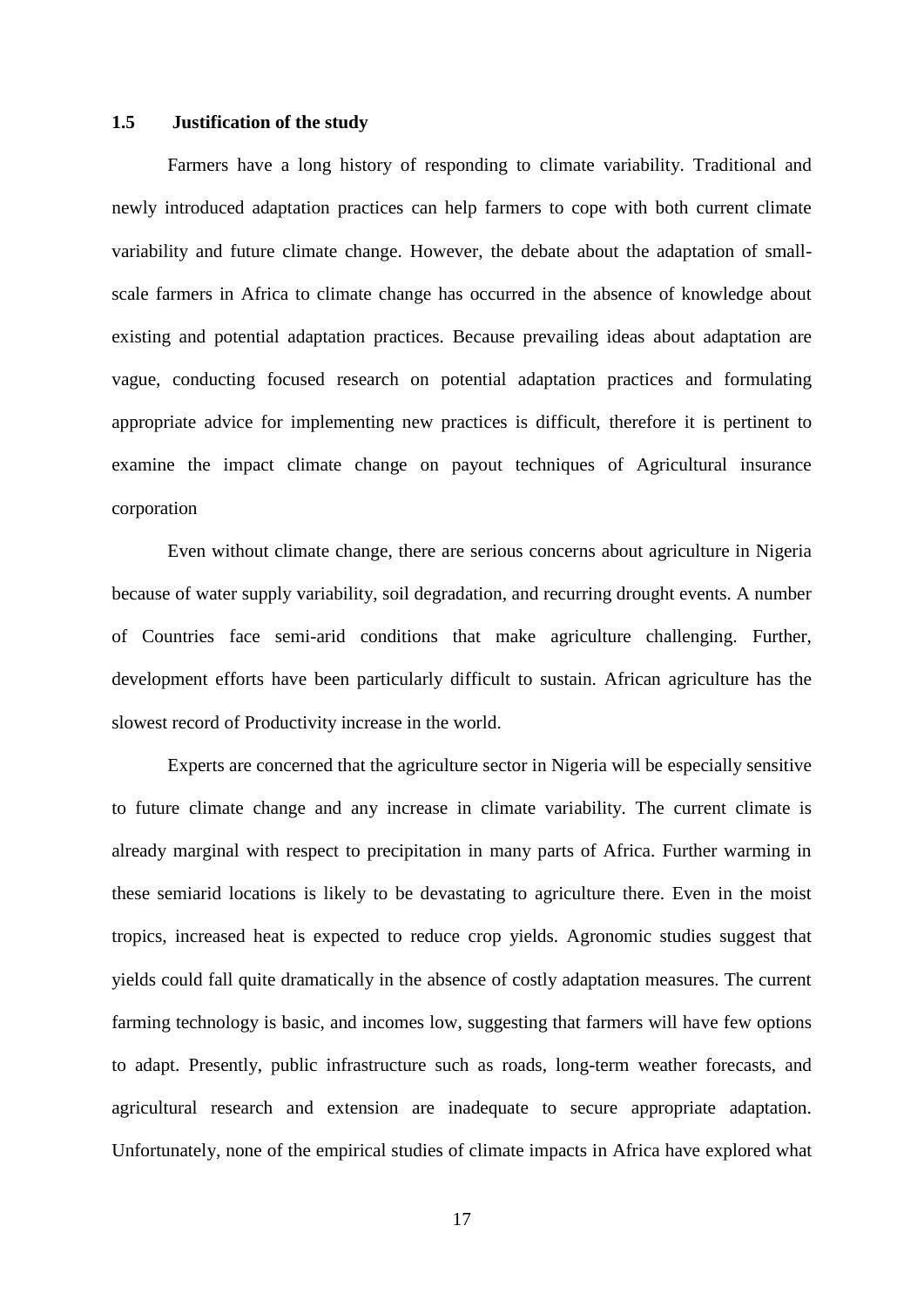### 1.5 Justification of the study

Farmers have a long history of responding to climate variability. Traditional and newly introduced adaptation practices can help farmers to cope with both current climate variability and future climate change. However, the debate about the adaptation of small-scale farmers in Africa to climate change has occurred in the absence of knowledge about existing and potential adaptation practices. Because prevailing ideas about adaptation are vague, conducting focused research on potential adaptation practices and formulating appropriate advice for implementing new practices is difficult, therefore it is pertinent to examine the impact climate change on payout techniques of Agricultural insurance corporation

Even without climate change, there are serious concerns about agriculture in Nigeria because of water supply variability, soil degradation, and recurring drought events. A number of Countries face semi-arid conditions that make agriculture challenging. Further, development efforts have been particularly difficult to sustain. African agriculture has the slowest record of Productivity increase in the world.

Experts are concerned that the agriculture sector in Nigeria will be especially sensitive to future climate change and any increase in climate variability. The current climate is already marginal with respect to precipitation in many parts of Africa. Further warming in these semiarid locations is likely to be devastating to agriculture there. Even in the moist tropics, increased heat is expected to reduce crop yields. Agronomic studies suggest that yields could fall quite dramatically in the absence of costly adaptation measures. The current farming technology is basic, and incomes low, suggesting that farmers will have few options to adapt. Presently, public infrastructure such as roads, long-term weather forecasts, and agricultural research and extension are inadequate to secure appropriate adaptation. Unfortunately, none of the empirical studies of climate impacts in Africa have explored what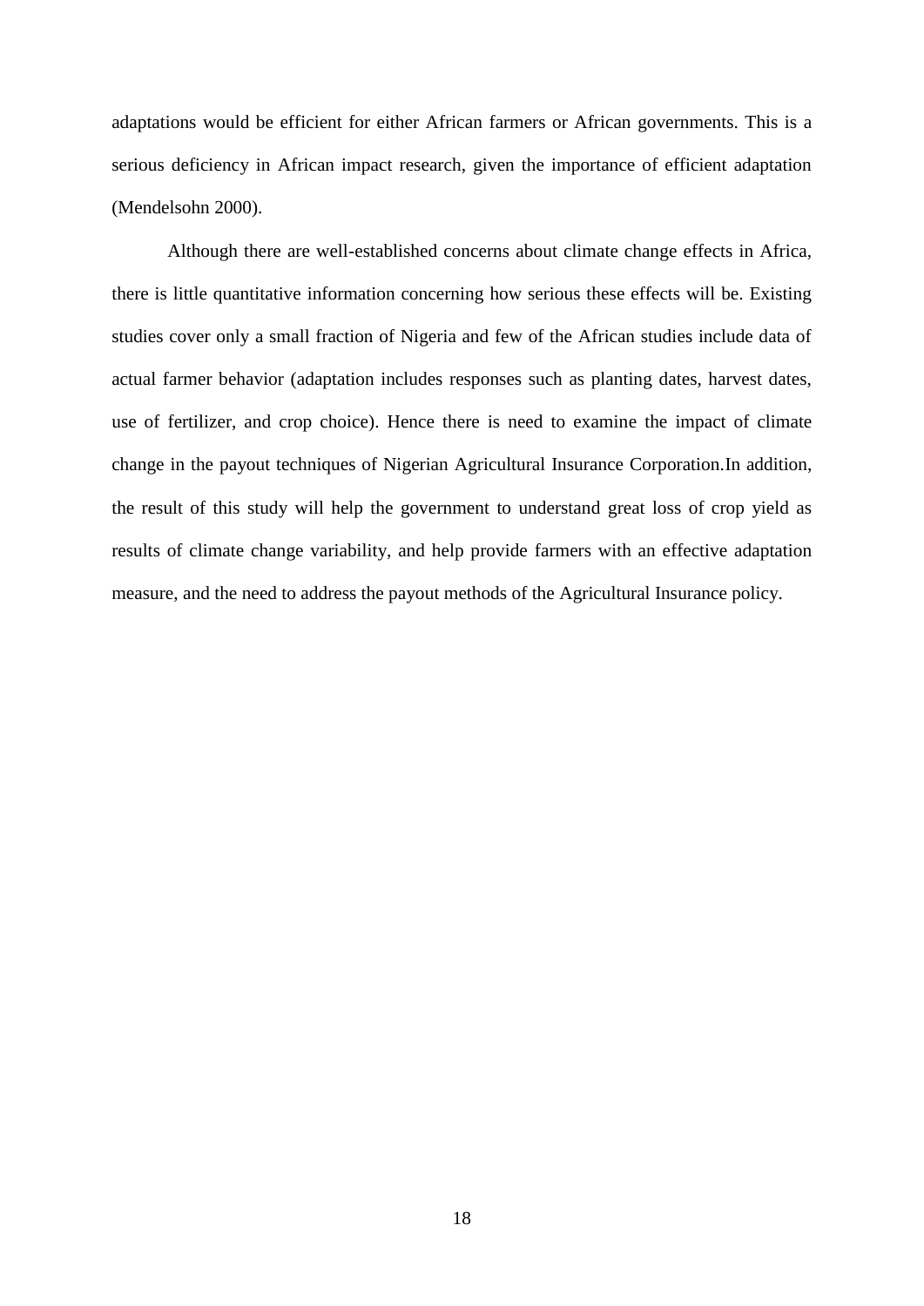adaptations would be efficient for either African farmers or African governments. This is a serious deficiency in African impact research, given the importance of efficient adaptation (Mendelsohn 2000).

Although there are well-established concerns about climate change effects in Africa, there is little quantitative information concerning how serious these effects will be. Existing studies cover only a small fraction of Nigeria and few of the African studies include data of actual farmer behavior (adaptation includes responses such as planting dates, harvest dates, use of fertilizer, and crop choice). Hence there is need to examine the impact of climate change in the payout techniques of Nigerian Agricultural Insurance Corporation.In addition, the result of this study will help the government to understand great loss of crop yield as results of climate change variability, and help provide farmers with an effective adaptation measure, and the need to address the payout methods of the Agricultural Insurance policy.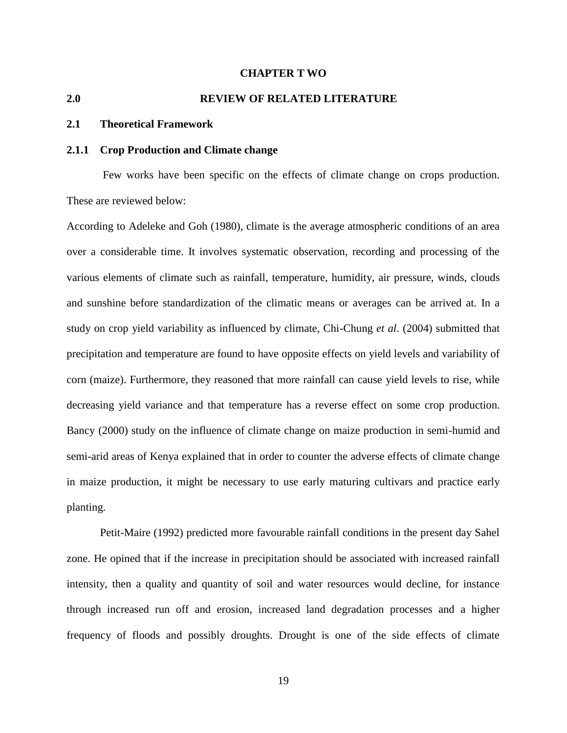# CHAPTER T WO

## 2.0 REVIEW OF RELATED LITERATURE

### 2.1 Theoretical Framework

#### 2.1.1 Crop Production and Climate change

Few works have been specific on the effects of climate change on crops production. These are reviewed below:

According to Adeleke and Goh (1980), climate is the average atmospheric conditions of an area over a considerable time. It involves systematic observation, recording and processing of the various elements of climate such as rainfall, temperature, humidity, air pressure, winds, clouds and sunshine before standardization of the climatic means or averages can be arrived at. In a study on crop yield variability as influenced by climate, Chi-Chung *et al*. (2004) submitted that precipitation and temperature are found to have opposite effects on yield levels and variability of corn (maize). Furthermore, they reasoned that more rainfall can cause yield levels to rise, while decreasing yield variance and that temperature has a reverse effect on some crop production. Bancy (2000) study on the influence of climate change on maize production in semi-humid and semi-arid areas of Kenya explained that in order to counter the adverse effects of climate change in maize production, it might be necessary to use early maturing cultivars and practice early planting.

Petit-Maire (1992) predicted more favourable rainfall conditions in the present day Sahel zone. He opined that if the increase in precipitation should be associated with increased rainfall intensity, then a quality and quantity of soil and water resources would decline, for instance through increased run off and erosion, increased land degradation processes and a higher frequency of floods and possibly droughts. Drought is one of the side effects of climate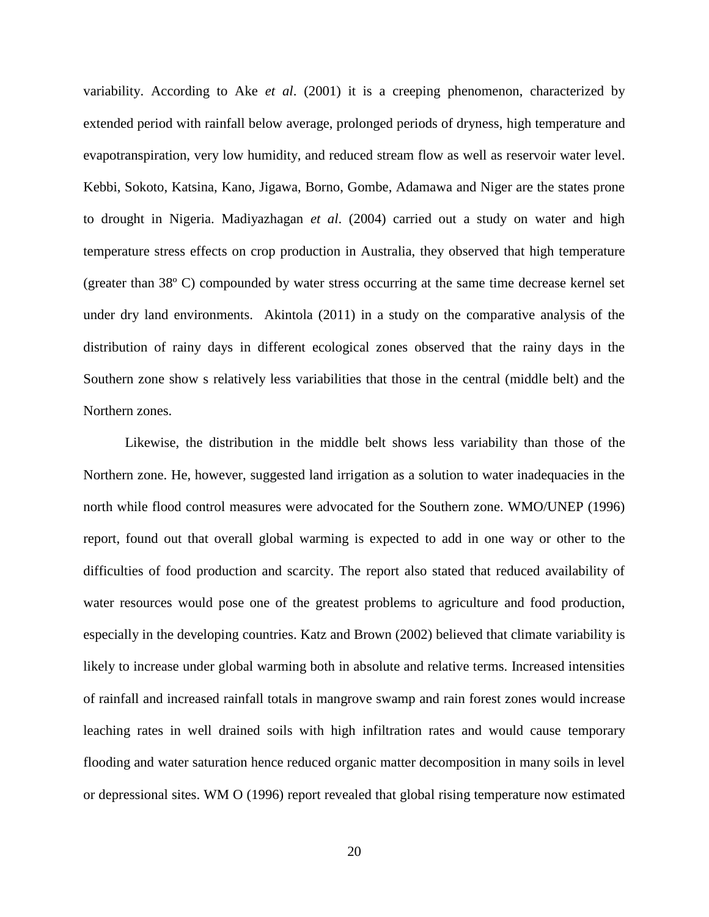variability. According to Ake *et al*. (2001) it is a creeping phenomenon, characterized by extended period with rainfall below average, prolonged periods of dryness, high temperature and evapotranspiration, very low humidity, and reduced stream flow as well as reservoir water level. Kebbi, Sokoto, Katsina, Kano, Jigawa, Borno, Gombe, Adamawa and Niger are the states prone to drought in Nigeria. Madiyazhagan *et al*. (2004) carried out a study on water and high temperature stress effects on crop production in Australia, they observed that high temperature (greater than 38º C) compounded by water stress occurring at the same time decrease kernel set under dry land environments. Akintola (2011) in a study on the comparative analysis of the distribution of rainy days in different ecological zones observed that the rainy days in the Southern zone show s relatively less variabilities that those in the central (middle belt) and the Northern zones.

Likewise, the distribution in the middle belt shows less variability than those of the Northern zone. He, however, suggested land irrigation as a solution to water inadequacies in the north while flood control measures were advocated for the Southern zone. WMO/UNEP (1996) report, found out that overall global warming is expected to add in one way or other to the difficulties of food production and scarcity. The report also stated that reduced availability of water resources would pose one of the greatest problems to agriculture and food production, especially in the developing countries. Katz and Brown (2002) believed that climate variability is likely to increase under global warming both in absolute and relative terms. Increased intensities of rainfall and increased rainfall totals in mangrove swamp and rain forest zones would increase leaching rates in well drained soils with high infiltration rates and would cause temporary flooding and water saturation hence reduced organic matter decomposition in many soils in level or depressional sites. WM O (1996) report revealed that global rising temperature now estimated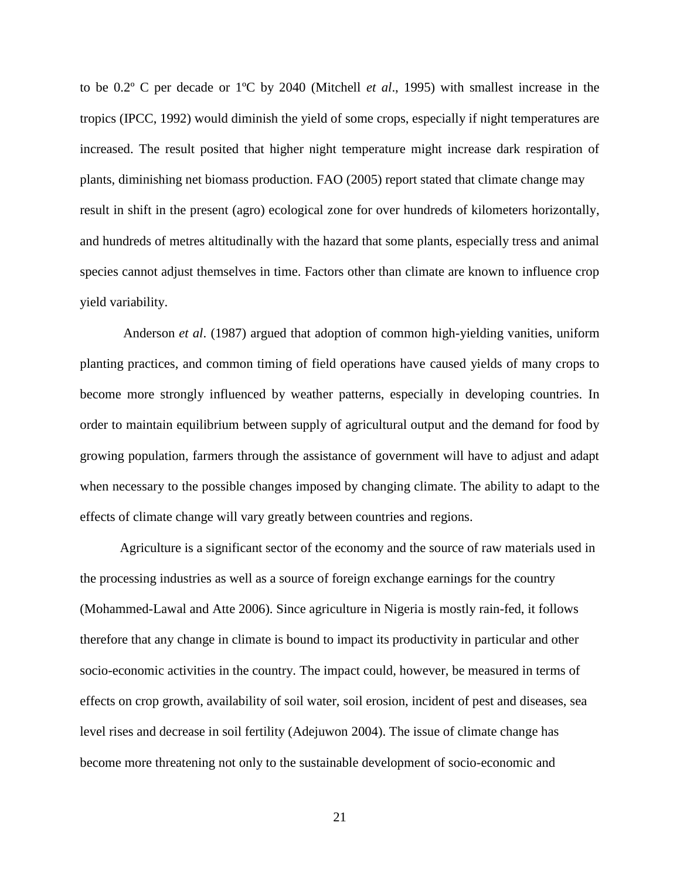to be 0.2º C per decade or 1ºC by 2040 (Mitchell *et al*., 1995) with smallest increase in the tropics (IPCC, 1992) would diminish the yield of some crops, especially if night temperatures are increased. The result posited that higher night temperature might increase dark respiration of plants, diminishing net biomass production. FAO (2005) report stated that climate change may result in shift in the present (agro) ecological zone for over hundreds of kilometers horizontally, and hundreds of metres altitudinally with the hazard that some plants, especially tress and animal species cannot adjust themselves in time. Factors other than climate are known to influence crop yield variability.

Anderson *et al*. (1987) argued that adoption of common high-yielding vanities, uniform planting practices, and common timing of field operations have caused yields of many crops to become more strongly influenced by weather patterns, especially in developing countries. In order to maintain equilibrium between supply of agricultural output and the demand for food by growing population, farmers through the assistance of government will have to adjust and adapt when necessary to the possible changes imposed by changing climate. The ability to adapt to the effects of climate change will vary greatly between countries and regions.

Agriculture is a significant sector of the economy and the source of raw materials used in the processing industries as well as a source of foreign exchange earnings for the country (Mohammed-Lawal and Atte 2006). Since agriculture in Nigeria is mostly rain-fed, it follows therefore that any change in climate is bound to impact its productivity in particular and other socio-economic activities in the country. The impact could, however, be measured in terms of effects on crop growth, availability of soil water, soil erosion, incident of pest and diseases, sea level rises and decrease in soil fertility (Adejuwon 2004). The issue of climate change has become more threatening not only to the sustainable development of socio-economic and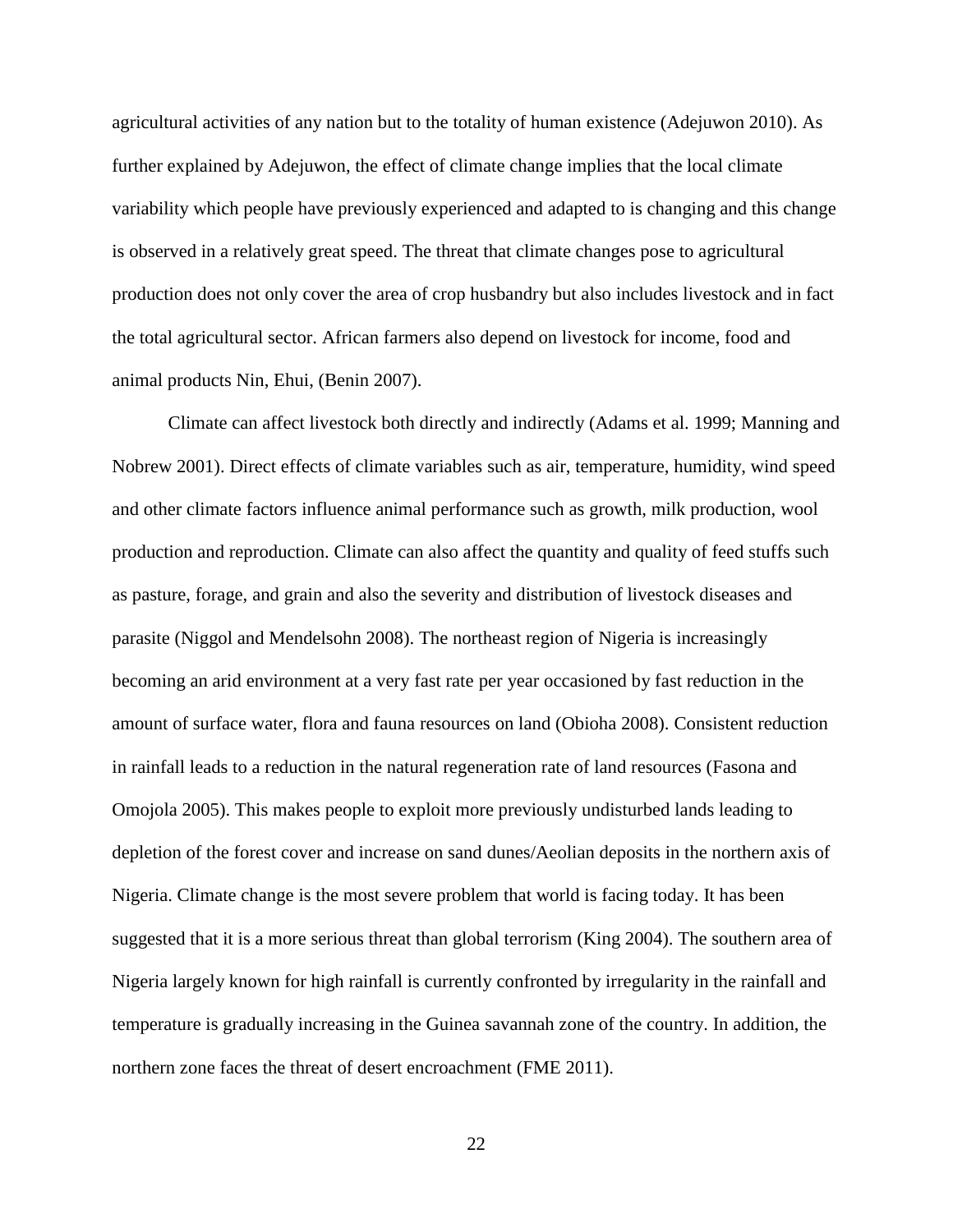agricultural activities of any nation but to the totality of human existence (Adejuwon 2010). As further explained by Adejuwon, the effect of climate change implies that the local climate variability which people have previously experienced and adapted to is changing and this change is observed in a relatively great speed. The threat that climate changes pose to agricultural production does not only cover the area of crop husbandry but also includes livestock and in fact the total agricultural sector. African farmers also depend on livestock for income, food and animal products Nin, Ehui, (Benin 2007).

Climate can affect livestock both directly and indirectly (Adams et al. 1999; Manning and Nobrew 2001). Direct effects of climate variables such as air, temperature, humidity, wind speed and other climate factors influence animal performance such as growth, milk production, wool production and reproduction. Climate can also affect the quantity and quality of feed stuffs such as pasture, forage, and grain and also the severity and distribution of livestock diseases and parasite (Niggol and Mendelsohn 2008). The northeast region of Nigeria is increasingly becoming an arid environment at a very fast rate per year occasioned by fast reduction in the amount of surface water, flora and fauna resources on land (Obioha 2008). Consistent reduction in rainfall leads to a reduction in the natural regeneration rate of land resources (Fasona and Omojola 2005). This makes people to exploit more previously undisturbed lands leading to depletion of the forest cover and increase on sand dunes/Aeolian deposits in the northern axis of Nigeria. Climate change is the most severe problem that world is facing today. It has been suggested that it is a more serious threat than global terrorism (King 2004). The southern area of Nigeria largely known for high rainfall is currently confronted by irregularity in the rainfall and temperature is gradually increasing in the Guinea savannah zone of the country. In addition, the northern zone faces the threat of desert encroachment (FME 2011).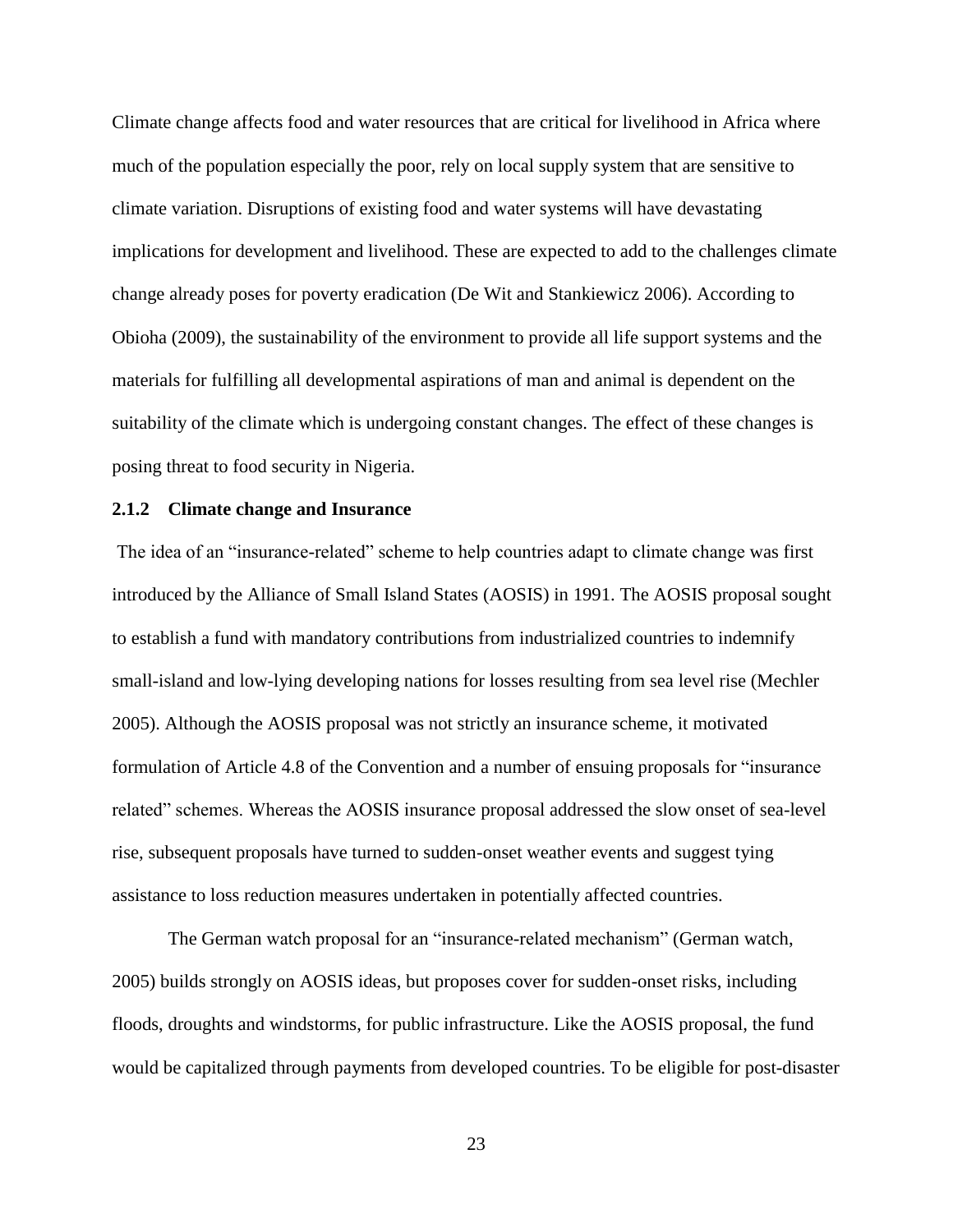Climate change affects food and water resources that are critical for livelihood in Africa where much of the population especially the poor, rely on local supply system that are sensitive to climate variation. Disruptions of existing food and water systems will have devastating implications for development and livelihood. These are expected to add to the challenges climate change already poses for poverty eradication (De Wit and Stankiewicz 2006). According to Obioha (2009), the sustainability of the environment to provide all life support systems and the materials for fulfilling all developmental aspirations of man and animal is dependent on the suitability of the climate which is undergoing constant changes. The effect of these changes is posing threat to food security in Nigeria.

### 2.1.2 Climate change and Insurance

The idea of an "insurance-related" scheme to help countries adapt to climate change was first introduced by the Alliance of Small Island States (AOSIS) in 1991. The AOSIS proposal sought to establish a fund with mandatory contributions from industrialized countries to indemnify small-island and low-lying developing nations for losses resulting from sea level rise (Mechler 2005). Although the AOSIS proposal was not strictly an insurance scheme, it motivated formulation of Article 4.8 of the Convention and a number of ensuing proposals for "insurance related" schemes. Whereas the AOSIS insurance proposal addressed the slow onset of sea-level rise, subsequent proposals have turned to sudden-onset weather events and suggest tying assistance to loss reduction measures undertaken in potentially affected countries.

The German watch proposal for an "insurance-related mechanism" (German watch, 2005) builds strongly on AOSIS ideas, but proposes cover for sudden-onset risks, including floods, droughts and windstorms, for public infrastructure. Like the AOSIS proposal, the fund would be capitalized through payments from developed countries. To be eligible for post-disaster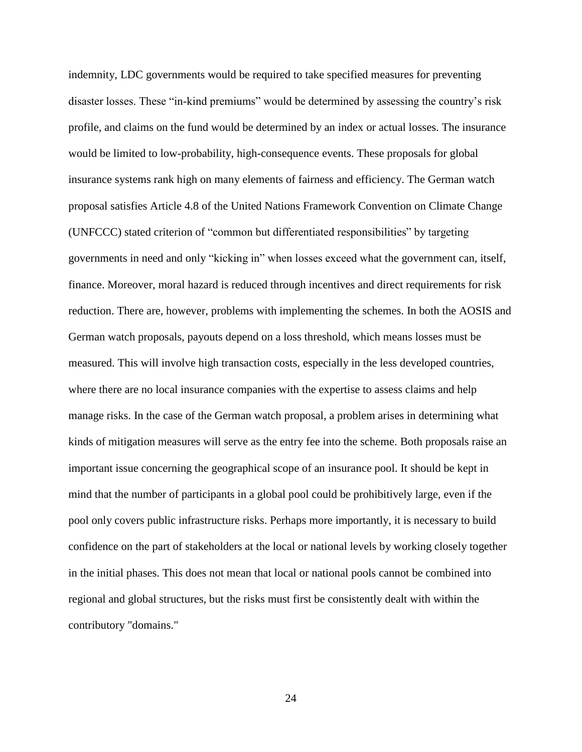indemnity, LDC governments would be required to take specified measures for preventing disaster losses. These "in-kind premiums" would be determined by assessing the country's risk profile, and claims on the fund would be determined by an index or actual losses. The insurance would be limited to low-probability, high-consequence events. These proposals for global insurance systems rank high on many elements of fairness and efficiency. The German watch proposal satisfies Article 4.8 of the United Nations Framework Convention on Climate Change (UNFCCC) stated criterion of "common but differentiated responsibilities" by targeting governments in need and only "kicking in" when losses exceed what the government can, itself, finance. Moreover, moral hazard is reduced through incentives and direct requirements for risk reduction. There are, however, problems with implementing the schemes. In both the AOSIS and German watch proposals, payouts depend on a loss threshold, which means losses must be measured. This will involve high transaction costs, especially in the less developed countries, where there are no local insurance companies with the expertise to assess claims and help manage risks. In the case of the German watch proposal, a problem arises in determining what kinds of mitigation measures will serve as the entry fee into the scheme. Both proposals raise an important issue concerning the geographical scope of an insurance pool. It should be kept in mind that the number of participants in a global pool could be prohibitively large, even if the pool only covers public infrastructure risks. Perhaps more importantly, it is necessary to build confidence on the part of stakeholders at the local or national levels by working closely together in the initial phases. This does not mean that local or national pools cannot be combined into regional and global structures, but the risks must first be consistently dealt with within the contributory "domains."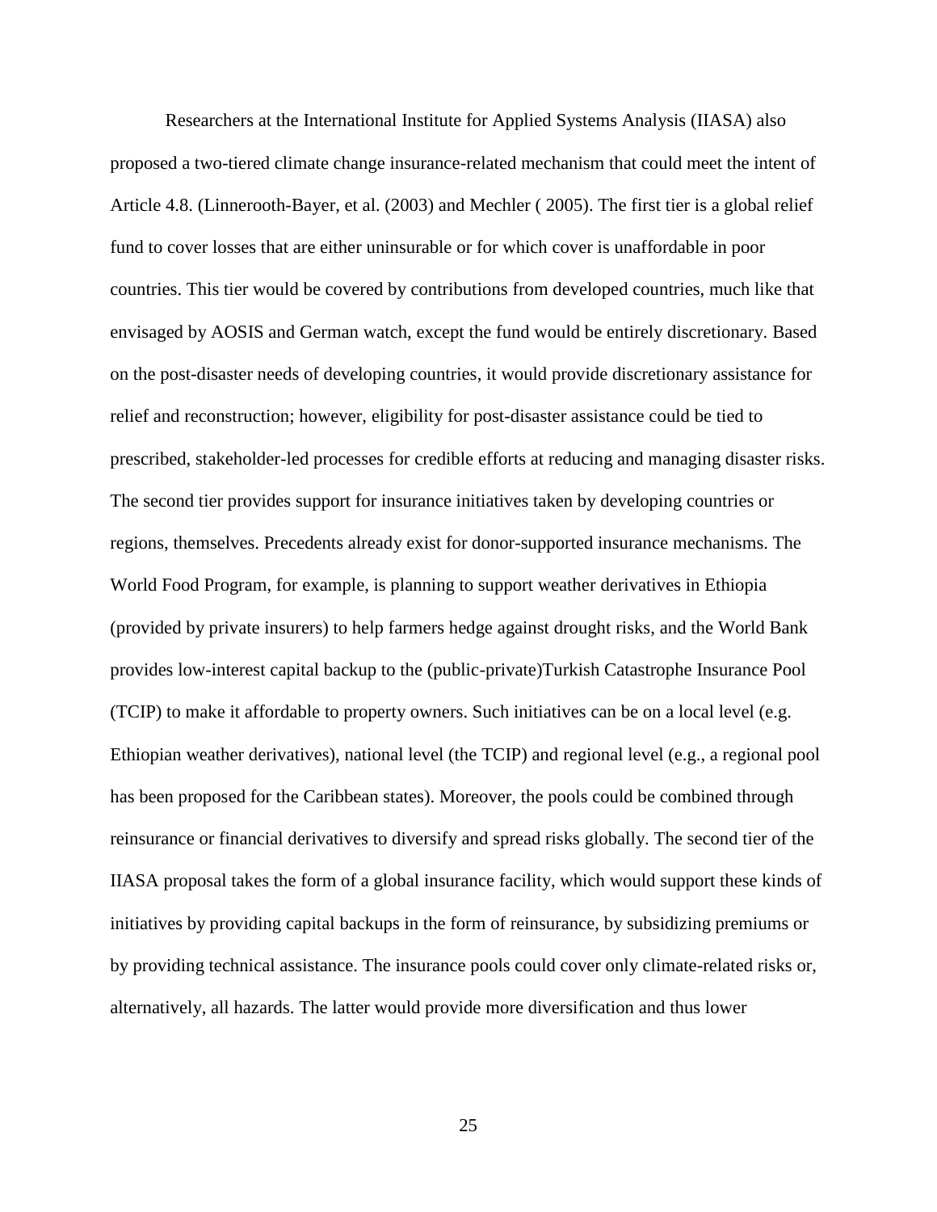Researchers at the International Institute for Applied Systems Analysis (IIASA) also proposed a two-tiered climate change insurance-related mechanism that could meet the intent of Article 4.8. (Linnerooth-Bayer, et al. (2003) and Mechler ( 2005). The first tier is a global relief fund to cover losses that are either uninsurable or for which cover is unaffordable in poor countries. This tier would be covered by contributions from developed countries, much like that envisaged by AOSIS and German watch, except the fund would be entirely discretionary. Based on the post-disaster needs of developing countries, it would provide discretionary assistance for relief and reconstruction; however, eligibility for post-disaster assistance could be tied to prescribed, stakeholder-led processes for credible efforts at reducing and managing disaster risks. The second tier provides support for insurance initiatives taken by developing countries or regions, themselves. Precedents already exist for donor-supported insurance mechanisms. The World Food Program, for example, is planning to support weather derivatives in Ethiopia (provided by private insurers) to help farmers hedge against drought risks, and the World Bank provides low-interest capital backup to the (public-private)Turkish Catastrophe Insurance Pool (TCIP) to make it affordable to property owners. Such initiatives can be on a local level (e.g. Ethiopian weather derivatives), national level (the TCIP) and regional level (e.g., a regional pool has been proposed for the Caribbean states). Moreover, the pools could be combined through reinsurance or financial derivatives to diversify and spread risks globally. The second tier of the IIASA proposal takes the form of a global insurance facility, which would support these kinds of initiatives by providing capital backups in the form of reinsurance, by subsidizing premiums or by providing technical assistance. The insurance pools could cover only climate-related risks or, alternatively, all hazards. The latter would provide more diversification and thus lower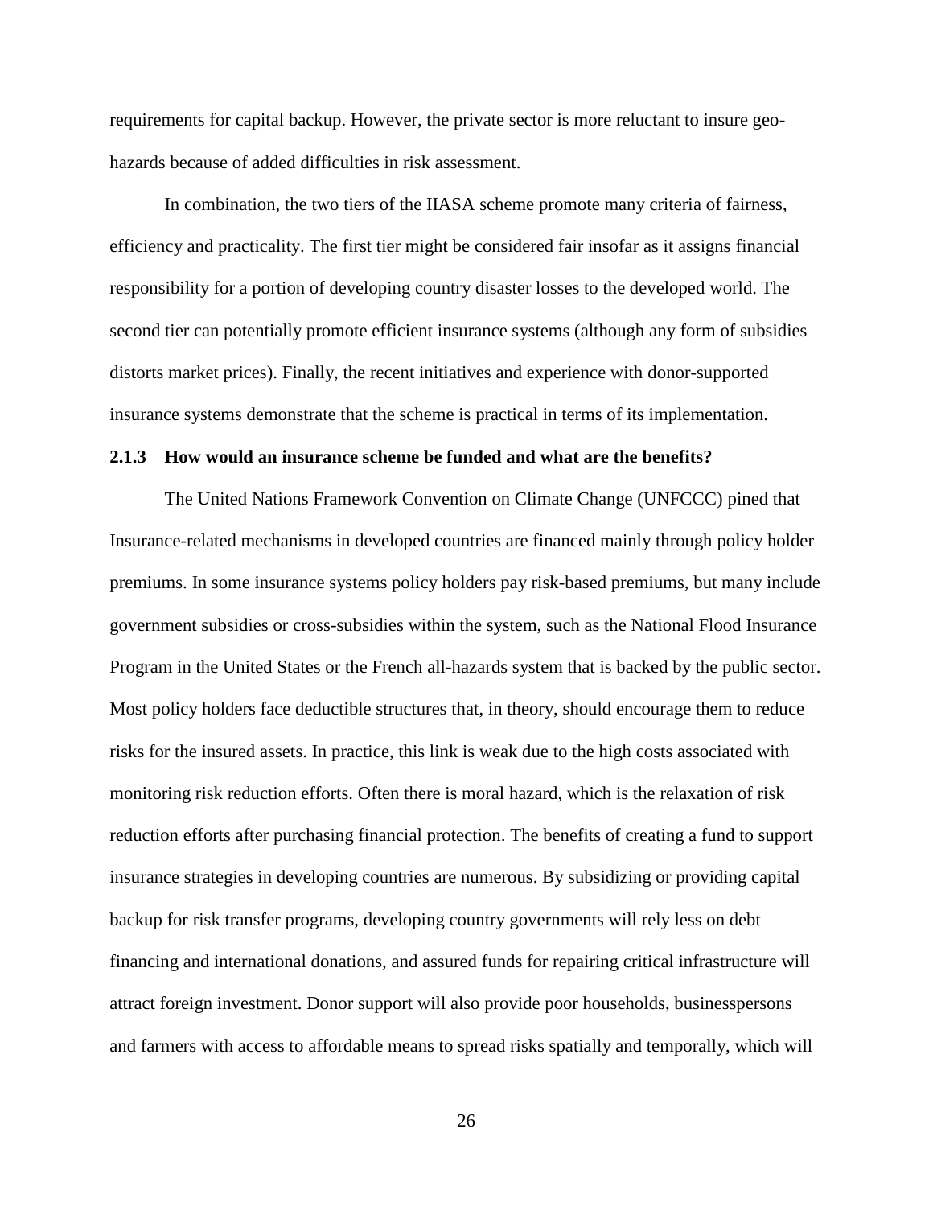requirements for capital backup. However, the private sector is more reluctant to insure geo-hazards because of added difficulties in risk assessment.

In combination, the two tiers of the IIASA scheme promote many criteria of fairness, efficiency and practicality. The first tier might be considered fair insofar as it assigns financial responsibility for a portion of developing country disaster losses to the developed world. The second tier can potentially promote efficient insurance systems (although any form of subsidies distorts market prices). Finally, the recent initiatives and experience with donor-supported insurance systems demonstrate that the scheme is practical in terms of its implementation.

### 2.1.3 How would an insurance scheme be funded and what are the benefits?

The United Nations Framework Convention on Climate Change (UNFCCC) pined that Insurance-related mechanisms in developed countries are financed mainly through policy holder premiums. In some insurance systems policy holders pay risk-based premiums, but many include government subsidies or cross-subsidies within the system, such as the National Flood Insurance Program in the United States or the French all-hazards system that is backed by the public sector. Most policy holders face deductible structures that, in theory, should encourage them to reduce risks for the insured assets. In practice, this link is weak due to the high costs associated with monitoring risk reduction efforts. Often there is moral hazard, which is the relaxation of risk reduction efforts after purchasing financial protection. The benefits of creating a fund to support insurance strategies in developing countries are numerous. By subsidizing or providing capital backup for risk transfer programs, developing country governments will rely less on debt financing and international donations, and assured funds for repairing critical infrastructure will attract foreign investment. Donor support will also provide poor households, businesspersons and farmers with access to affordable means to spread risks spatially and temporally, which will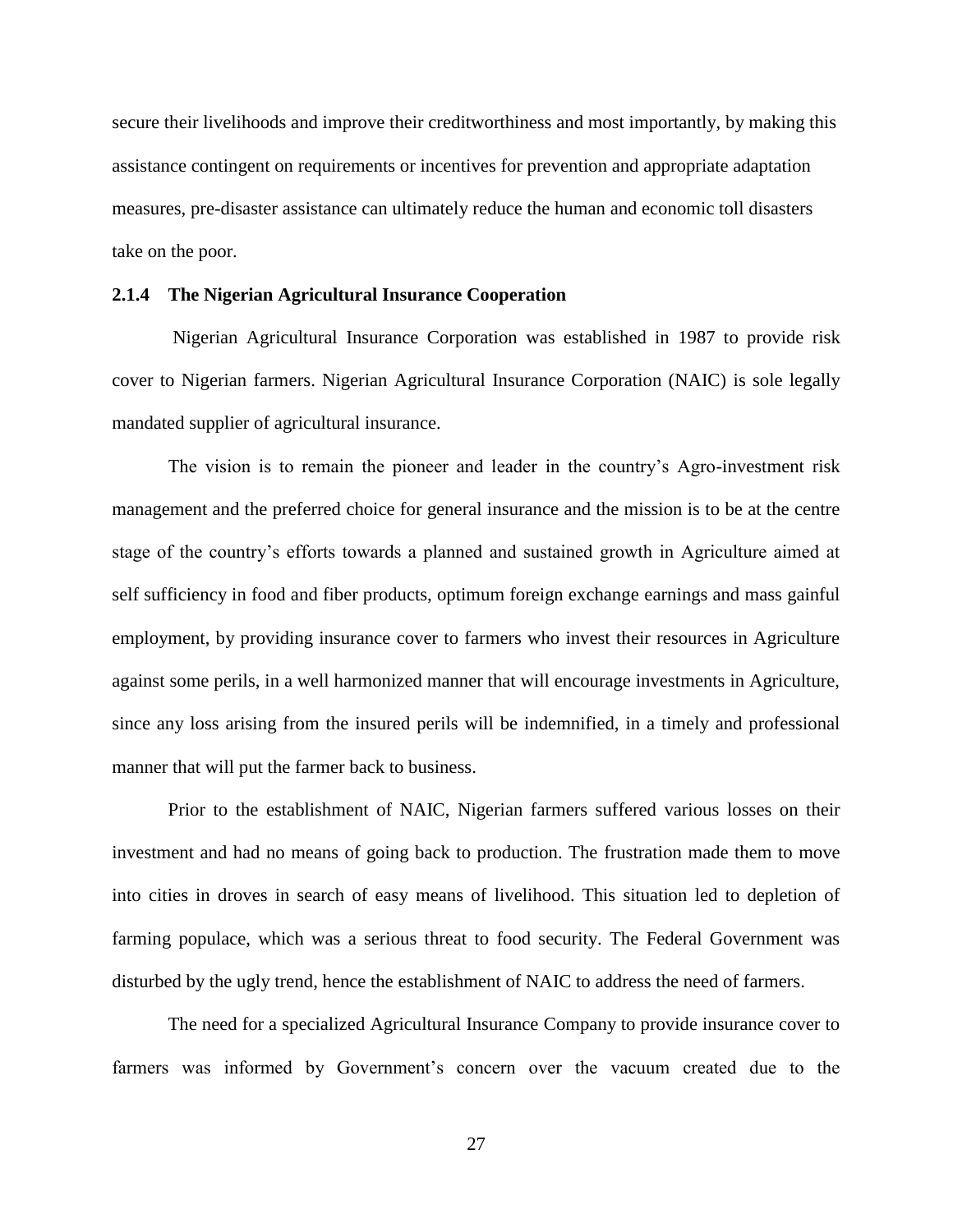secure their livelihoods and improve their creditworthiness and most importantly, by making this assistance contingent on requirements or incentives for prevention and appropriate adaptation measures, pre-disaster assistance can ultimately reduce the human and economic toll disasters take on the poor.

### 2.1.4 The Nigerian Agricultural Insurance Cooperation

Nigerian Agricultural Insurance Corporation was established in 1987 to provide risk cover to Nigerian farmers. Nigerian Agricultural Insurance Corporation (NAIC) is sole legally mandated supplier of agricultural insurance.

The vision is to remain the pioneer and leader in the country's Agro-investment risk management and the preferred choice for general insurance and the mission is to be at the centre stage of the country's efforts towards a planned and sustained growth in Agriculture aimed at self sufficiency in food and fiber products, optimum foreign exchange earnings and mass gainful employment, by providing insurance cover to farmers who invest their resources in Agriculture against some perils, in a well harmonized manner that will encourage investments in Agriculture, since any loss arising from the insured perils will be indemnified, in a timely and professional manner that will put the farmer back to business.

Prior to the establishment of NAIC, Nigerian farmers suffered various losses on their investment and had no means of going back to production. The frustration made them to move into cities in droves in search of easy means of livelihood. This situation led to depletion of farming populace, which was a serious threat to food security. The Federal Government was disturbed by the ugly trend, hence the establishment of NAIC to address the need of farmers.

The need for a specialized Agricultural Insurance Company to provide insurance cover to farmers was informed by Government's concern over the vacuum created due to the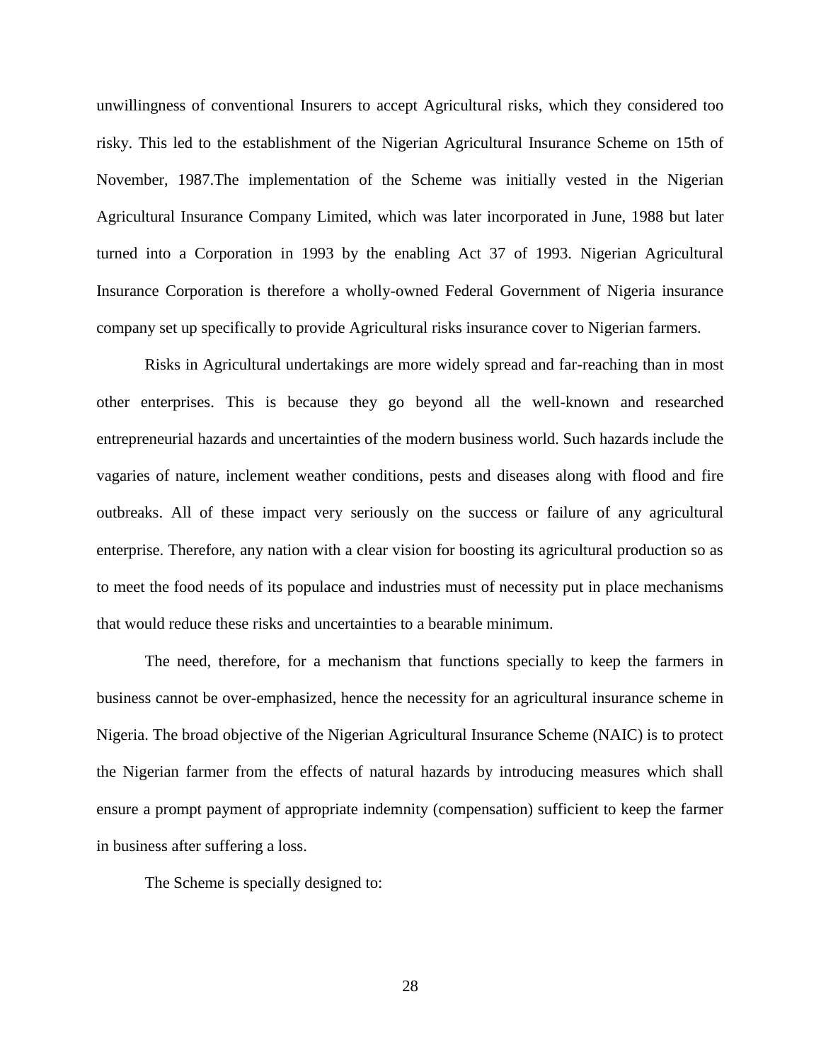unwillingness of conventional Insurers to accept Agricultural risks, which they considered too risky. This led to the establishment of the Nigerian Agricultural Insurance Scheme on 15th of November, 1987.The implementation of the Scheme was initially vested in the Nigerian Agricultural Insurance Company Limited, which was later incorporated in June, 1988 but later turned into a Corporation in 1993 by the enabling Act 37 of 1993. Nigerian Agricultural Insurance Corporation is therefore a wholly-owned Federal Government of Nigeria insurance company set up specifically to provide Agricultural risks insurance cover to Nigerian farmers.

Risks in Agricultural undertakings are more widely spread and far-reaching than in most other enterprises. This is because they go beyond all the well-known and researched entrepreneurial hazards and uncertainties of the modern business world. Such hazards include the vagaries of nature, inclement weather conditions, pests and diseases along with flood and fire outbreaks. All of these impact very seriously on the success or failure of any agricultural enterprise. Therefore, any nation with a clear vision for boosting its agricultural production so as to meet the food needs of its populace and industries must of necessity put in place mechanisms that would reduce these risks and uncertainties to a bearable minimum.

The need, therefore, for a mechanism that functions specially to keep the farmers in business cannot be over-emphasized, hence the necessity for an agricultural insurance scheme in Nigeria. The broad objective of the Nigerian Agricultural Insurance Scheme (NAIC) is to protect the Nigerian farmer from the effects of natural hazards by introducing measures which shall ensure a prompt payment of appropriate indemnity (compensation) sufficient to keep the farmer in business after suffering a loss.

The Scheme is specially designed to: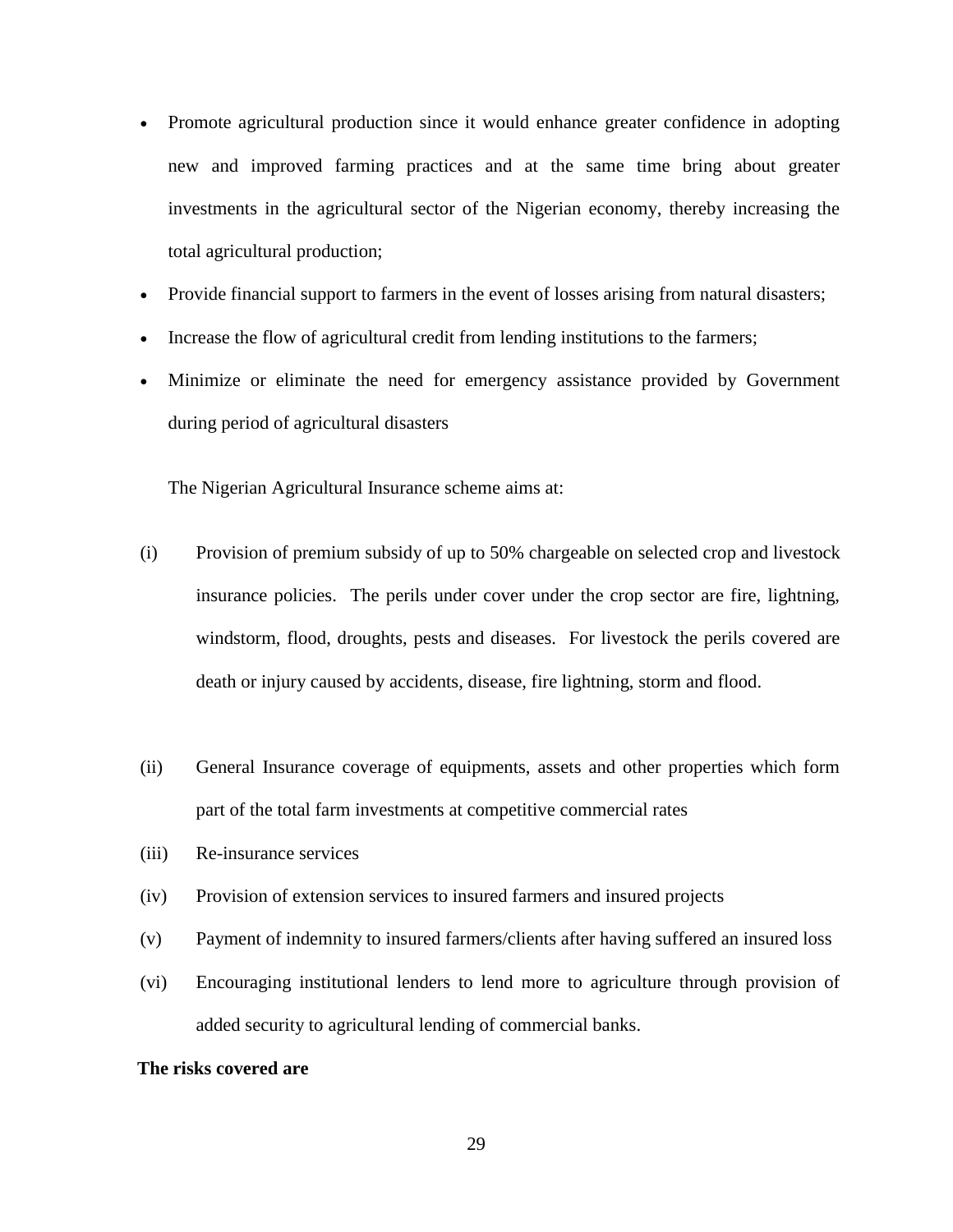- Promote agricultural production since it would enhance greater confidence in adopting new and improved farming practices and at the same time bring about greater investments in the agricultural sector of the Nigerian economy, thereby increasing the total agricultural production;
- Provide financial support to farmers in the event of losses arising from natural disasters;
- Increase the flow of agricultural credit from lending institutions to the farmers;
- Minimize or eliminate the need for emergency assistance provided by Government during period of agricultural disasters

The Nigerian Agricultural Insurance scheme aims at:

(i) Provision of premium subsidy of up to 50% chargeable on selected crop and livestock insurance policies. The perils under cover under the crop sector are fire, lightning, windstorm, flood, droughts, pests and diseases. For livestock the perils covered are death or injury caused by accidents, disease, fire lightning, storm and flood.

(ii) General Insurance coverage of equipments, assets and other properties which form part of the total farm investments at competitive commercial rates

(iii) Re-insurance services

(iv) Provision of extension services to insured farmers and insured projects

(v) Payment of indemnity to insured farmers/clients after having suffered an insured loss

(vi) Encouraging institutional lenders to lend more to agriculture through provision of added security to agricultural lending of commercial banks.

**The risks covered are**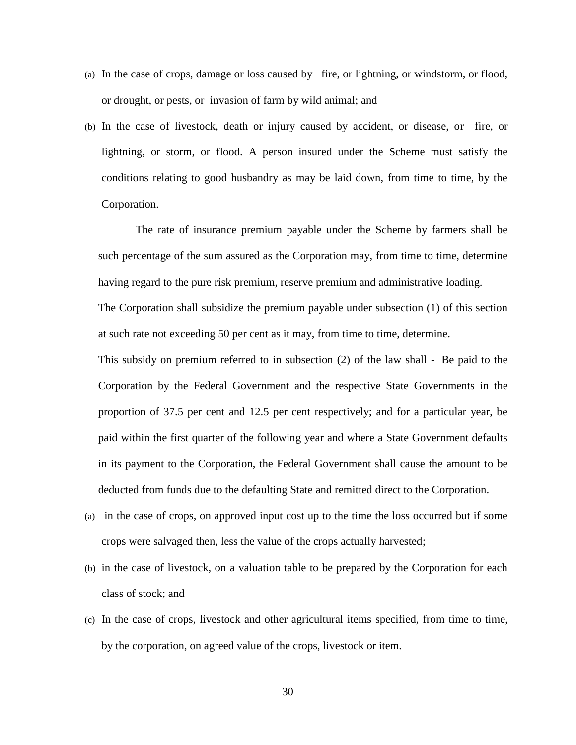(a) In the case of crops, damage or loss caused by fire, or lightning, or windstorm, or flood, or drought, or pests, or invasion of farm by wild animal; and

(b) In the case of livestock, death or injury caused by accident, or disease, or fire, or lightning, or storm, or flood. A person insured under the Scheme must satisfy the conditions relating to good husbandry as may be laid down, from time to time, by the Corporation.

The rate of insurance premium payable under the Scheme by farmers shall be such percentage of the sum assured as the Corporation may, from time to time, determine having regard to the pure risk premium, reserve premium and administrative loading.

The Corporation shall subsidize the premium payable under subsection (1) of this section at such rate not exceeding 50 per cent as it may, from time to time, determine.

This subsidy on premium referred to in subsection (2) of the law shall - Be paid to the Corporation by the Federal Government and the respective State Governments in the proportion of 37.5 per cent and 12.5 per cent respectively; and for a particular year, be paid within the first quarter of the following year and where a State Government defaults in its payment to the Corporation, the Federal Government shall cause the amount to be deducted from funds due to the defaulting State and remitted direct to the Corporation.

(a) in the case of crops, on approved input cost up to the time the loss occurred but if some crops were salvaged then, less the value of the crops actually harvested;

(b) in the case of livestock, on a valuation table to be prepared by the Corporation for each class of stock; and

(c) In the case of crops, livestock and other agricultural items specified, from time to time, by the corporation, on agreed value of the crops, livestock or item.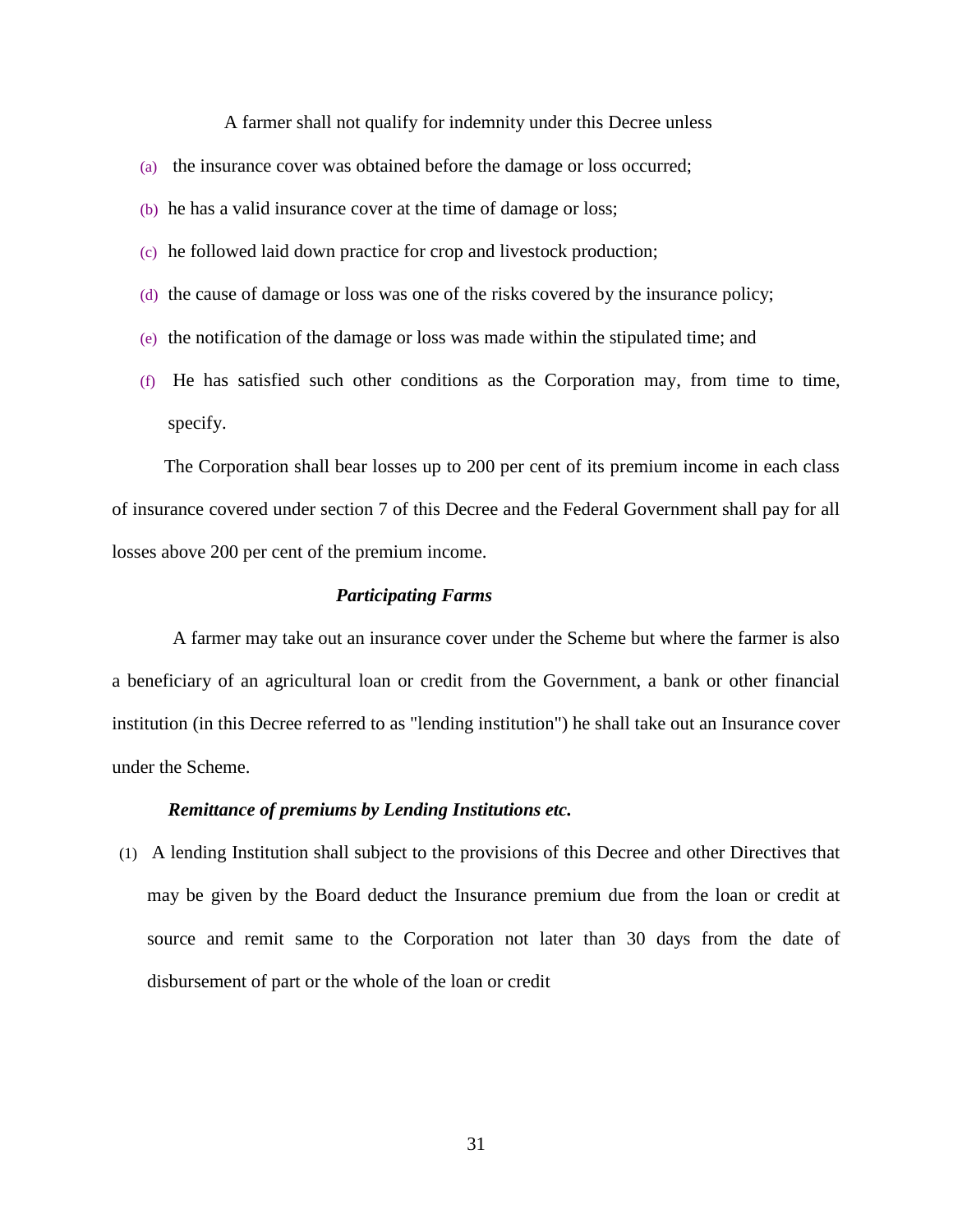A farmer shall not qualify for indemnity under this Decree unless

(a) the insurance cover was obtained before the damage or loss occurred;

(b) he has a valid insurance cover at the time of damage or loss;

(c) he followed laid down practice for crop and livestock production;

(d) the cause of damage or loss was one of the risks covered by the insurance policy;

(e) the notification of the damage or loss was made within the stipulated time; and

(f) He has satisfied such other conditions as the Corporation may, from time to time, specify.

The Corporation shall bear losses up to 200 per cent of its premium income in each class of insurance covered under section 7 of this Decree and the Federal Government shall pay for all losses above 200 per cent of the premium income.

***Participating Farms***

A farmer may take out an insurance cover under the Scheme but where the farmer is also a beneficiary of an agricultural loan or credit from the Government, a bank or other financial institution (in this Decree referred to as "lending institution") he shall take out an Insurance cover under the Scheme.

***Remittance of premiums by Lending Institutions etc.***

(1) A lending Institution shall subject to the provisions of this Decree and other Directives that may be given by the Board deduct the Insurance premium due from the loan or credit at source and remit same to the Corporation not later than 30 days from the date of disbursement of part or the whole of the loan or credit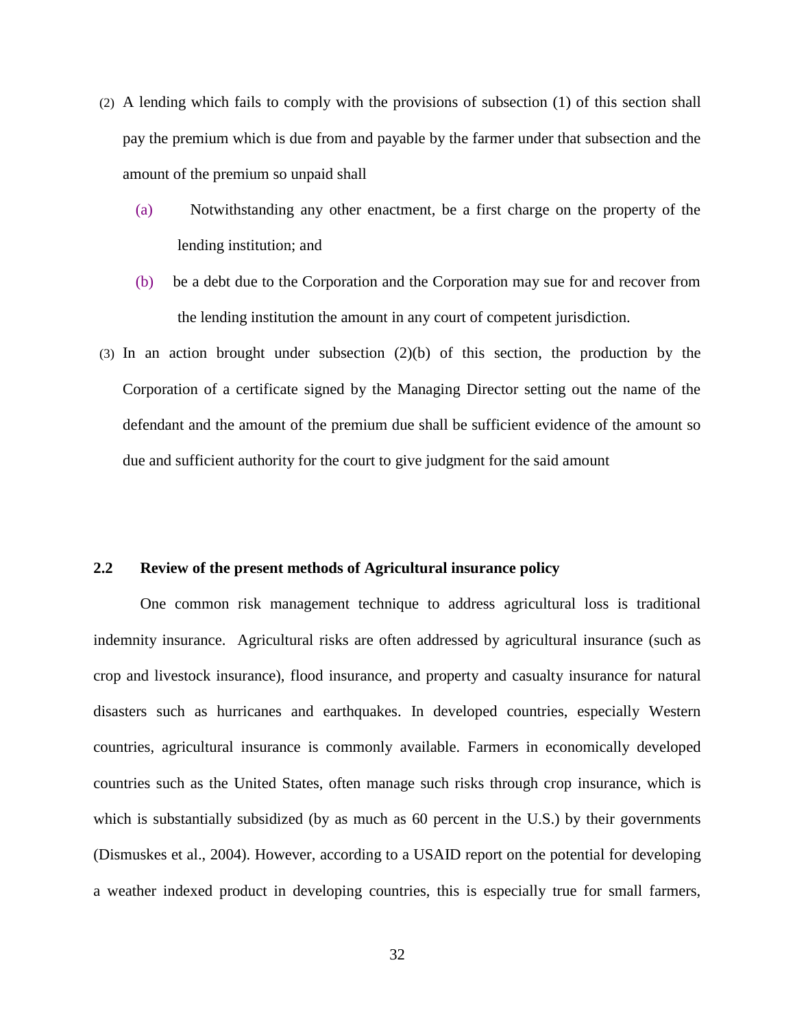(2) A lending which fails to comply with the provisions of subsection (1) of this section shall pay the premium which is due from and payable by the farmer under that subsection and the amount of the premium so unpaid shall

(a) Notwithstanding any other enactment, be a first charge on the property of the lending institution; and

(b) be a debt due to the Corporation and the Corporation may sue for and recover from the lending institution the amount in any court of competent jurisdiction.

(3) In an action brought under subsection (2)(b) of this section, the production by the Corporation of a certificate signed by the Managing Director setting out the name of the defendant and the amount of the premium due shall be sufficient evidence of the amount so due and sufficient authority for the court to give judgment for the said amount

### 2.2 Review of the present methods of Agricultural insurance policy

One common risk management technique to address agricultural loss is traditional indemnity insurance. Agricultural risks are often addressed by agricultural insurance (such as crop and livestock insurance), flood insurance, and property and casualty insurance for natural disasters such as hurricanes and earthquakes. In developed countries, especially Western countries, agricultural insurance is commonly available. Farmers in economically developed countries such as the United States, often manage such risks through crop insurance, which is which is substantially subsidized (by as much as 60 percent in the U.S.) by their governments (Dismuskes et al., 2004). However, according to a USAID report on the potential for developing a weather indexed product in developing countries, this is especially true for small farmers,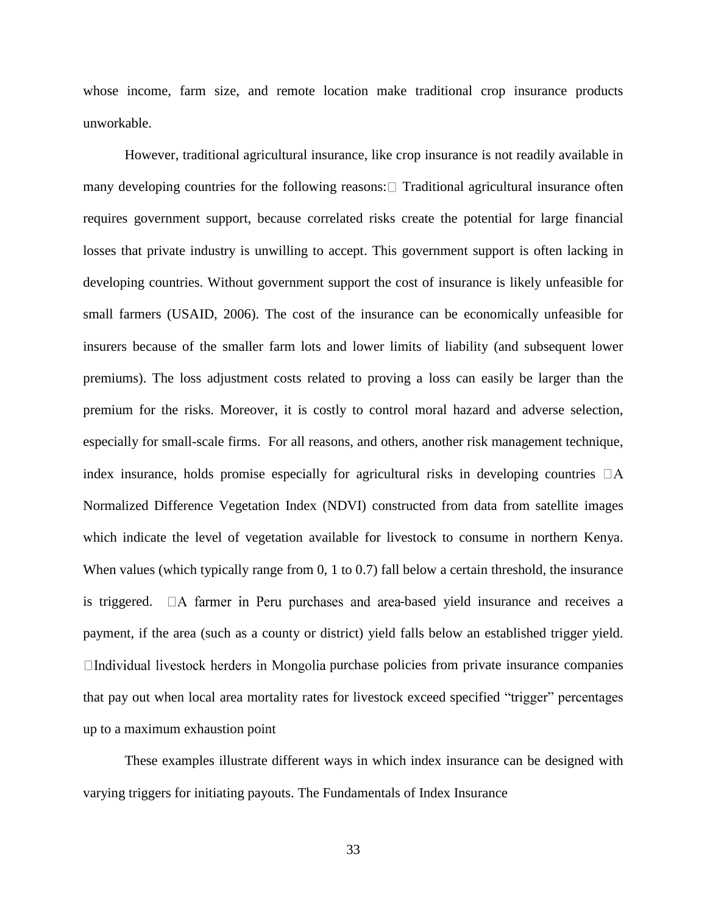whose income, farm size, and remote location make traditional crop insurance products unworkable.

However, traditional agricultural insurance, like crop insurance is not readily available in many developing countries for the following reasons:  Traditional agricultural insurance often requires government support, because correlated risks create the potential for large financial losses that private industry is unwilling to accept. This government support is often lacking in developing countries. Without government support the cost of insurance is likely unfeasible for small farmers (USAID, 2006). The cost of the insurance can be economically unfeasible for insurers because of the smaller farm lots and lower limits of liability (and subsequent lower premiums). The loss adjustment costs related to proving a loss can easily be larger than the premium for the risks. Moreover, it is costly to control moral hazard and adverse selection, especially for small-scale firms. For all reasons, and others, another risk management technique, index insurance, holds promise especially for agricultural risks in developing countries  A Normalized Difference Vegetation Index (NDVI) constructed from data from satellite images which indicate the level of vegetation available for livestock to consume in northern Kenya. When values (which typically range from 0, 1 to 0.7) fall below a certain threshold, the insurance is triggered.  A farmer in Peru purchases and area-based yield insurance and receives a payment, if the area (such as a county or district) yield falls below an established trigger yield. Individual livestock herders in Mongolia purchase policies from private insurance companies that pay out when local area mortality rates for livestock exceed specified "trigger" percentages up to a maximum exhaustion point

These examples illustrate different ways in which index insurance can be designed with varying triggers for initiating payouts. The Fundamentals of Index Insurance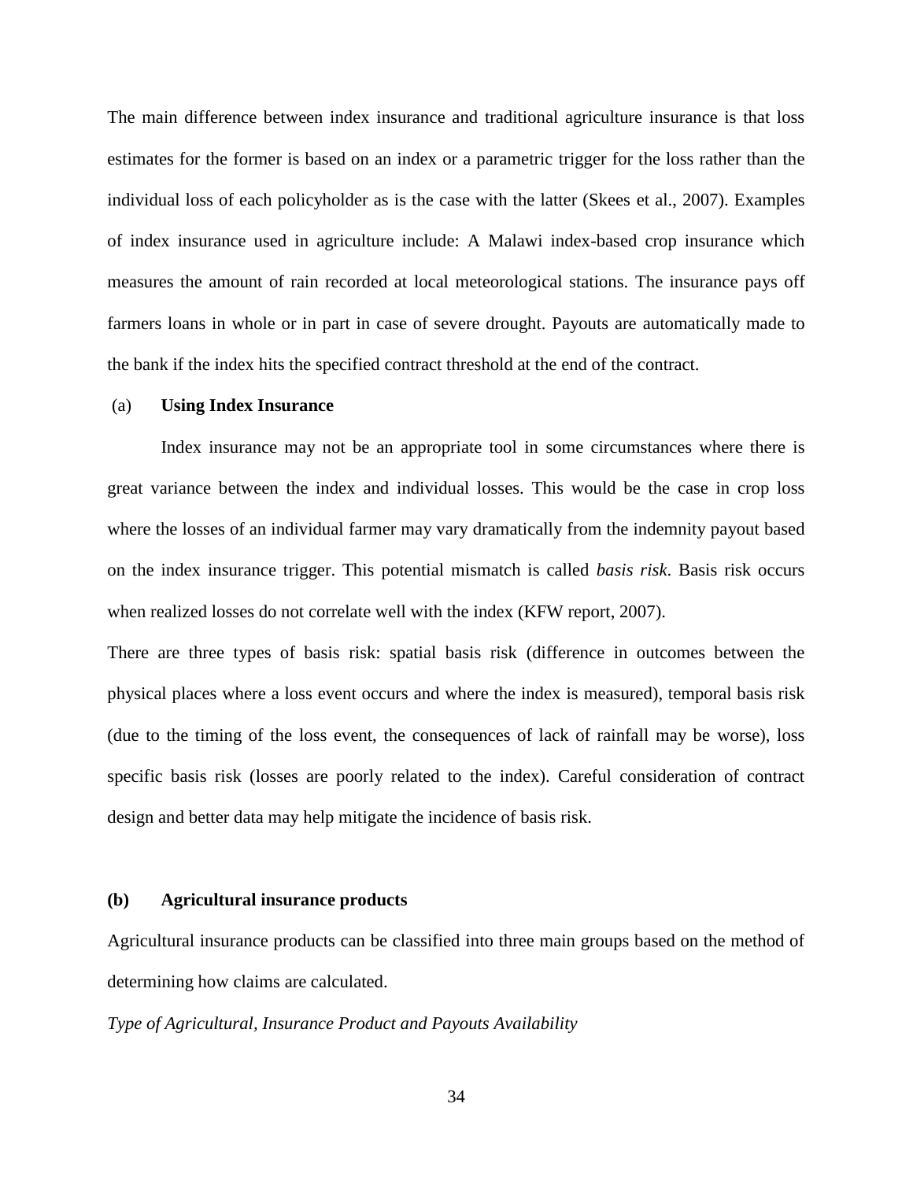The main difference between index insurance and traditional agriculture insurance is that loss estimates for the former is based on an index or a parametric trigger for the loss rather than the individual loss of each policyholder as is the case with the latter (Skees et al., 2007). Examples of index insurance used in agriculture include: A Malawi index-based crop insurance which measures the amount of rain recorded at local meteorological stations. The insurance pays off farmers loans in whole or in part in case of severe drought. Payouts are automatically made to the bank if the index hits the specified contract threshold at the end of the contract.

(a) **Using Index Insurance**

Index insurance may not be an appropriate tool in some circumstances where there is great variance between the index and individual losses. This would be the case in crop loss where the losses of an individual farmer may vary dramatically from the indemnity payout based on the index insurance trigger. This potential mismatch is called *basis risk*. Basis risk occurs when realized losses do not correlate well with the index (KFW report, 2007).

There are three types of basis risk: spatial basis risk (difference in outcomes between the physical places where a loss event occurs and where the index is measured), temporal basis risk (due to the timing of the loss event, the consequences of lack of rainfall may be worse), loss specific basis risk (losses are poorly related to the index). Careful consideration of contract design and better data may help mitigate the incidence of basis risk.

**(b) Agricultural insurance products**

Agricultural insurance products can be classified into three main groups based on the method of determining how claims are calculated.

*Type of Agricultural, Insurance Product and Payouts Availability*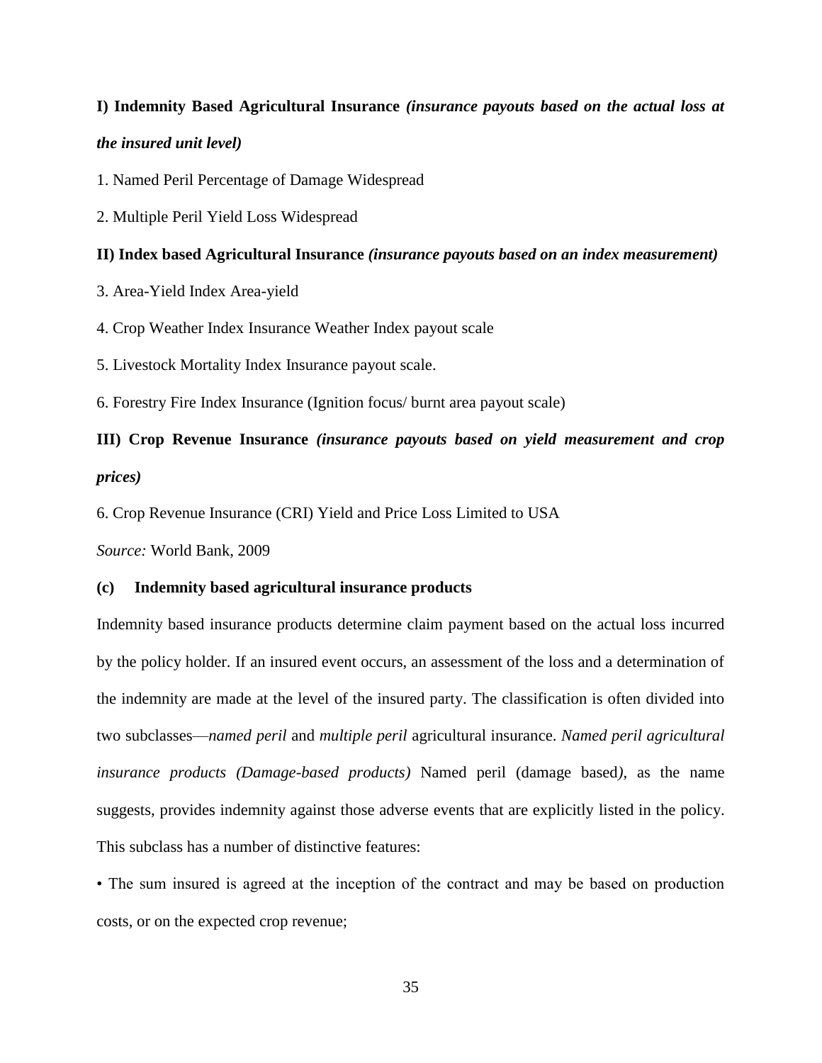**I) Indemnity Based Agricultural Insurance** ***(insurance payouts based on the actual loss at the insured unit level)***

1. Named Peril Percentage of Damage Widespread

2. Multiple Peril Yield Loss Widespread

**II) Index based Agricultural Insurance** ***(insurance payouts based on an index measurement)***

3. Area-Yield Index Area-yield

4. Crop Weather Index Insurance Weather Index payout scale

5. Livestock Mortality Index Insurance payout scale.

6. Forestry Fire Index Insurance (Ignition focus/ burnt area payout scale)

**III) Crop Revenue Insurance** ***(insurance payouts based on yield measurement and crop prices)***

6. Crop Revenue Insurance (CRI) Yield and Price Loss Limited to USA

*Source:* World Bank, 2009

**(c) Indemnity based agricultural insurance products**

Indemnity based insurance products determine claim payment based on the actual loss incurred by the policy holder. If an insured event occurs, an assessment of the loss and a determination of the indemnity are made at the level of the insured party. The classification is often divided into two subclasses—*named peril* and *multiple peril* agricultural insurance. *Named peril agricultural insurance products (Damage-based products)* Named peril (damage based*)*, as the name suggests, provides indemnity against those adverse events that are explicitly listed in the policy. This subclass has a number of distinctive features:

• The sum insured is agreed at the inception of the contract and may be based on production costs, or on the expected crop revenue;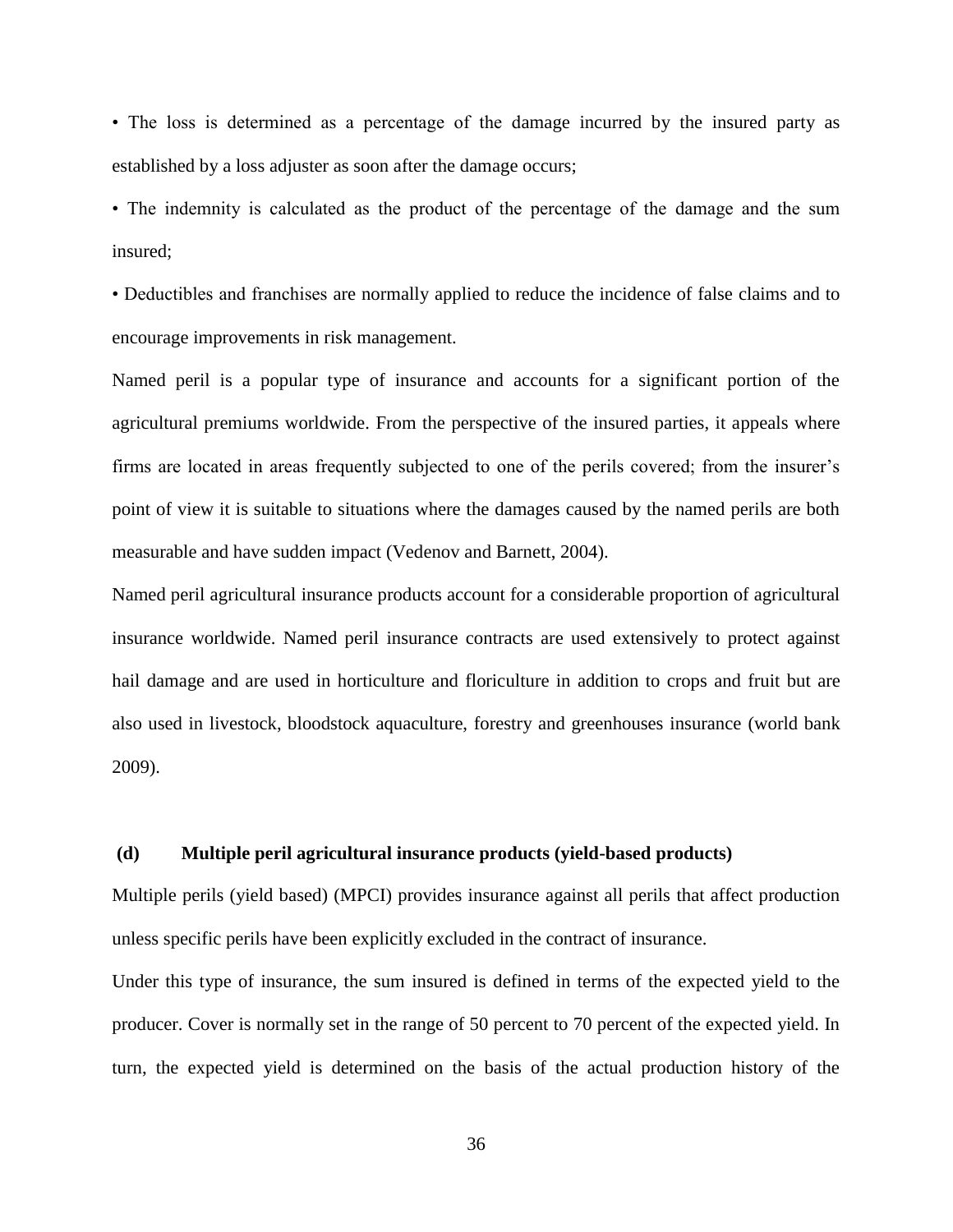• The loss is determined as a percentage of the damage incurred by the insured party as established by a loss adjuster as soon after the damage occurs;

• The indemnity is calculated as the product of the percentage of the damage and the sum insured;

• Deductibles and franchises are normally applied to reduce the incidence of false claims and to encourage improvements in risk management.

Named peril is a popular type of insurance and accounts for a significant portion of the agricultural premiums worldwide. From the perspective of the insured parties, it appeals where firms are located in areas frequently subjected to one of the perils covered; from the insurer's point of view it is suitable to situations where the damages caused by the named perils are both measurable and have sudden impact (Vedenov and Barnett, 2004).

Named peril agricultural insurance products account for a considerable proportion of agricultural insurance worldwide. Named peril insurance contracts are used extensively to protect against hail damage and are used in horticulture and floriculture in addition to crops and fruit but are also used in livestock, bloodstock aquaculture, forestry and greenhouses insurance (world bank 2009).

**(d) Multiple peril agricultural insurance products (yield-based products)**

Multiple perils (yield based) (MPCI) provides insurance against all perils that affect production unless specific perils have been explicitly excluded in the contract of insurance.

Under this type of insurance, the sum insured is defined in terms of the expected yield to the producer. Cover is normally set in the range of 50 percent to 70 percent of the expected yield. In turn, the expected yield is determined on the basis of the actual production history of the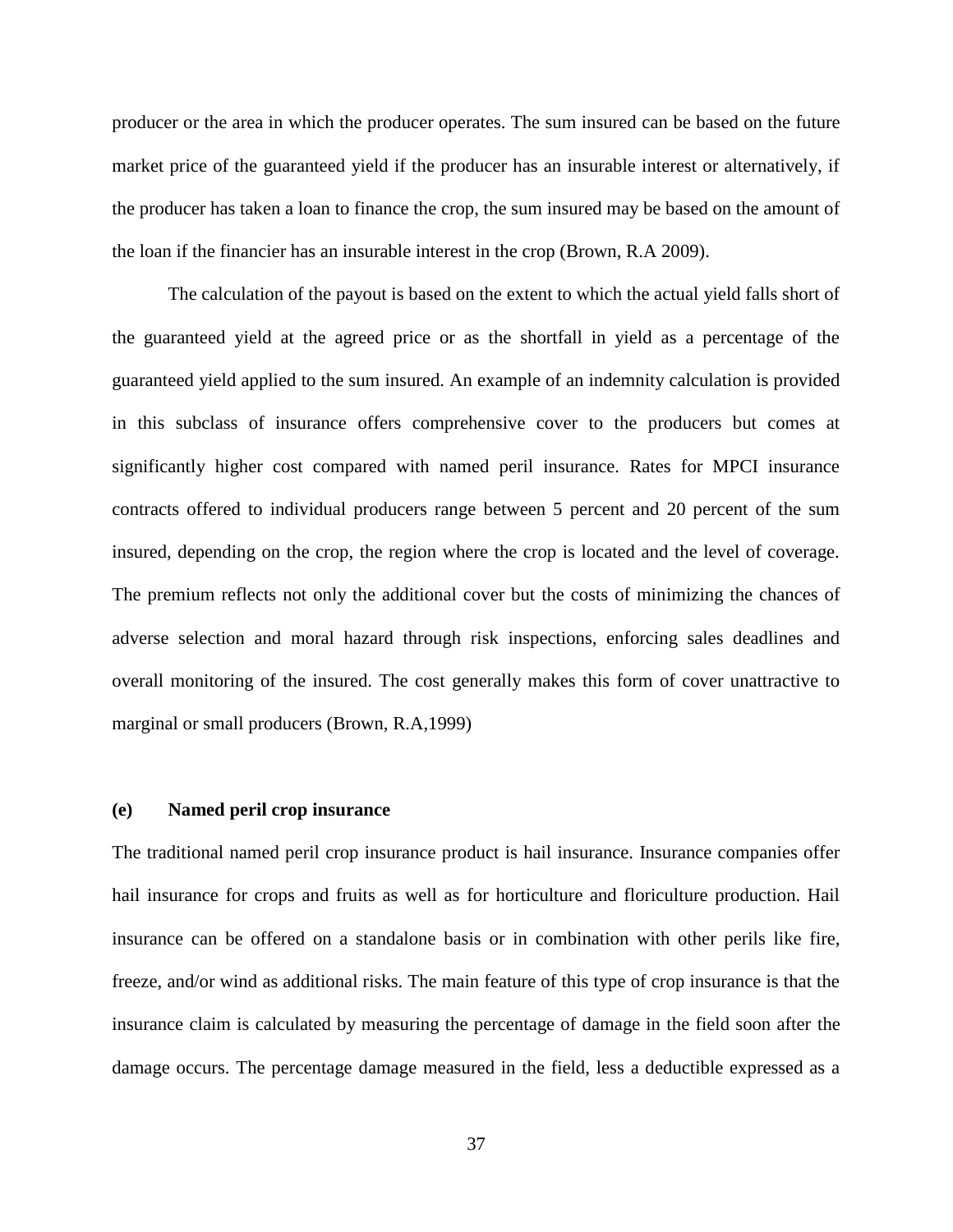producer or the area in which the producer operates. The sum insured can be based on the future market price of the guaranteed yield if the producer has an insurable interest or alternatively, if the producer has taken a loan to finance the crop, the sum insured may be based on the amount of the loan if the financier has an insurable interest in the crop (Brown, R.A 2009).

The calculation of the payout is based on the extent to which the actual yield falls short of the guaranteed yield at the agreed price or as the shortfall in yield as a percentage of the guaranteed yield applied to the sum insured. An example of an indemnity calculation is provided in this subclass of insurance offers comprehensive cover to the producers but comes at significantly higher cost compared with named peril insurance. Rates for MPCI insurance contracts offered to individual producers range between 5 percent and 20 percent of the sum insured, depending on the crop, the region where the crop is located and the level of coverage. The premium reflects not only the additional cover but the costs of minimizing the chances of adverse selection and moral hazard through risk inspections, enforcing sales deadlines and overall monitoring of the insured. The cost generally makes this form of cover unattractive to marginal or small producers (Brown, R.A,1999)

### (e) Named peril crop insurance

The traditional named peril crop insurance product is hail insurance. Insurance companies offer hail insurance for crops and fruits as well as for horticulture and floriculture production. Hail insurance can be offered on a standalone basis or in combination with other perils like fire, freeze, and/or wind as additional risks. The main feature of this type of crop insurance is that the insurance claim is calculated by measuring the percentage of damage in the field soon after the damage occurs. The percentage damage measured in the field, less a deductible expressed as a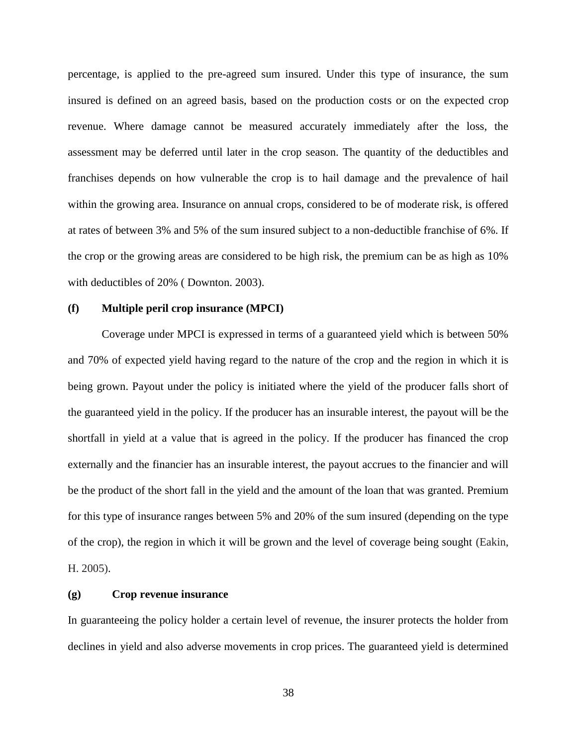percentage, is applied to the pre-agreed sum insured. Under this type of insurance, the sum insured is defined on an agreed basis, based on the production costs or on the expected crop revenue. Where damage cannot be measured accurately immediately after the loss, the assessment may be deferred until later in the crop season. The quantity of the deductibles and franchises depends on how vulnerable the crop is to hail damage and the prevalence of hail within the growing area. Insurance on annual crops, considered to be of moderate risk, is offered at rates of between 3% and 5% of the sum insured subject to a non-deductible franchise of 6%. If the crop or the growing areas are considered to be high risk, the premium can be as high as 10% with deductibles of 20% ( Downton. 2003).

**(f) Multiple peril crop insurance (MPCI)**

Coverage under MPCI is expressed in terms of a guaranteed yield which is between 50% and 70% of expected yield having regard to the nature of the crop and the region in which it is being grown. Payout under the policy is initiated where the yield of the producer falls short of the guaranteed yield in the policy. If the producer has an insurable interest, the payout will be the shortfall in yield at a value that is agreed in the policy. If the producer has financed the crop externally and the financier has an insurable interest, the payout accrues to the financier and will be the product of the short fall in the yield and the amount of the loan that was granted. Premium for this type of insurance ranges between 5% and 20% of the sum insured (depending on the type of the crop), the region in which it will be grown and the level of coverage being sought (Eakin, H. 2005).

**(g) Crop revenue insurance**

In guaranteeing the policy holder a certain level of revenue, the insurer protects the holder from declines in yield and also adverse movements in crop prices. The guaranteed yield is determined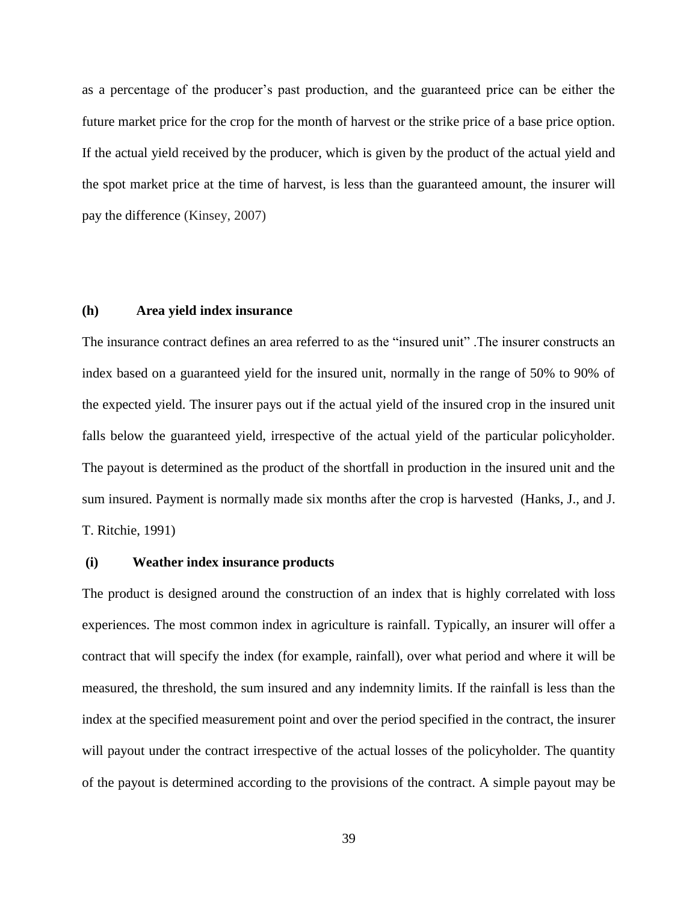as a percentage of the producer's past production, and the guaranteed price can be either the future market price for the crop for the month of harvest or the strike price of a base price option. If the actual yield received by the producer, which is given by the product of the actual yield and the spot market price at the time of harvest, is less than the guaranteed amount, the insurer will pay the difference (Kinsey, 2007)

### (h) Area yield index insurance

The insurance contract defines an area referred to as the "insured unit" .The insurer constructs an index based on a guaranteed yield for the insured unit, normally in the range of 50% to 90% of the expected yield. The insurer pays out if the actual yield of the insured crop in the insured unit falls below the guaranteed yield, irrespective of the actual yield of the particular policyholder. The payout is determined as the product of the shortfall in production in the insured unit and the sum insured. Payment is normally made six months after the crop is harvested (Hanks, J., and J. T. Ritchie, 1991)

### (i) Weather index insurance products

The product is designed around the construction of an index that is highly correlated with loss experiences. The most common index in agriculture is rainfall. Typically, an insurer will offer a contract that will specify the index (for example, rainfall), over what period and where it will be measured, the threshold, the sum insured and any indemnity limits. If the rainfall is less than the index at the specified measurement point and over the period specified in the contract, the insurer will payout under the contract irrespective of the actual losses of the policyholder. The quantity of the payout is determined according to the provisions of the contract. A simple payout may be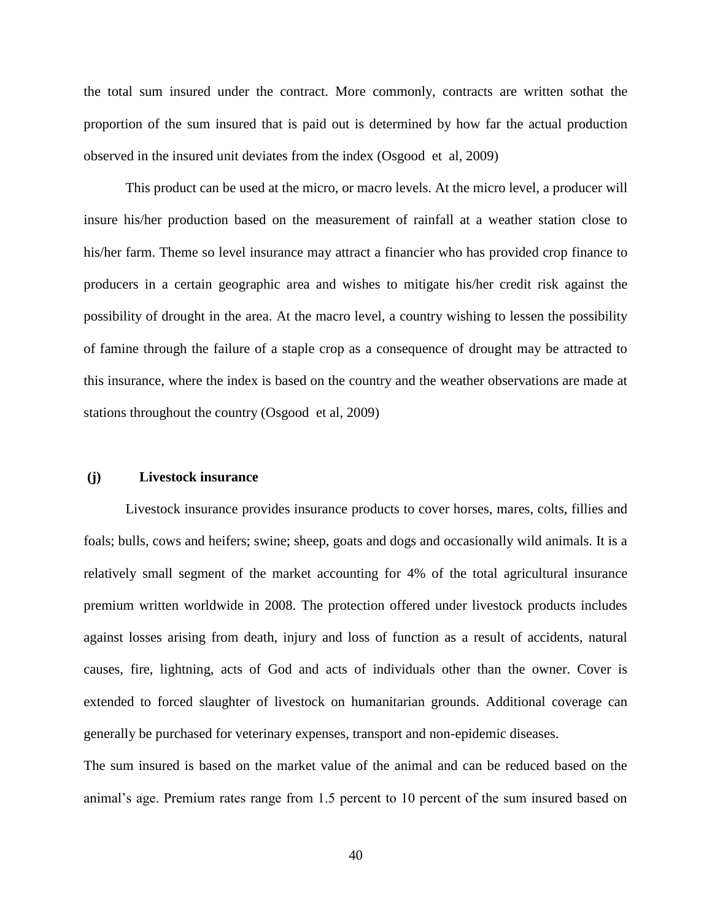the total sum insured under the contract. More commonly, contracts are written sothat the proportion of the sum insured that is paid out is determined by how far the actual production observed in the insured unit deviates from the index (Osgood et al, 2009)

This product can be used at the micro, or macro levels. At the micro level, a producer will insure his/her production based on the measurement of rainfall at a weather station close to his/her farm. Theme so level insurance may attract a financier who has provided crop finance to producers in a certain geographic area and wishes to mitigate his/her credit risk against the possibility of drought in the area. At the macro level, a country wishing to lessen the possibility of famine through the failure of a staple crop as a consequence of drought may be attracted to this insurance, where the index is based on the country and the weather observations are made at stations throughout the country (Osgood et al, 2009)

**(j) Livestock insurance**

Livestock insurance provides insurance products to cover horses, mares, colts, fillies and foals; bulls, cows and heifers; swine; sheep, goats and dogs and occasionally wild animals. It is a relatively small segment of the market accounting for 4% of the total agricultural insurance premium written worldwide in 2008. The protection offered under livestock products includes against losses arising from death, injury and loss of function as a result of accidents, natural causes, fire, lightning, acts of God and acts of individuals other than the owner. Cover is extended to forced slaughter of livestock on humanitarian grounds. Additional coverage can generally be purchased for veterinary expenses, transport and non-epidemic diseases.

The sum insured is based on the market value of the animal and can be reduced based on the animal's age. Premium rates range from 1.5 percent to 10 percent of the sum insured based on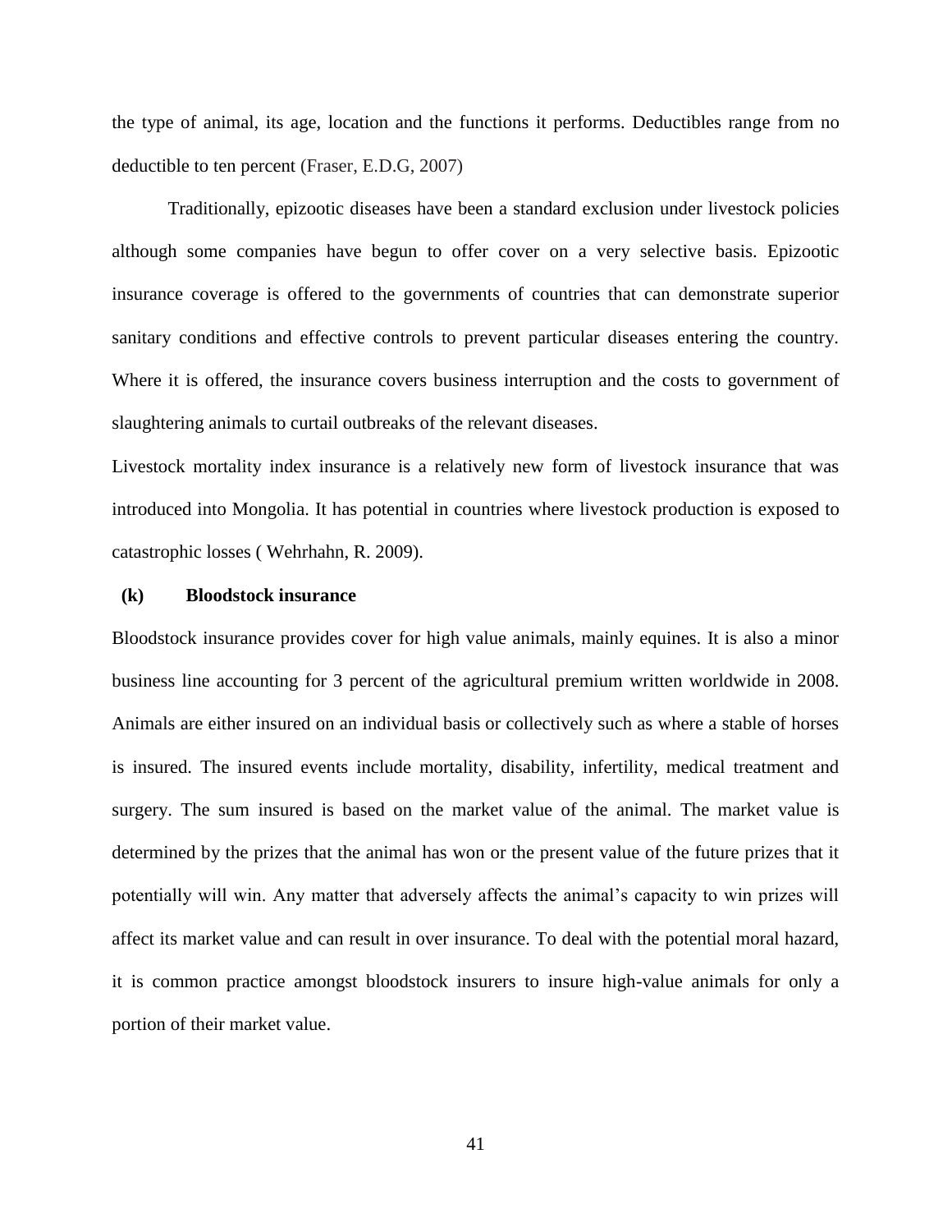the type of animal, its age, location and the functions it performs. Deductibles range from no deductible to ten percent (Fraser, E.D.G, 2007)

Traditionally, epizootic diseases have been a standard exclusion under livestock policies although some companies have begun to offer cover on a very selective basis. Epizootic insurance coverage is offered to the governments of countries that can demonstrate superior sanitary conditions and effective controls to prevent particular diseases entering the country. Where it is offered, the insurance covers business interruption and the costs to government of slaughtering animals to curtail outbreaks of the relevant diseases.

Livestock mortality index insurance is a relatively new form of livestock insurance that was introduced into Mongolia. It has potential in countries where livestock production is exposed to catastrophic losses ( Wehrhahn, R. 2009).

**(k) Bloodstock insurance**

Bloodstock insurance provides cover for high value animals, mainly equines. It is also a minor business line accounting for 3 percent of the agricultural premium written worldwide in 2008. Animals are either insured on an individual basis or collectively such as where a stable of horses is insured. The insured events include mortality, disability, infertility, medical treatment and surgery. The sum insured is based on the market value of the animal. The market value is determined by the prizes that the animal has won or the present value of the future prizes that it potentially will win. Any matter that adversely affects the animal's capacity to win prizes will affect its market value and can result in over insurance. To deal with the potential moral hazard, it is common practice amongst bloodstock insurers to insure high-value animals for only a portion of their market value.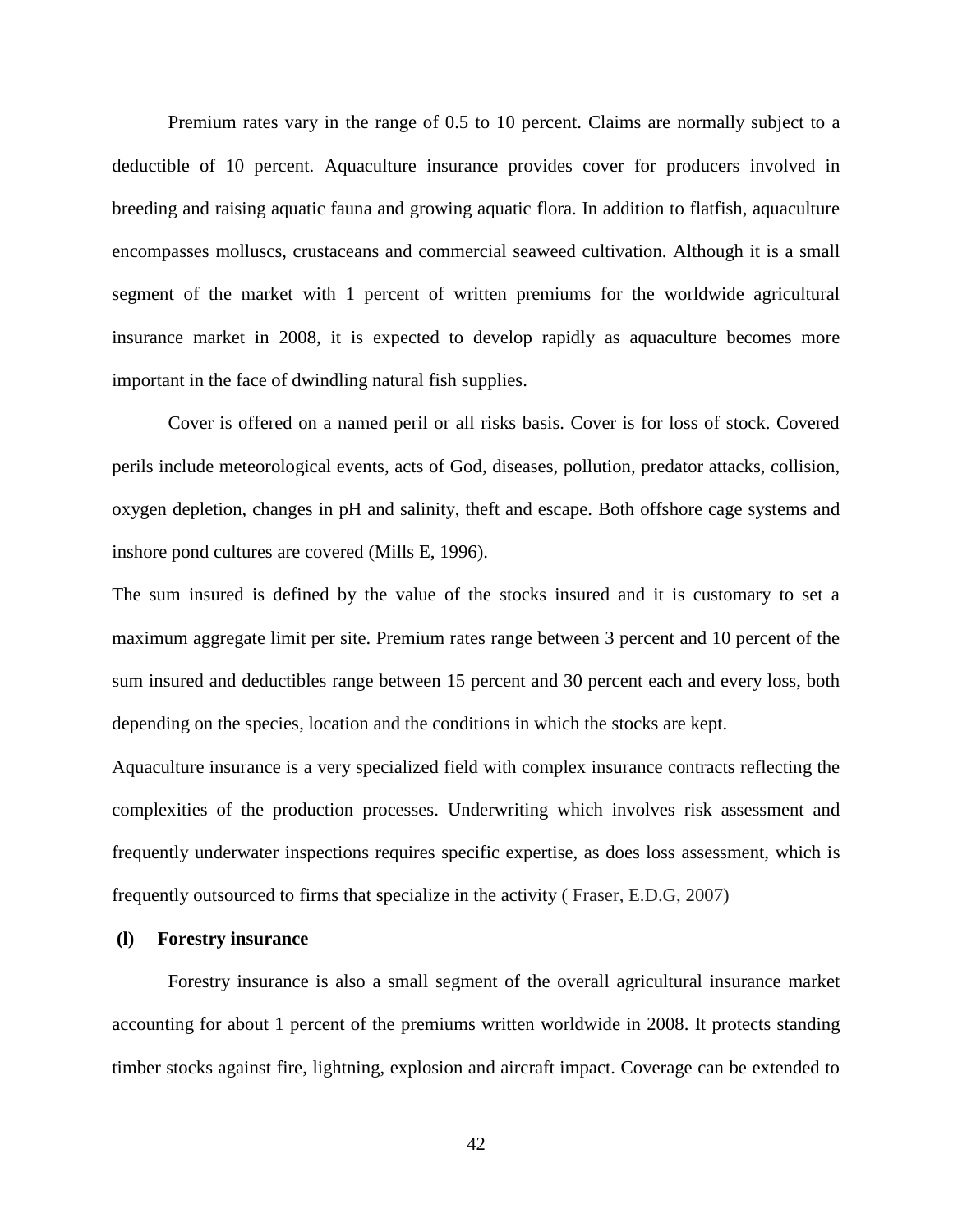Premium rates vary in the range of 0.5 to 10 percent. Claims are normally subject to a deductible of 10 percent. Aquaculture insurance provides cover for producers involved in breeding and raising aquatic fauna and growing aquatic flora. In addition to flatfish, aquaculture encompasses molluscs, crustaceans and commercial seaweed cultivation. Although it is a small segment of the market with 1 percent of written premiums for the worldwide agricultural insurance market in 2008, it is expected to develop rapidly as aquaculture becomes more important in the face of dwindling natural fish supplies.

Cover is offered on a named peril or all risks basis. Cover is for loss of stock. Covered perils include meteorological events, acts of God, diseases, pollution, predator attacks, collision, oxygen depletion, changes in pH and salinity, theft and escape. Both offshore cage systems and inshore pond cultures are covered (Mills E, 1996).

The sum insured is defined by the value of the stocks insured and it is customary to set a maximum aggregate limit per site. Premium rates range between 3 percent and 10 percent of the sum insured and deductibles range between 15 percent and 30 percent each and every loss, both depending on the species, location and the conditions in which the stocks are kept.

Aquaculture insurance is a very specialized field with complex insurance contracts reflecting the complexities of the production processes. Underwriting which involves risk assessment and frequently underwater inspections requires specific expertise, as does loss assessment, which is frequently outsourced to firms that specialize in the activity ( Fraser, E.D.G, 2007)

**(l) Forestry insurance**

Forestry insurance is also a small segment of the overall agricultural insurance market accounting for about 1 percent of the premiums written worldwide in 2008. It protects standing timber stocks against fire, lightning, explosion and aircraft impact. Coverage can be extended to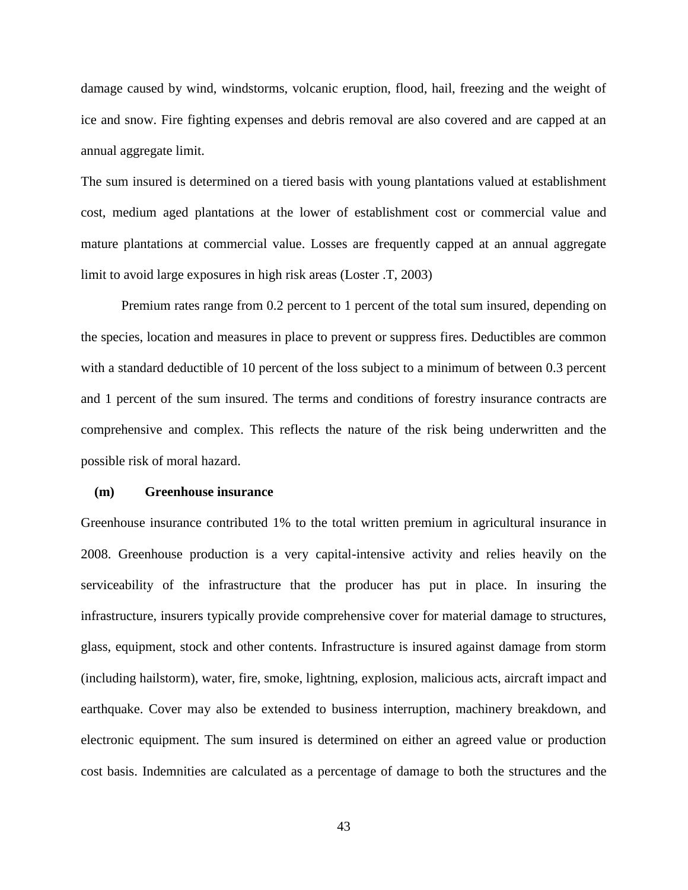damage caused by wind, windstorms, volcanic eruption, flood, hail, freezing and the weight of ice and snow. Fire fighting expenses and debris removal are also covered and are capped at an annual aggregate limit.

The sum insured is determined on a tiered basis with young plantations valued at establishment cost, medium aged plantations at the lower of establishment cost or commercial value and mature plantations at commercial value. Losses are frequently capped at an annual aggregate limit to avoid large exposures in high risk areas (Loster .T, 2003)

Premium rates range from 0.2 percent to 1 percent of the total sum insured, depending on the species, location and measures in place to prevent or suppress fires. Deductibles are common with a standard deductible of 10 percent of the loss subject to a minimum of between 0.3 percent and 1 percent of the sum insured. The terms and conditions of forestry insurance contracts are comprehensive and complex. This reflects the nature of the risk being underwritten and the possible risk of moral hazard.

**(m) Greenhouse insurance**

Greenhouse insurance contributed 1% to the total written premium in agricultural insurance in 2008. Greenhouse production is a very capital-intensive activity and relies heavily on the serviceability of the infrastructure that the producer has put in place. In insuring the infrastructure, insurers typically provide comprehensive cover for material damage to structures, glass, equipment, stock and other contents. Infrastructure is insured against damage from storm (including hailstorm), water, fire, smoke, lightning, explosion, malicious acts, aircraft impact and earthquake. Cover may also be extended to business interruption, machinery breakdown, and electronic equipment. The sum insured is determined on either an agreed value or production cost basis. Indemnities are calculated as a percentage of damage to both the structures and the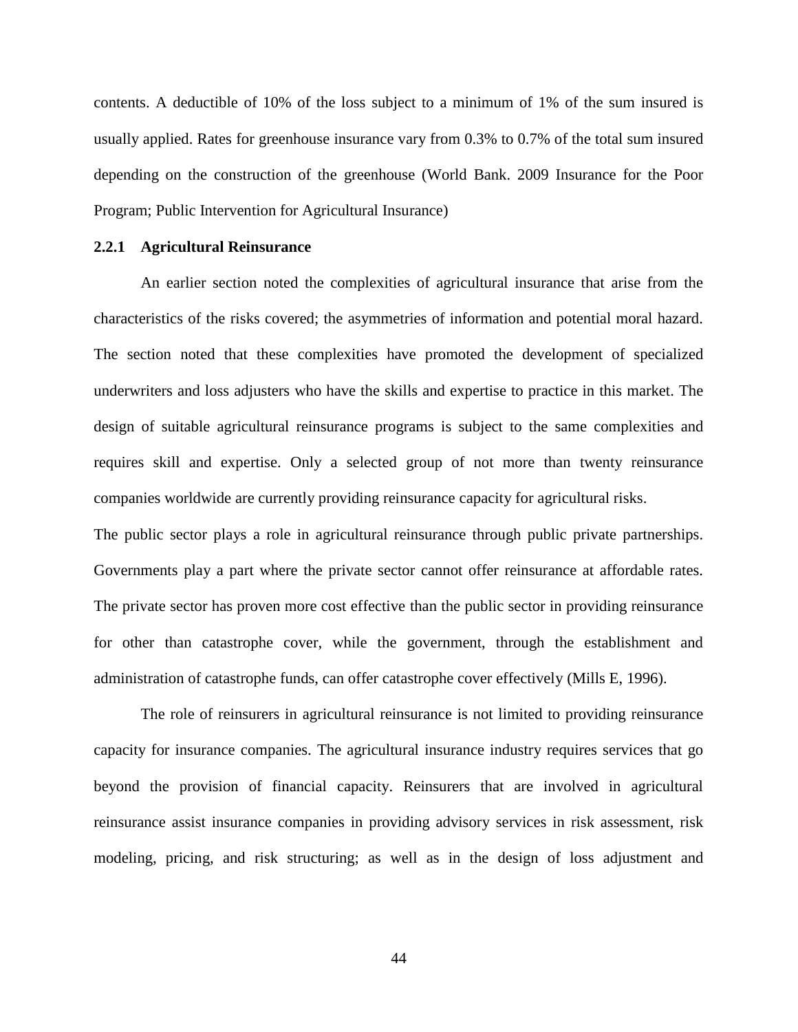contents. A deductible of 10% of the loss subject to a minimum of 1% of the sum insured is usually applied. Rates for greenhouse insurance vary from 0.3% to 0.7% of the total sum insured depending on the construction of the greenhouse (World Bank. 2009 Insurance for the Poor Program; Public Intervention for Agricultural Insurance)

### 2.2.1 Agricultural Reinsurance

An earlier section noted the complexities of agricultural insurance that arise from the characteristics of the risks covered; the asymmetries of information and potential moral hazard. The section noted that these complexities have promoted the development of specialized underwriters and loss adjusters who have the skills and expertise to practice in this market. The design of suitable agricultural reinsurance programs is subject to the same complexities and requires skill and expertise. Only a selected group of not more than twenty reinsurance companies worldwide are currently providing reinsurance capacity for agricultural risks.

The public sector plays a role in agricultural reinsurance through public private partnerships. Governments play a part where the private sector cannot offer reinsurance at affordable rates. The private sector has proven more cost effective than the public sector in providing reinsurance for other than catastrophe cover, while the government, through the establishment and administration of catastrophe funds, can offer catastrophe cover effectively (Mills E, 1996).

The role of reinsurers in agricultural reinsurance is not limited to providing reinsurance capacity for insurance companies. The agricultural insurance industry requires services that go beyond the provision of financial capacity. Reinsurers that are involved in agricultural reinsurance assist insurance companies in providing advisory services in risk assessment, risk modeling, pricing, and risk structuring; as well as in the design of loss adjustment and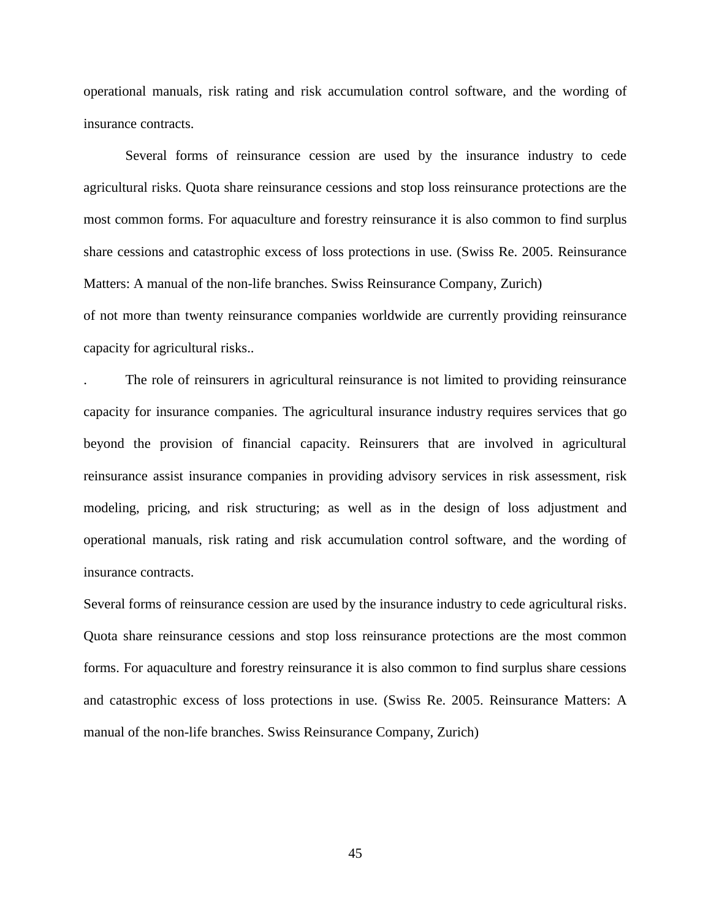operational manuals, risk rating and risk accumulation control software, and the wording of insurance contracts.

Several forms of reinsurance cession are used by the insurance industry to cede agricultural risks. Quota share reinsurance cessions and stop loss reinsurance protections are the most common forms. For aquaculture and forestry reinsurance it is also common to find surplus share cessions and catastrophic excess of loss protections in use. (Swiss Re. 2005. Reinsurance Matters: A manual of the non-life branches. Swiss Reinsurance Company, Zurich)

of not more than twenty reinsurance companies worldwide are currently providing reinsurance capacity for agricultural risks..

. The role of reinsurers in agricultural reinsurance is not limited to providing reinsurance capacity for insurance companies. The agricultural insurance industry requires services that go beyond the provision of financial capacity. Reinsurers that are involved in agricultural reinsurance assist insurance companies in providing advisory services in risk assessment, risk modeling, pricing, and risk structuring; as well as in the design of loss adjustment and operational manuals, risk rating and risk accumulation control software, and the wording of insurance contracts.

Several forms of reinsurance cession are used by the insurance industry to cede agricultural risks. Quota share reinsurance cessions and stop loss reinsurance protections are the most common forms. For aquaculture and forestry reinsurance it is also common to find surplus share cessions and catastrophic excess of loss protections in use. (Swiss Re. 2005. Reinsurance Matters: A manual of the non-life branches. Swiss Reinsurance Company, Zurich)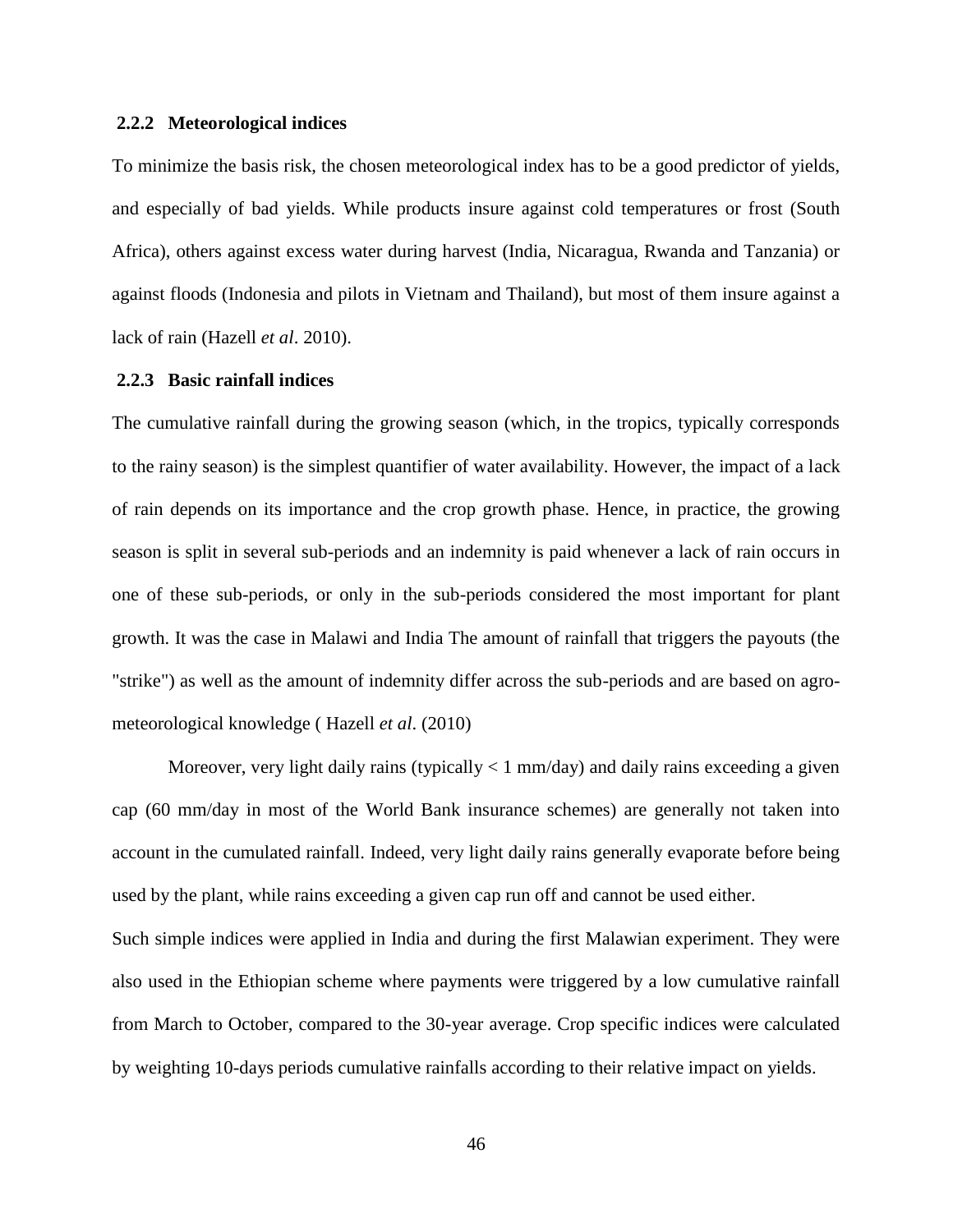### 2.2.2 Meteorological indices

To minimize the basis risk, the chosen meteorological index has to be a good predictor of yields, and especially of bad yields. While products insure against cold temperatures or frost (South Africa), others against excess water during harvest (India, Nicaragua, Rwanda and Tanzania) or against floods (Indonesia and pilots in Vietnam and Thailand), but most of them insure against a lack of rain (Hazell *et al*. 2010).

### 2.2.3 Basic rainfall indices

The cumulative rainfall during the growing season (which, in the tropics, typically corresponds to the rainy season) is the simplest quantifier of water availability. However, the impact of a lack of rain depends on its importance and the crop growth phase. Hence, in practice, the growing season is split in several sub-periods and an indemnity is paid whenever a lack of rain occurs in one of these sub-periods, or only in the sub-periods considered the most important for plant growth. It was the case in Malawi and India The amount of rainfall that triggers the payouts (the "strike") as well as the amount of indemnity differ across the sub-periods and are based on agro-meteorological knowledge ( Hazell *et al*. (2010)

Moreover, very light daily rains (typically < 1 mm/day) and daily rains exceeding a given cap (60 mm/day in most of the World Bank insurance schemes) are generally not taken into account in the cumulated rainfall. Indeed, very light daily rains generally evaporate before being used by the plant, while rains exceeding a given cap run off and cannot be used either.

Such simple indices were applied in India and during the first Malawian experiment. They were also used in the Ethiopian scheme where payments were triggered by a low cumulative rainfall from March to October, compared to the 30-year average. Crop specific indices were calculated by weighting 10-days periods cumulative rainfalls according to their relative impact on yields.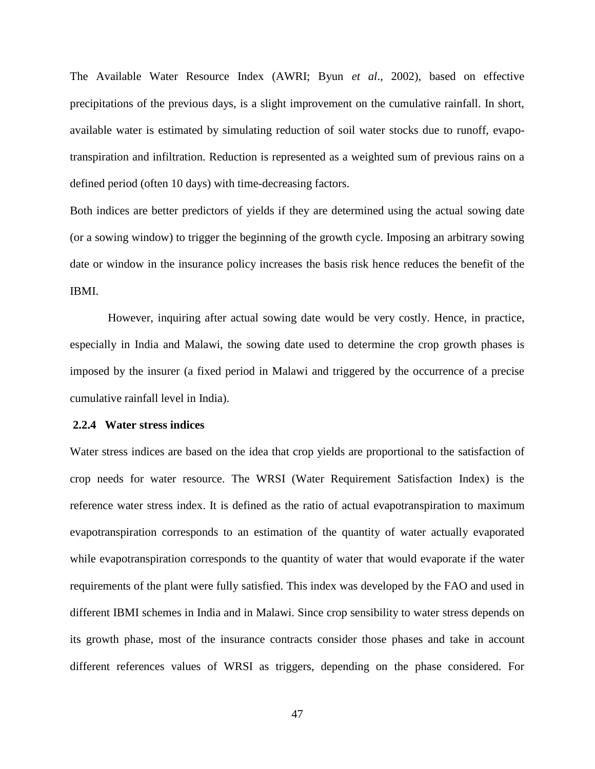The Available Water Resource Index (AWRI; Byun *et al*., 2002), based on effective precipitations of the previous days, is a slight improvement on the cumulative rainfall. In short, available water is estimated by simulating reduction of soil water stocks due to runoff, evapo-transpiration and infiltration. Reduction is represented as a weighted sum of previous rains on a defined period (often 10 days) with time-decreasing factors.

Both indices are better predictors of yields if they are determined using the actual sowing date (or a sowing window) to trigger the beginning of the growth cycle. Imposing an arbitrary sowing date or window in the insurance policy increases the basis risk hence reduces the benefit of the IBMI.

However, inquiring after actual sowing date would be very costly. Hence, in practice, especially in India and Malawi, the sowing date used to determine the crop growth phases is imposed by the insurer (a fixed period in Malawi and triggered by the occurrence of a precise cumulative rainfall level in India).

### 2.2.4 Water stress indices

Water stress indices are based on the idea that crop yields are proportional to the satisfaction of crop needs for water resource. The WRSI (Water Requirement Satisfaction Index) is the reference water stress index. It is defined as the ratio of actual evapotranspiration to maximum evapotranspiration corresponds to an estimation of the quantity of water actually evaporated while evapotranspiration corresponds to the quantity of water that would evaporate if the water requirements of the plant were fully satisfied. This index was developed by the FAO and used in different IBMI schemes in India and in Malawi. Since crop sensibility to water stress depends on its growth phase, most of the insurance contracts consider those phases and take in account different references values of WRSI as triggers, depending on the phase considered. For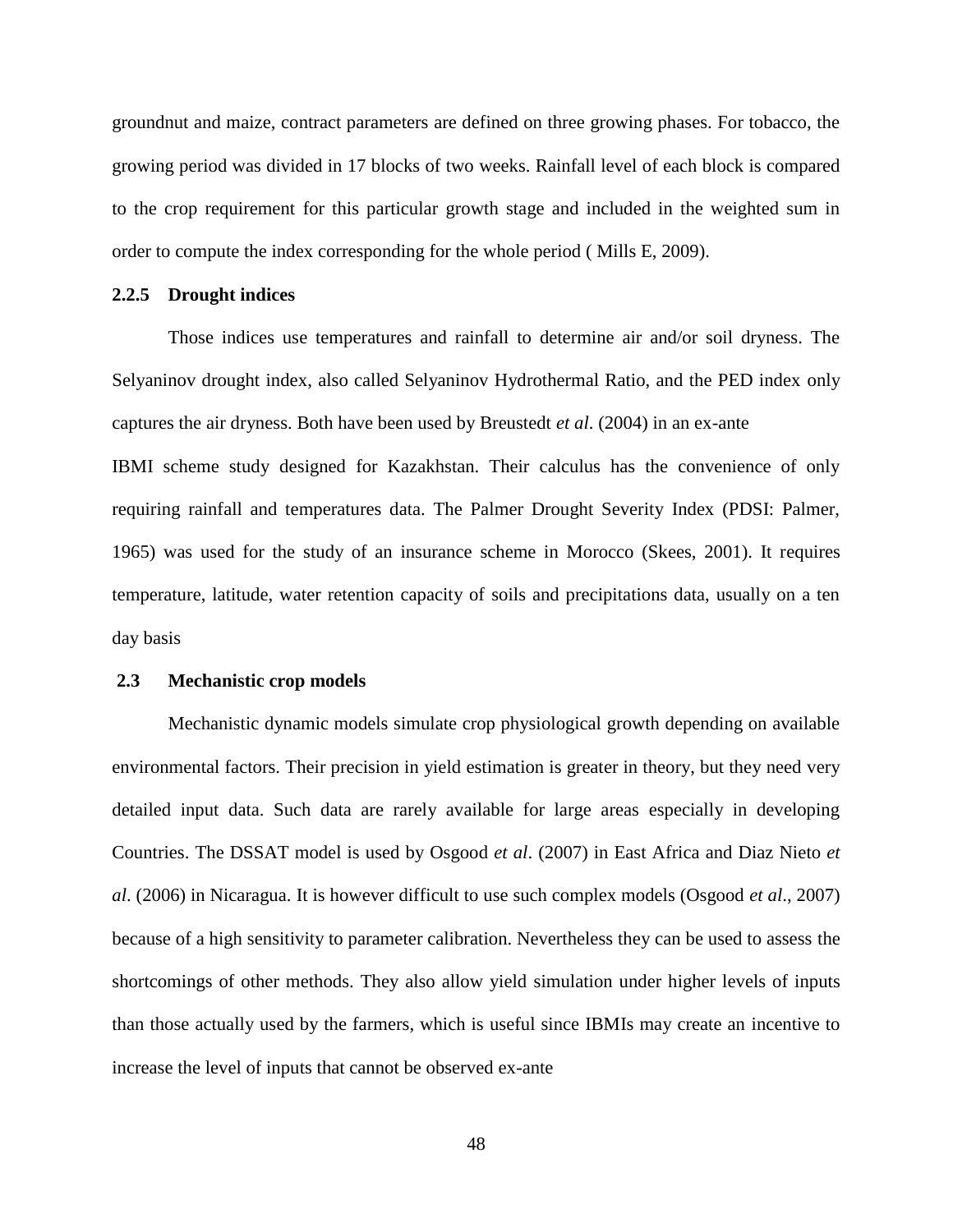groundnut and maize, contract parameters are defined on three growing phases. For tobacco, the growing period was divided in 17 blocks of two weeks. Rainfall level of each block is compared to the crop requirement for this particular growth stage and included in the weighted sum in order to compute the index corresponding for the whole period ( Mills E, 2009).

### 2.2.5 Drought indices

Those indices use temperatures and rainfall to determine air and/or soil dryness. The Selyaninov drought index, also called Selyaninov Hydrothermal Ratio, and the PED index only captures the air dryness. Both have been used by Breustedt *et al*. (2004) in an ex-ante IBMI scheme study designed for Kazakhstan. Their calculus has the convenience of only requiring rainfall and temperatures data. The Palmer Drought Severity Index (PDSI: Palmer, 1965) was used for the study of an insurance scheme in Morocco (Skees, 2001). It requires temperature, latitude, water retention capacity of soils and precipitations data, usually on a ten day basis

## 2.3 Mechanistic crop models

Mechanistic dynamic models simulate crop physiological growth depending on available environmental factors. Their precision in yield estimation is greater in theory, but they need very detailed input data. Such data are rarely available for large areas especially in developing Countries. The DSSAT model is used by Osgood *et al*. (2007) in East Africa and Diaz Nieto *et al*. (2006) in Nicaragua. It is however difficult to use such complex models (Osgood *et al*., 2007) because of a high sensitivity to parameter calibration. Nevertheless they can be used to assess the shortcomings of other methods. They also allow yield simulation under higher levels of inputs than those actually used by the farmers, which is useful since IBMIs may create an incentive to increase the level of inputs that cannot be observed ex-ante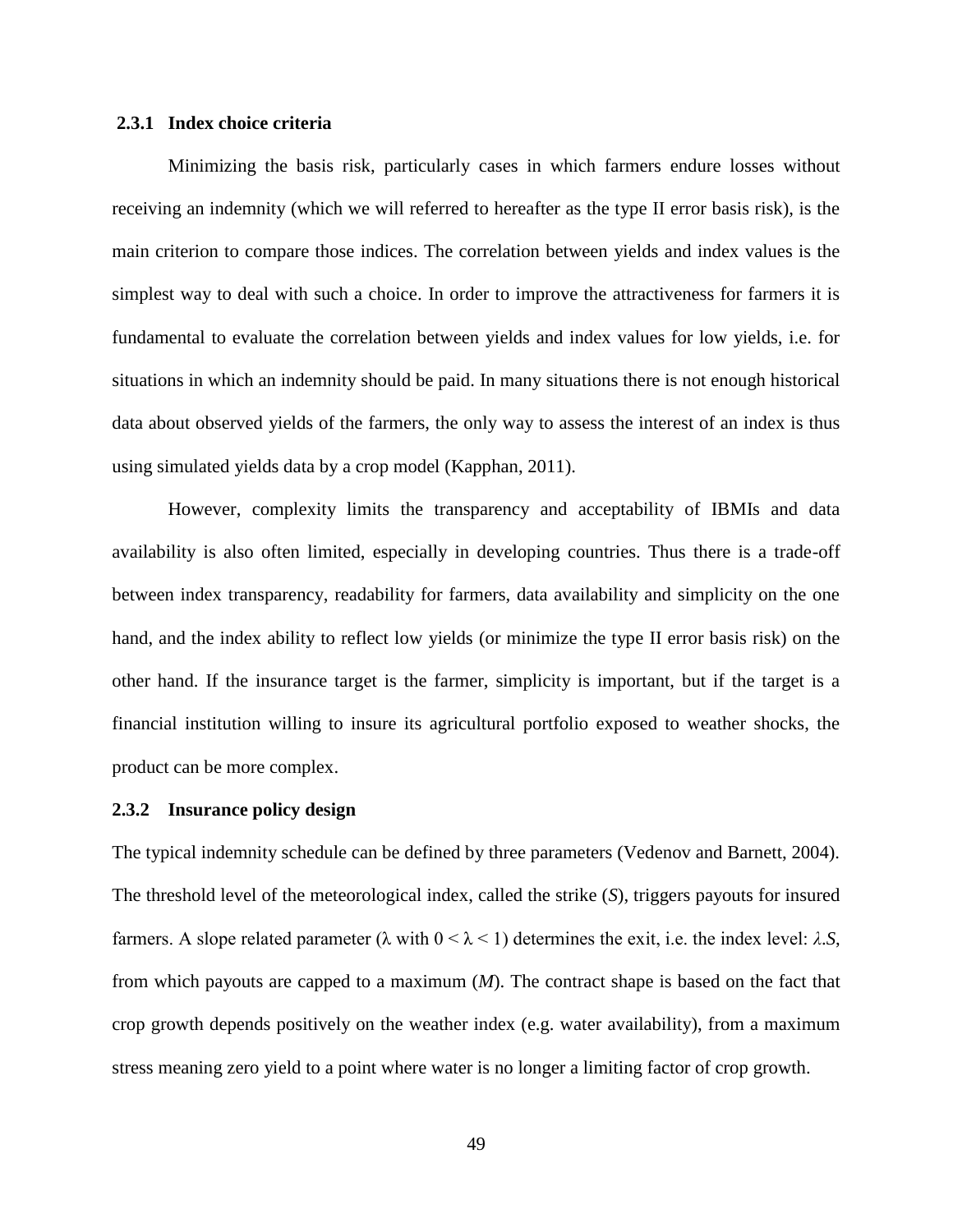### 2.3.1 Index choice criteria

Minimizing the basis risk, particularly cases in which farmers endure losses without receiving an indemnity (which we will referred to hereafter as the type II error basis risk), is the main criterion to compare those indices. The correlation between yields and index values is the simplest way to deal with such a choice. In order to improve the attractiveness for farmers it is fundamental to evaluate the correlation between yields and index values for low yields, i.e. for situations in which an indemnity should be paid. In many situations there is not enough historical data about observed yields of the farmers, the only way to assess the interest of an index is thus using simulated yields data by a crop model (Kapphan, 2011).

However, complexity limits the transparency and acceptability of IBMIs and data availability is also often limited, especially in developing countries. Thus there is a trade-off between index transparency, readability for farmers, data availability and simplicity on the one hand, and the index ability to reflect low yields (or minimize the type II error basis risk) on the other hand. If the insurance target is the farmer, simplicity is important, but if the target is a financial institution willing to insure its agricultural portfolio exposed to weather shocks, the product can be more complex.

### 2.3.2 Insurance policy design

The typical indemnity schedule can be defined by three parameters (Vedenov and Barnett, 2004). The threshold level of the meteorological index, called the strike ($S$), triggers payouts for insured farmers. A slope related parameter ($\lambda$ with $0 < \lambda < 1$) determines the exit, i.e. the index level: $\lambda.S$, from which payouts are capped to a maximum ($M$). The contract shape is based on the fact that crop growth depends positively on the weather index (e.g. water availability), from a maximum stress meaning zero yield to a point where water is no longer a limiting factor of crop growth.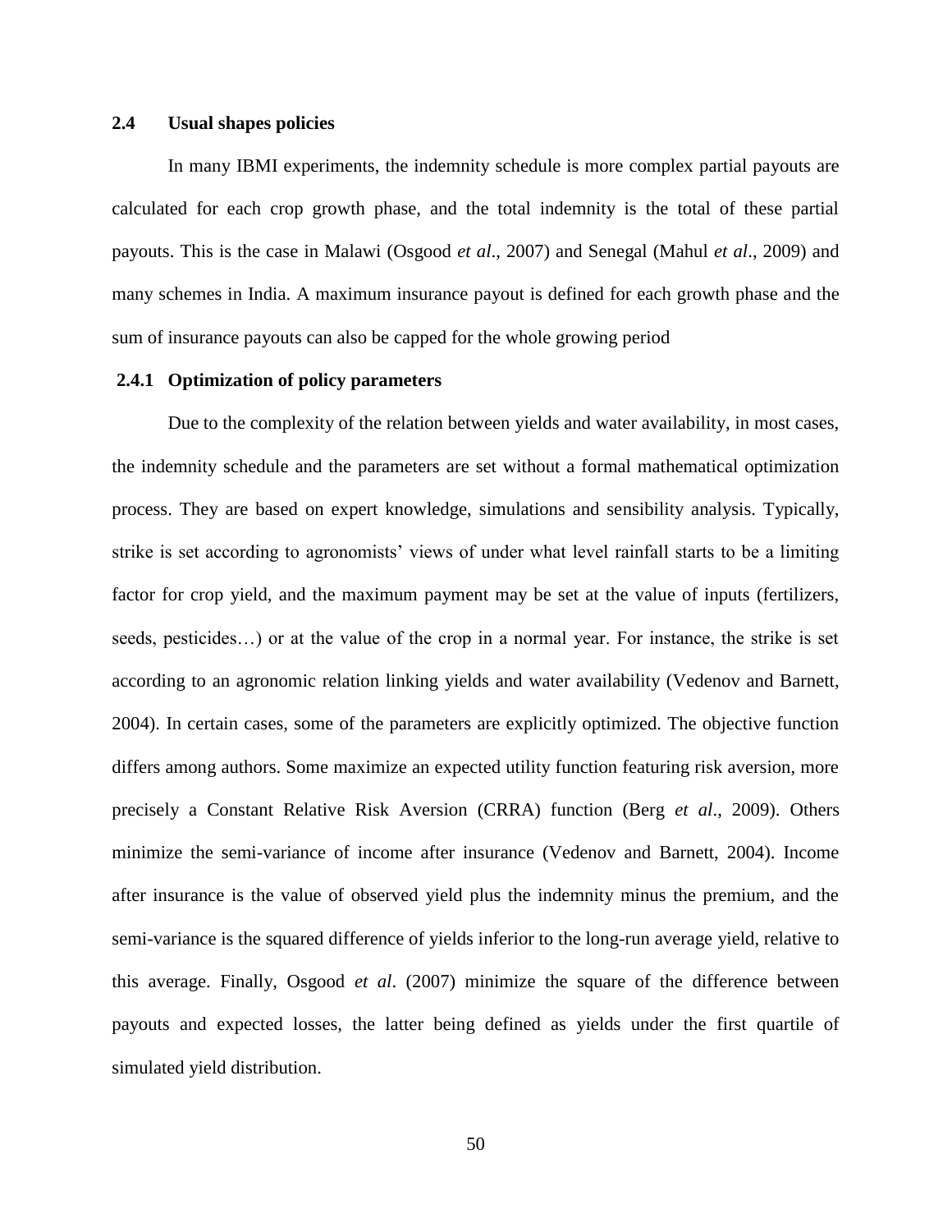## 2.4 Usual shapes policies

In many IBMI experiments, the indemnity schedule is more complex partial payouts are calculated for each crop growth phase, and the total indemnity is the total of these partial payouts. This is the case in Malawi (Osgood *et al*., 2007) and Senegal (Mahul *et al*., 2009) and many schemes in India. A maximum insurance payout is defined for each growth phase and the sum of insurance payouts can also be capped for the whole growing period

### 2.4.1 Optimization of policy parameters

Due to the complexity of the relation between yields and water availability, in most cases, the indemnity schedule and the parameters are set without a formal mathematical optimization process. They are based on expert knowledge, simulations and sensibility analysis. Typically, strike is set according to agronomists' views of under what level rainfall starts to be a limiting factor for crop yield, and the maximum payment may be set at the value of inputs (fertilizers, seeds, pesticides…) or at the value of the crop in a normal year. For instance, the strike is set according to an agronomic relation linking yields and water availability (Vedenov and Barnett, 2004). In certain cases, some of the parameters are explicitly optimized. The objective function differs among authors. Some maximize an expected utility function featuring risk aversion, more precisely a Constant Relative Risk Aversion (CRRA) function (Berg *et al*., 2009). Others minimize the semi-variance of income after insurance (Vedenov and Barnett, 2004). Income after insurance is the value of observed yield plus the indemnity minus the premium, and the semi-variance is the squared difference of yields inferior to the long-run average yield, relative to this average. Finally, Osgood *et al*. (2007) minimize the square of the difference between payouts and expected losses, the latter being defined as yields under the first quartile of simulated yield distribution.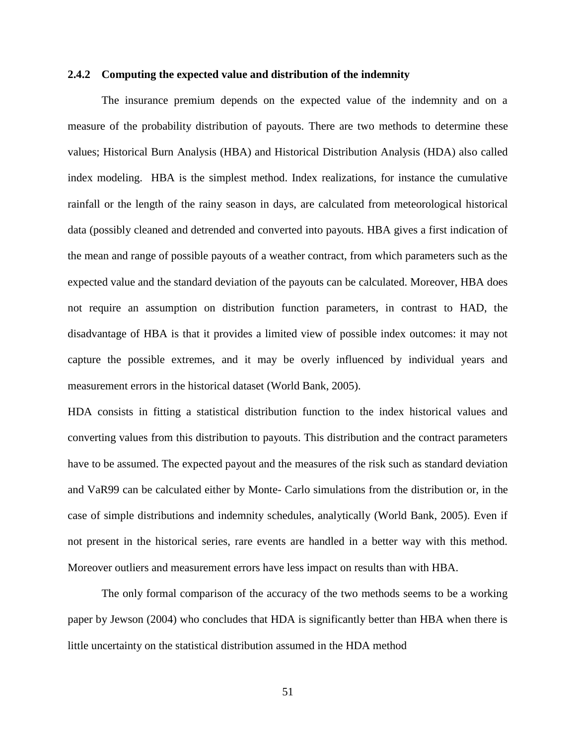### 2.4.2 Computing the expected value and distribution of the indemnity

The insurance premium depends on the expected value of the indemnity and on a measure of the probability distribution of payouts. There are two methods to determine these values; Historical Burn Analysis (HBA) and Historical Distribution Analysis (HDA) also called index modeling. HBA is the simplest method. Index realizations, for instance the cumulative rainfall or the length of the rainy season in days, are calculated from meteorological historical data (possibly cleaned and detrended and converted into payouts. HBA gives a first indication of the mean and range of possible payouts of a weather contract, from which parameters such as the expected value and the standard deviation of the payouts can be calculated. Moreover, HBA does not require an assumption on distribution function parameters, in contrast to HAD, the disadvantage of HBA is that it provides a limited view of possible index outcomes: it may not capture the possible extremes, and it may be overly influenced by individual years and measurement errors in the historical dataset (World Bank, 2005).

HDA consists in fitting a statistical distribution function to the index historical values and converting values from this distribution to payouts. This distribution and the contract parameters have to be assumed. The expected payout and the measures of the risk such as standard deviation and VaR99 can be calculated either by Monte- Carlo simulations from the distribution or, in the case of simple distributions and indemnity schedules, analytically (World Bank, 2005). Even if not present in the historical series, rare events are handled in a better way with this method. Moreover outliers and measurement errors have less impact on results than with HBA.

The only formal comparison of the accuracy of the two methods seems to be a working paper by Jewson (2004) who concludes that HDA is significantly better than HBA when there is little uncertainty on the statistical distribution assumed in the HDA method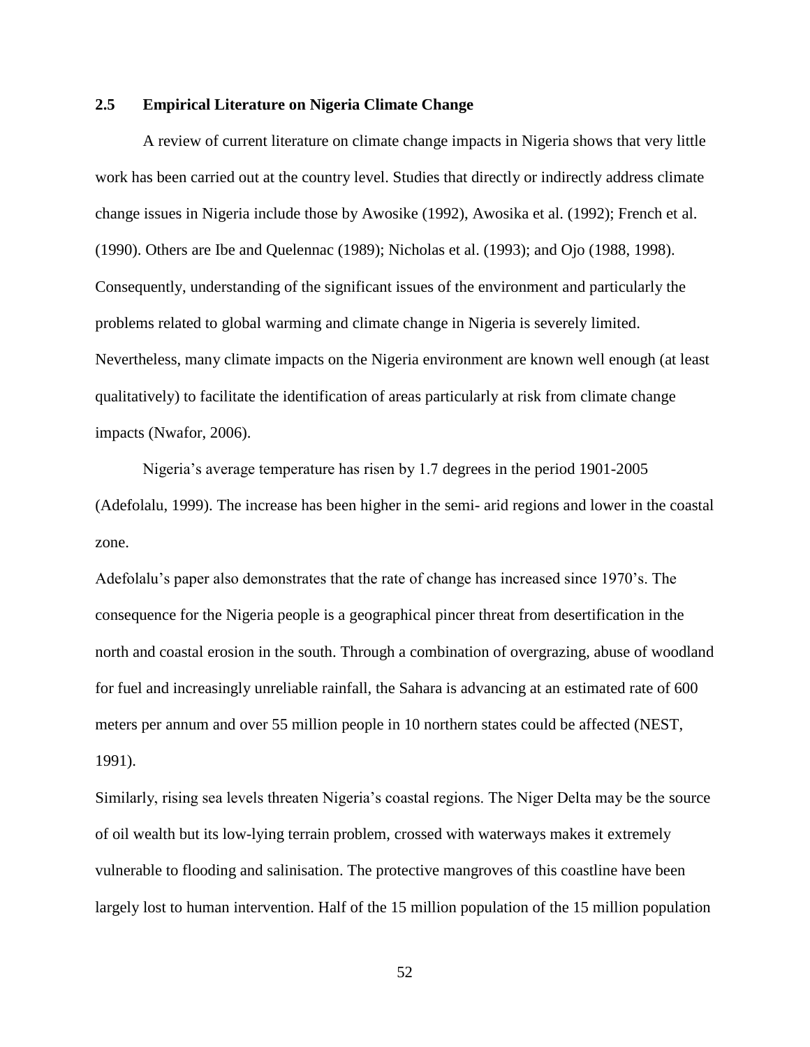## 2.5 Empirical Literature on Nigeria Climate Change

A review of current literature on climate change impacts in Nigeria shows that very little work has been carried out at the country level. Studies that directly or indirectly address climate change issues in Nigeria include those by Awosike (1992), Awosika et al. (1992); French et al. (1990). Others are Ibe and Quelennac (1989); Nicholas et al. (1993); and Ojo (1988, 1998). Consequently, understanding of the significant issues of the environment and particularly the problems related to global warming and climate change in Nigeria is severely limited. Nevertheless, many climate impacts on the Nigeria environment are known well enough (at least qualitatively) to facilitate the identification of areas particularly at risk from climate change impacts (Nwafor, 2006).

Nigeria's average temperature has risen by 1.7 degrees in the period 1901-2005 (Adefolalu, 1999). The increase has been higher in the semi- arid regions and lower in the coastal zone.

Adefolalu's paper also demonstrates that the rate of change has increased since 1970's. The consequence for the Nigeria people is a geographical pincer threat from desertification in the north and coastal erosion in the south. Through a combination of overgrazing, abuse of woodland for fuel and increasingly unreliable rainfall, the Sahara is advancing at an estimated rate of 600 meters per annum and over 55 million people in 10 northern states could be affected (NEST, 1991).

Similarly, rising sea levels threaten Nigeria's coastal regions. The Niger Delta may be the source of oil wealth but its low-lying terrain problem, crossed with waterways makes it extremely vulnerable to flooding and salinisation. The protective mangroves of this coastline have been largely lost to human intervention. Half of the 15 million population of the 15 million population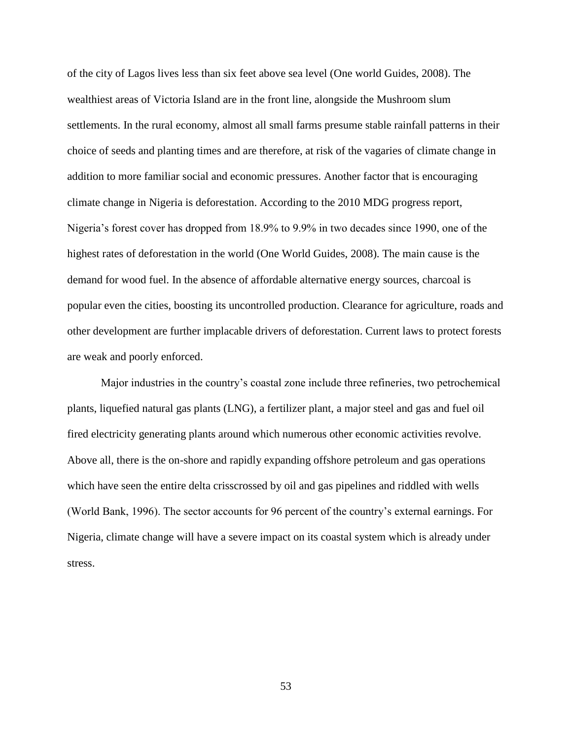of the city of Lagos lives less than six feet above sea level (One world Guides, 2008). The wealthiest areas of Victoria Island are in the front line, alongside the Mushroom slum settlements. In the rural economy, almost all small farms presume stable rainfall patterns in their choice of seeds and planting times and are therefore, at risk of the vagaries of climate change in addition to more familiar social and economic pressures. Another factor that is encouraging climate change in Nigeria is deforestation. According to the 2010 MDG progress report, Nigeria's forest cover has dropped from 18.9% to 9.9% in two decades since 1990, one of the highest rates of deforestation in the world (One World Guides, 2008). The main cause is the demand for wood fuel. In the absence of affordable alternative energy sources, charcoal is popular even the cities, boosting its uncontrolled production. Clearance for agriculture, roads and other development are further implacable drivers of deforestation. Current laws to protect forests are weak and poorly enforced.

Major industries in the country's coastal zone include three refineries, two petrochemical plants, liquefied natural gas plants (LNG), a fertilizer plant, a major steel and gas and fuel oil fired electricity generating plants around which numerous other economic activities revolve. Above all, there is the on-shore and rapidly expanding offshore petroleum and gas operations which have seen the entire delta crisscrossed by oil and gas pipelines and riddled with wells (World Bank, 1996). The sector accounts for 96 percent of the country's external earnings. For Nigeria, climate change will have a severe impact on its coastal system which is already under stress.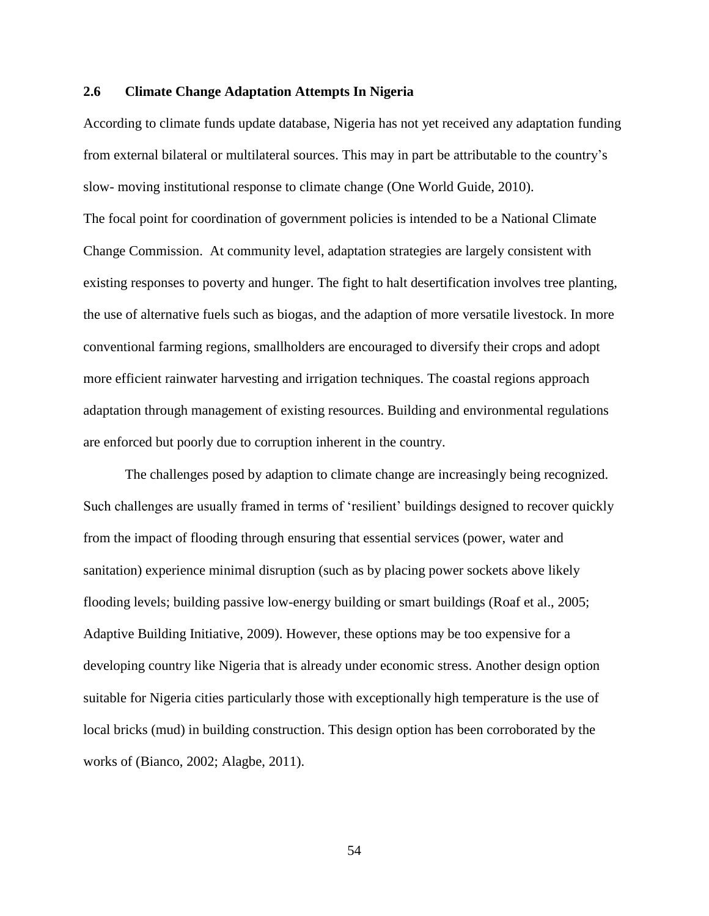## 2.6 Climate Change Adaptation Attempts In Nigeria

According to climate funds update database, Nigeria has not yet received any adaptation funding from external bilateral or multilateral sources. This may in part be attributable to the country's slow- moving institutional response to climate change (One World Guide, 2010).

The focal point for coordination of government policies is intended to be a National Climate Change Commission. At community level, adaptation strategies are largely consistent with existing responses to poverty and hunger. The fight to halt desertification involves tree planting, the use of alternative fuels such as biogas, and the adaption of more versatile livestock. In more conventional farming regions, smallholders are encouraged to diversify their crops and adopt more efficient rainwater harvesting and irrigation techniques. The coastal regions approach adaptation through management of existing resources. Building and environmental regulations are enforced but poorly due to corruption inherent in the country.

The challenges posed by adaption to climate change are increasingly being recognized. Such challenges are usually framed in terms of 'resilient' buildings designed to recover quickly from the impact of flooding through ensuring that essential services (power, water and sanitation) experience minimal disruption (such as by placing power sockets above likely flooding levels; building passive low-energy building or smart buildings (Roaf et al., 2005; Adaptive Building Initiative, 2009). However, these options may be too expensive for a developing country like Nigeria that is already under economic stress. Another design option suitable for Nigeria cities particularly those with exceptionally high temperature is the use of local bricks (mud) in building construction. This design option has been corroborated by the works of (Bianco, 2002; Alagbe, 2011).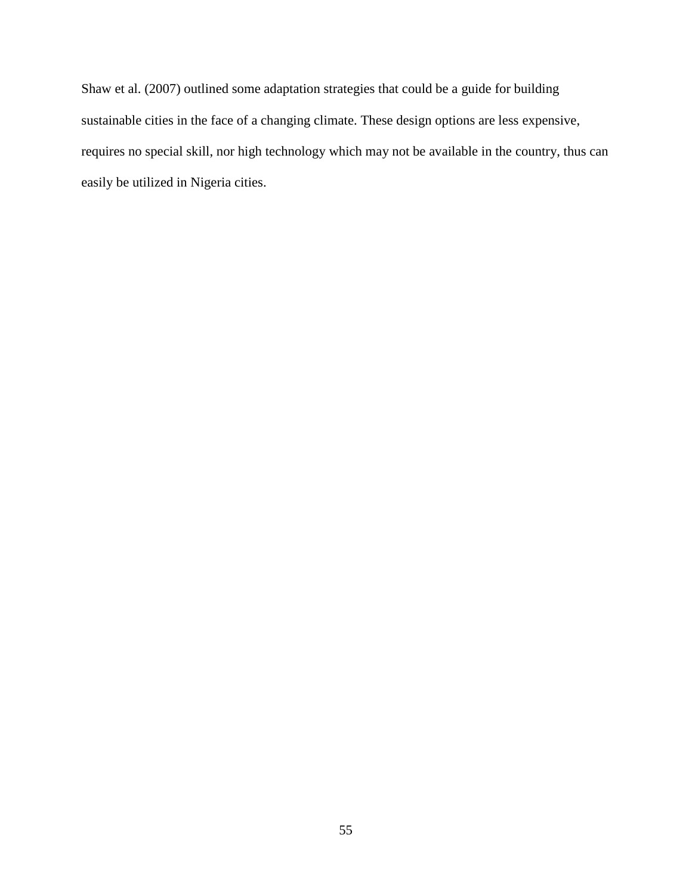Shaw et al. (2007) outlined some adaptation strategies that could be a guide for building sustainable cities in the face of a changing climate. These design options are less expensive, requires no special skill, nor high technology which may not be available in the country, thus can easily be utilized in Nigeria cities.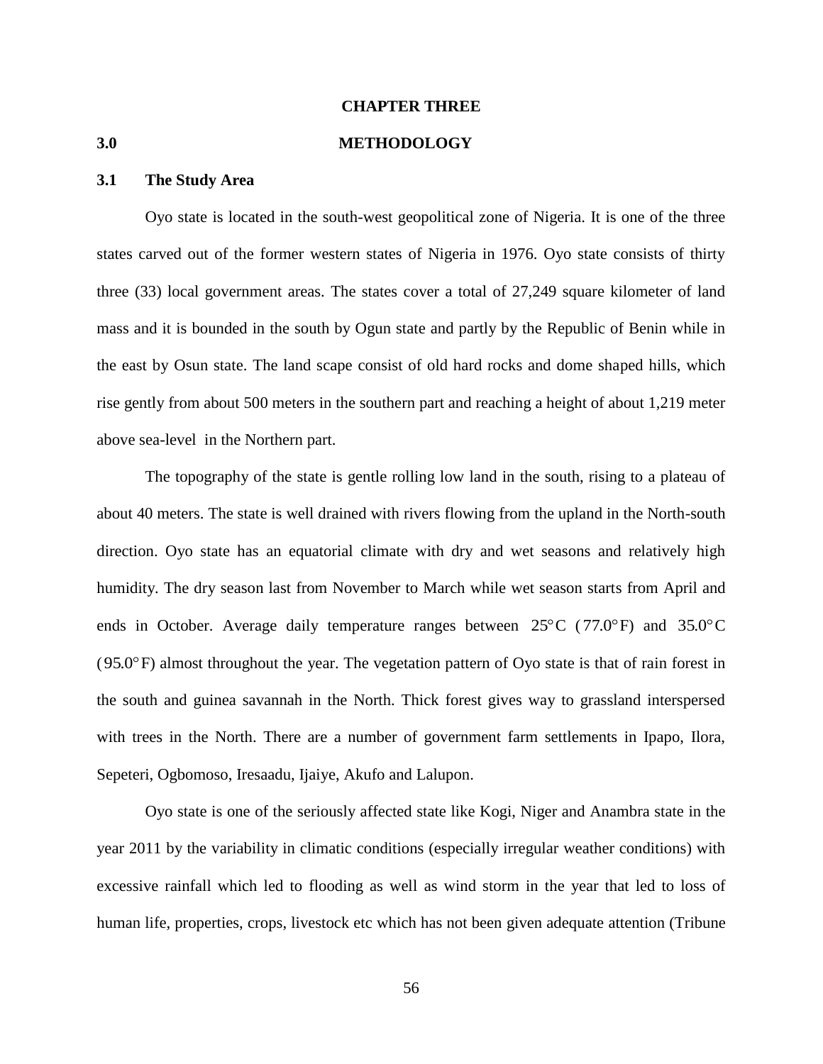# CHAPTER THREE

## 3.0 METHODOLOGY

### 3.1 The Study Area

Oyo state is located in the south-west geopolitical zone of Nigeria. It is one of the three states carved out of the former western states of Nigeria in 1976. Oyo state consists of thirty three (33) local government areas. The states cover a total of 27,249 square kilometer of land mass and it is bounded in the south by Ogun state and partly by the Republic of Benin while in the east by Osun state. The land scape consist of old hard rocks and dome shaped hills, which rise gently from about 500 meters in the southern part and reaching a height of about 1,219 meter above sea-level in the Northern part.

The topography of the state is gentle rolling low land in the south, rising to a plateau of about 40 meters. The state is well drained with rivers flowing from the upland in the North-south direction. Oyo state has an equatorial climate with dry and wet seasons and relatively high humidity. The dry season last from November to March while wet season starts from April and ends in October. Average daily temperature ranges between $25^{\circ}C$ ($77.0^{\circ}F$) and $35.0^{\circ}C$ ($95.0^{\circ}F$) almost throughout the year. The vegetation pattern of Oyo state is that of rain forest in the south and guinea savannah in the North. Thick forest gives way to grassland interspersed with trees in the North. There are a number of government farm settlements in Ipapo, Ilora, Sepeteri, Ogbomoso, Iresaadu, Ijaiye, Akufo and Lalupon.

Oyo state is one of the seriously affected state like Kogi, Niger and Anambra state in the year 2011 by the variability in climatic conditions (especially irregular weather conditions) with excessive rainfall which led to flooding as well as wind storm in the year that led to loss of human life, properties, crops, livestock etc which has not been given adequate attention (Tribune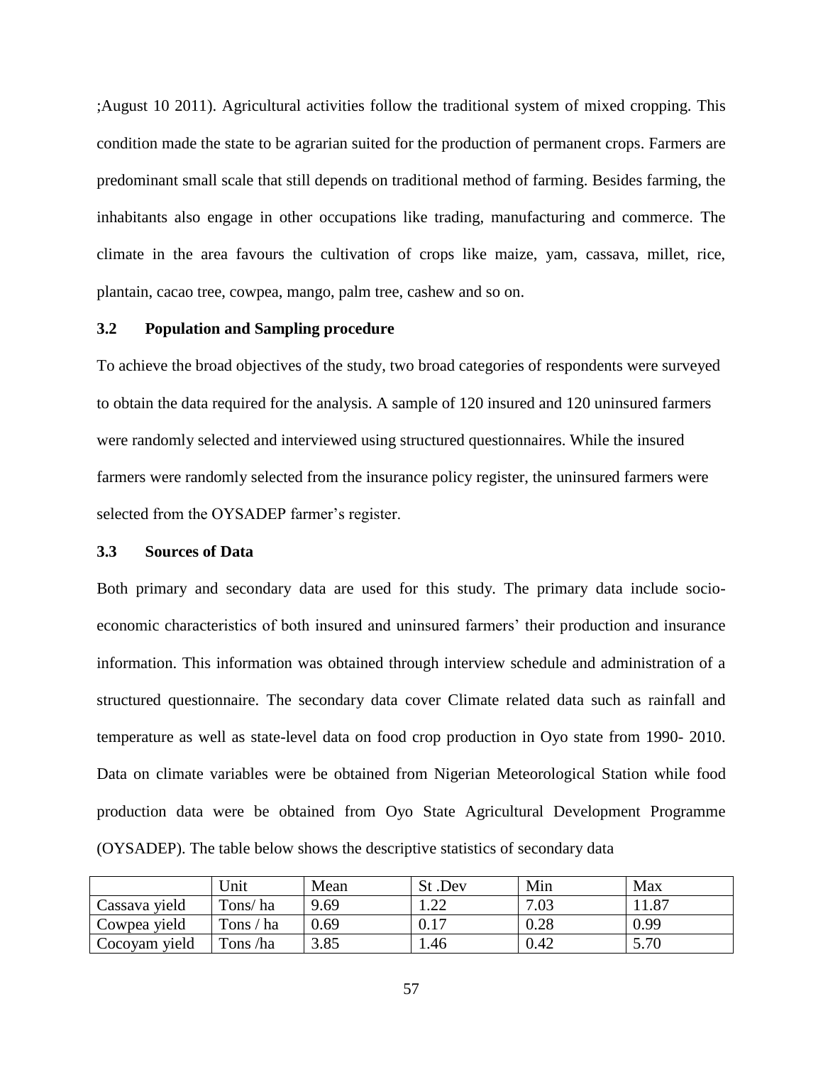;August 10 2011). Agricultural activities follow the traditional system of mixed cropping. This condition made the state to be agrarian suited for the production of permanent crops. Farmers are predominant small scale that still depends on traditional method of farming. Besides farming, the inhabitants also engage in other occupations like trading, manufacturing and commerce. The climate in the area favours the cultivation of crops like maize, yam, cassava, millet, rice, plantain, cacao tree, cowpea, mango, palm tree, cashew and so on.

### 3.2 Population and Sampling procedure

To achieve the broad objectives of the study, two broad categories of respondents were surveyed to obtain the data required for the analysis. A sample of 120 insured and 120 uninsured farmers were randomly selected and interviewed using structured questionnaires. While the insured farmers were randomly selected from the insurance policy register, the uninsured farmers were selected from the OYSADEP farmer's register.

### 3.3 Sources of Data

Both primary and secondary data are used for this study. The primary data include socio-economic characteristics of both insured and uninsured farmers' their production and insurance information. This information was obtained through interview schedule and administration of a structured questionnaire. The secondary data cover Climate related data such as rainfall and temperature as well as state-level data on food crop production in Oyo state from 1990- 2010. Data on climate variables were be obtained from Nigerian Meteorological Station while food production data were be obtained from Oyo State Agricultural Development Programme (OYSADEP). The table below shows the descriptive statistics of secondary data

| | Unit | Mean | St .Dev | Min | Max |
|---|---|---|---|---|---|
| Cassava yield | Tons/ ha | 9.69 | 1.22 | 7.03 | 11.87 |
| Cowpea yield | Tons / ha | 0.69 | 0.17 | 0.28 | 0.99 |
| Cocoyam yield | Tons /ha | 3.85 | 1.46 | 0.42 | 5.70 |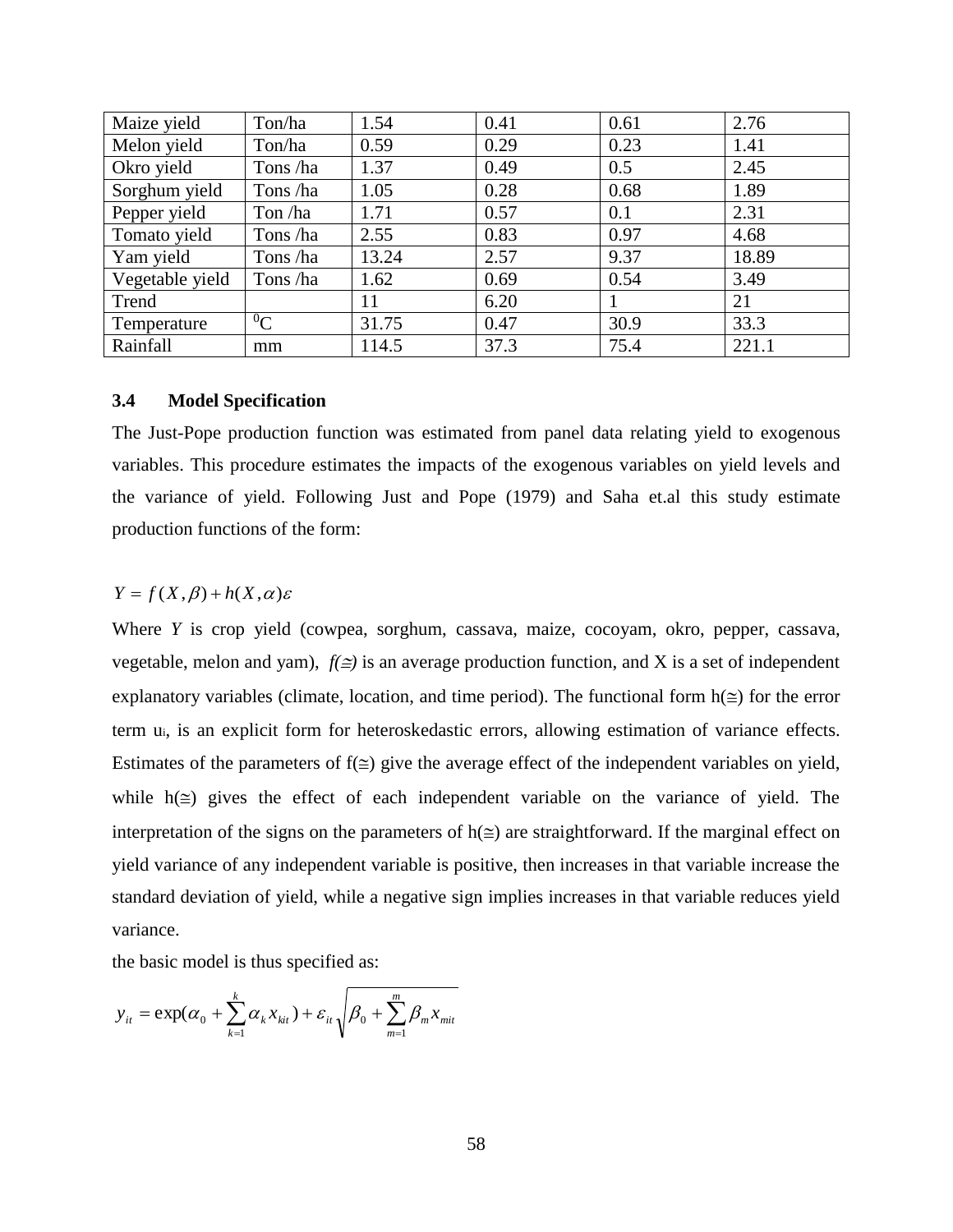| Maize yield | Ton/ha | 1.54 | 0.41 | 0.61 | 2.76 |
|---|---|---|---|---|---|
| Melon yield | Ton/ha | 0.59 | 0.29 | 0.23 | 1.41 |
| Okro yield | Tons /ha | 1.37 | 0.49 | 0.5 | 2.45 |
| Sorghum yield | Tons /ha | 1.05 | 0.28 | 0.68 | 1.89 |
| Pepper yield | Ton /ha | 1.71 | 0.57 | 0.1 | 2.31 |
| Tomato yield | Tons /ha | 2.55 | 0.83 | 0.97 | 4.68 |
| Yam yield | Tons /ha | 13.24 | 2.57 | 9.37 | 18.89 |
| Vegetable yield | Tons /ha | 1.62 | 0.69 | 0.54 | 3.49 |
| Trend | | 11 | 6.20 | 1 | 21 |
| Temperature | $^0$C | 31.75 | 0.47 | 30.9 | 33.3 |
| Rainfall | mm | 114.5 | 37.3 | 75.4 | 221.1 |

### 3.4 Model Specification

The Just-Pope production function was estimated from panel data relating yield to exogenous variables. This procedure estimates the impacts of the exogenous variables on yield levels and the variance of yield. Following Just and Pope (1979) and Saha et.al this study estimate production functions of the form:

$$Y = f(X, \beta) + h(X, \alpha)\varepsilon$$

Where *Y* is crop yield (cowpea, sorghum, cassava, maize, cocoyam, okro, pepper, cassava, vegetable, melon and yam), *f(≅)* is an average production function, and X is a set of independent explanatory variables (climate, location, and time period). The functional form h(≅) for the error term $u_i$, is an explicit form for heteroskedastic errors, allowing estimation of variance effects. Estimates of the parameters of f(≅) give the average effect of the independent variables on yield, while h(≅) gives the effect of each independent variable on the variance of yield. The interpretation of the signs on the parameters of h(≅) are straightforward. If the marginal effect on yield variance of any independent variable is positive, then increases in that variable increase the standard deviation of yield, while a negative sign implies increases in that variable reduces yield variance.

the basic model is thus specified as:

$$y_{it} = \exp(\alpha_0 + \sum_{k=1}^{k} \alpha_k x_{kit}) + \varepsilon_{it} \sqrt{\beta_0 + \sum_{m=1}^{m} \beta_m x_{mit}}$$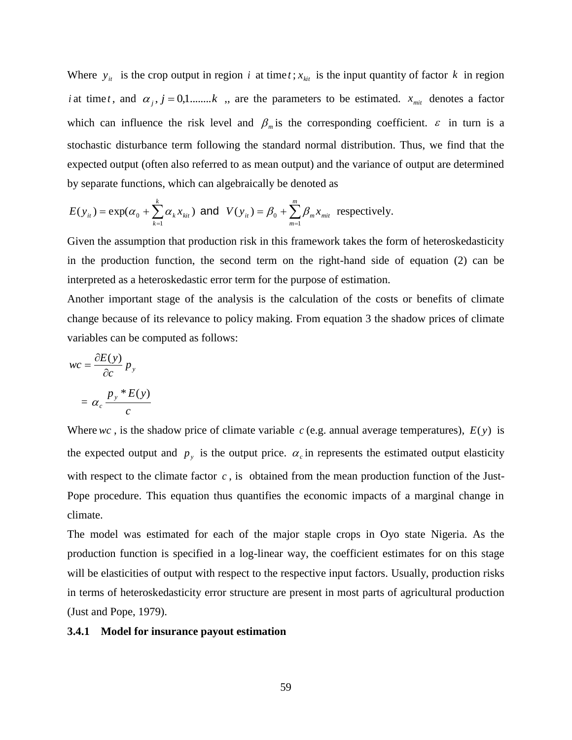Where $y_{it}$ is the crop output in region $i$ at time $t$; $x_{kit}$ is the input quantity of factor $k$ in region $i$ at time $t$, and $\alpha_j, j = 0,1........k$ ,, are the parameters to be estimated. $x_{mit}$ denotes a factor which can influence the risk level and $\beta_m$ is the corresponding coefficient. $\varepsilon$ in turn is a stochastic disturbance term following the standard normal distribution. Thus, we find that the expected output (often also referred to as mean output) and the variance of output are determined by separate functions, which can algebraically be denoted as

$E(y_{it}) = \exp(\alpha_0 + \sum_{k=1}^{k} \alpha_k x_{kit})$ and $V(y_{it}) = \beta_0 + \sum_{m=1}^{m} \beta_m x_{mit}$ respectively.

Given the assumption that production risk in this framework takes the form of heteroskedasticity in the production function, the second term on the right-hand side of equation (2) can be interpreted as a heteroskedastic error term for the purpose of estimation.

Another important stage of the analysis is the calculation of the costs or benefits of climate change because of its relevance to policy making. From equation 3 the shadow prices of climate variables can be computed as follows:

$$wc = \frac{\partial E(y)}{\partial c} p_y$$

$$= \alpha_c \frac{p_y * E(y)}{c}$$

Where $wc$ , is the shadow price of climate variable $c$ (e.g. annual average temperatures), $E(y)$ is the expected output and $p_y$ is the output price. $\alpha_c$ in represents the estimated output elasticity with respect to the climate factor $c$ , is obtained from the mean production function of the Just-Pope procedure. This equation thus quantifies the economic impacts of a marginal change in climate.

The model was estimated for each of the major staple crops in Oyo state Nigeria. As the production function is specified in a log-linear way, the coefficient estimates for on this stage will be elasticities of output with respect to the respective input factors. Usually, production risks in terms of heteroskedasticity error structure are present in most parts of agricultural production (Just and Pope, 1979).

### 3.4.1 Model for insurance payout estimation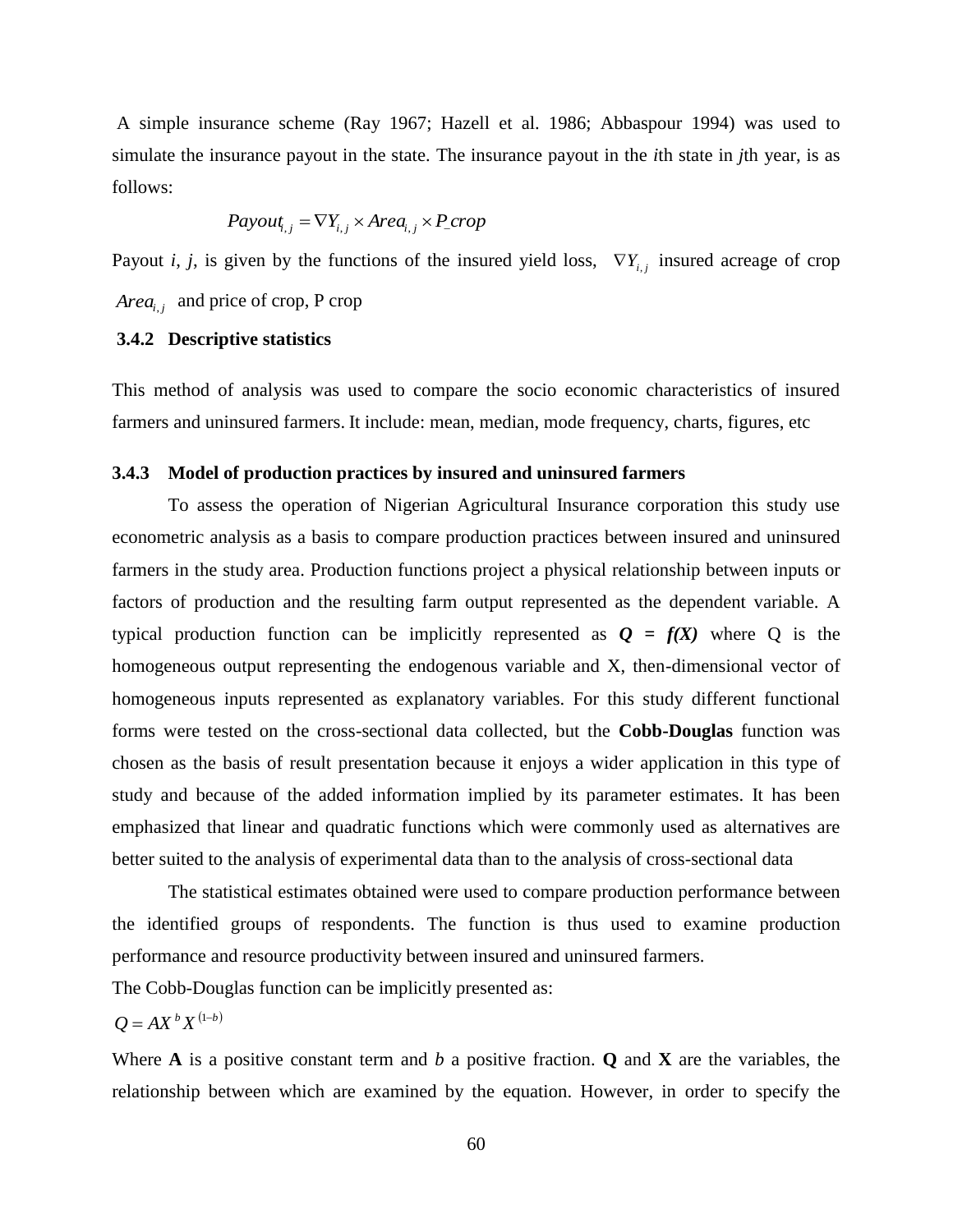A simple insurance scheme (Ray 1967; Hazell et al. 1986; Abbaspour 1994) was used to simulate the insurance payout in the state. The insurance payout in the *i*th state in *j*th year, is as follows:

$$Payout_{i,j} = \nabla Y_{i,j} \times Area_{i,j} \times P\_crop$$

Payout *i*, *j*, is given by the functions of the insured yield loss, $\nabla Y_{i,j}$ insured acreage of crop $Area_{i,j}$ and price of crop, P crop

### 3.4.2 Descriptive statistics

This method of analysis was used to compare the socio economic characteristics of insured farmers and uninsured farmers. It include: mean, median, mode frequency, charts, figures, etc

### 3.4.3 Model of production practices by insured and uninsured farmers

To assess the operation of Nigerian Agricultural Insurance corporation this study use econometric analysis as a basis to compare production practices between insured and uninsured farmers in the study area. Production functions project a physical relationship between inputs or factors of production and the resulting farm output represented as the dependent variable. A typical production function can be implicitly represented as ***Q = f(X)*** where Q is the homogeneous output representing the endogenous variable and X, then-dimensional vector of homogeneous inputs represented as explanatory variables. For this study different functional forms were tested on the cross-sectional data collected, but the **Cobb-Douglas** function was chosen as the basis of result presentation because it enjoys a wider application in this type of study and because of the added information implied by its parameter estimates. It has been emphasized that linear and quadratic functions which were commonly used as alternatives are better suited to the analysis of experimental data than to the analysis of cross-sectional data

The statistical estimates obtained were used to compare production performance between the identified groups of respondents. The function is thus used to examine production performance and resource productivity between insured and uninsured farmers.

The Cobb-Douglas function can be implicitly presented as:

$$Q = AX^{b}X^{(1-b)}$$

Where **A** is a positive constant term and *b* a positive fraction. **Q** and **X** are the variables, the relationship between which are examined by the equation. However, in order to specify the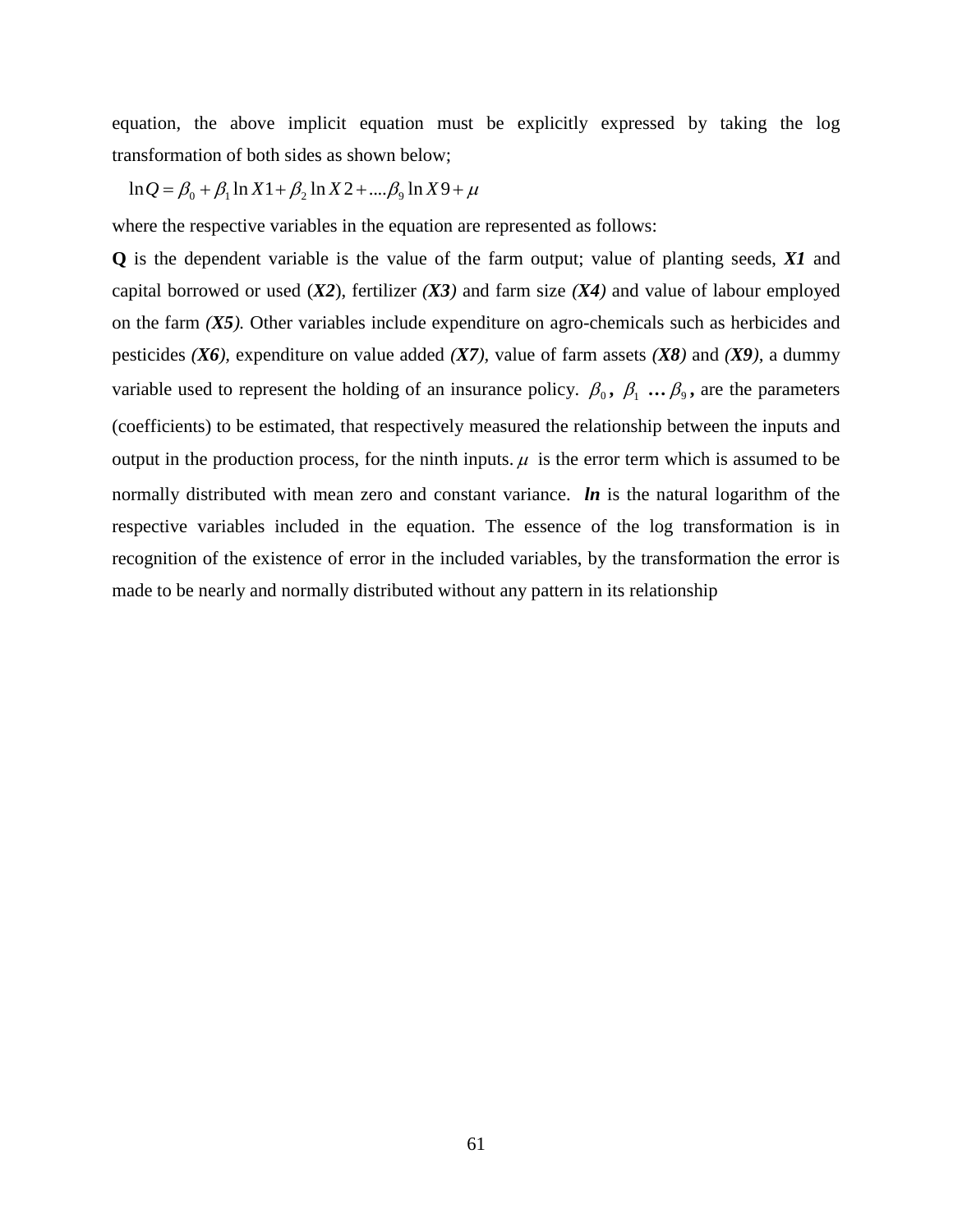equation, the above implicit equation must be explicitly expressed by taking the log transformation of both sides as shown below;

$$\ln Q = \beta_0 + \beta_1 \ln X1 + \beta_2 \ln X2 + ....\beta_9 \ln X9 + \mu$$

where the respective variables in the equation are represented as follows:

**Q** is the dependent variable is the value of the farm output; value of planting seeds, ***X1*** and capital borrowed or used (***X2***), fertilizer ***(X3)*** and farm size ***(X4)*** and value of labour employed on the farm ***(X5)***. Other variables include expenditure on agro-chemicals such as herbicides and pesticides ***(X6)***, expenditure on value added ***(X7)***, value of farm assets ***(X8)*** and ***(X9)***, a dummy variable used to represent the holding of an insurance policy. $\beta_0$**,** $\beta_1$ **…** $\beta_9$**,** are the parameters (coefficients) to be estimated, that respectively measured the relationship between the inputs and output in the production process, for the ninth inputs. $\mu$ is the error term which is assumed to be normally distributed with mean zero and constant variance. ***ln*** is the natural logarithm of the respective variables included in the equation. The essence of the log transformation is in recognition of the existence of error in the included variables, by the transformation the error is made to be nearly and normally distributed without any pattern in its relationship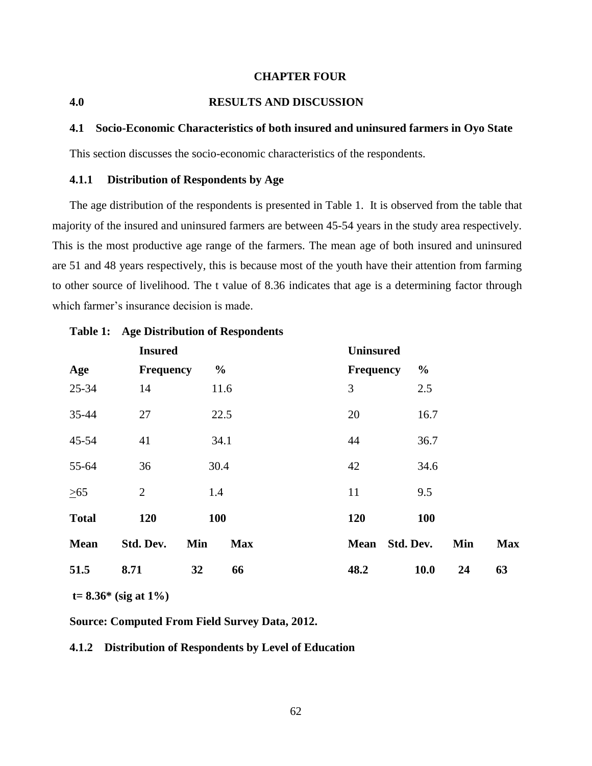# CHAPTER FOUR

## 4.0 RESULTS AND DISCUSSION

### 4.1 Socio-Economic Characteristics of both insured and uninsured farmers in Oyo State

This section discusses the socio-economic characteristics of the respondents.

#### 4.1.1 Distribution of Respondents by Age

The age distribution of the respondents is presented in Table 1. It is observed from the table that majority of the insured and uninsured farmers are between 45-54 years in the study area respectively. This is the most productive age range of the farmers. The mean age of both insured and uninsured are 51 and 48 years respectively, this is because most of the youth have their attention from farming to other source of livelihood. The t value of 8.36 indicates that age is a determining factor through which farmer's insurance decision is made.

**Table 1: Age Distribution of Respondents**

| | **Insured** | | | | **Uninsured** | | | |
|---|---|---|---|---|---|---|---|---|
| **Age** | **Frequency** | **%** | | | **Frequency** | **%** | | |
| 25-34 | 14 | 11.6 | | | 3 | 2.5 | | |
| 35-44 | 27 | 22.5 | | | 20 | 16.7 | | |
| 45-54 | 41 | 34.1 | | | 44 | 36.7 | | |
| 55-64 | 36 | 30.4 | | | 42 | 34.6 | | |
| $\geq$65 | 2 | 1.4 | | | 11 | 9.5 | | |
| **Total** | **120** | **100** | | | **120** | **100** | | |
| **Mean** | **Std. Dev.** | **Min** | **Max** | | **Mean** | **Std. Dev.** | **Min** | **Max** |
| **51.5** | **8.71** | **32** | **66** | | **48.2** | **10.0** | **24** | **63** |

**t= 8.36* (sig at 1%)**

**Source: Computed From Field Survey Data, 2012.**

#### 4.1.2 Distribution of Respondents by Level of Education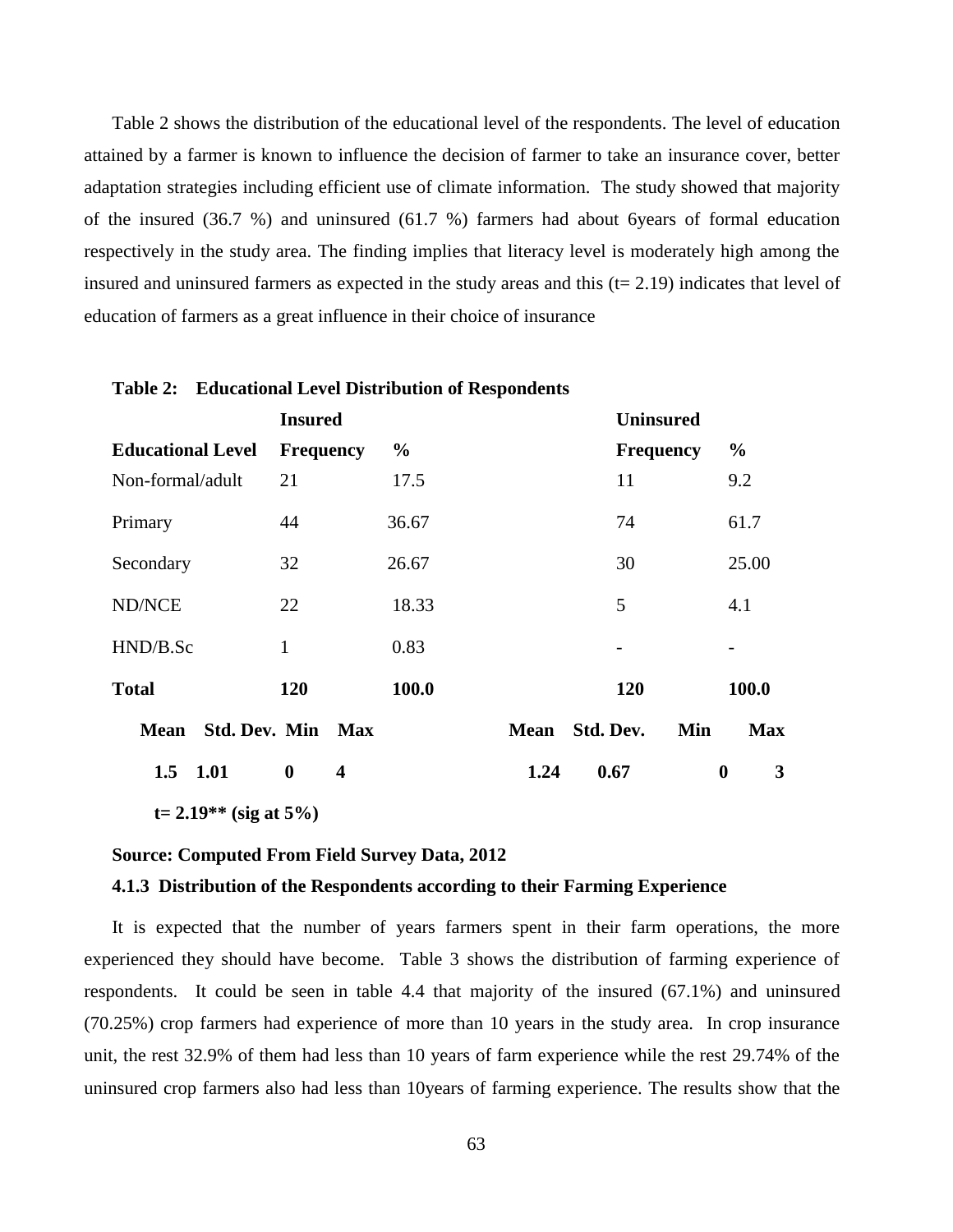Table 2 shows the distribution of the educational level of the respondents. The level of education attained by a farmer is known to influence the decision of farmer to take an insurance cover, better adaptation strategies including efficient use of climate information. The study showed that majority of the insured (36.7 %) and uninsured (61.7 %) farmers had about 6years of formal education respectively in the study area. The finding implies that literacy level is moderately high among the insured and uninsured farmers as expected in the study areas and this (t= 2.19) indicates that level of education of farmers as a great influence in their choice of insurance

**Table 2: Educational Level Distribution of Respondents**

| | **Insured** | | **Uninsured** | |
|---|---|---|---|---|
| **Educational Level** | **Frequency** | **%** | **Frequency** | **%** |
| Non-formal/adult | 21 | 17.5 | 11 | 9.2 |
| Primary | 44 | 36.67 | 74 | 61.7 |
| Secondary | 32 | 26.67 | 30 | 25.00 |
| ND/NCE | 22 | 18.33 | 5 | 4.1 |
| HND/B.Sc | 1 | 0.83 | - | - |
| **Total** | **120** | **100.0** | **120** | **100.0** |

| **Insured Mean** | **Std. Dev.** | **Min** | **Max** | **Uninsured Mean** | **Std. Dev.** | **Min** | **Max** |
|---|---|---|---|---|---|---|---|
| **1.5** | **1.01** | **0** | **4** | **1.24** | **0.67** | **0** | **3** |

**t= 2.19\*\* (sig at 5%)**

**Source: Computed From Field Survey Data, 2012**

### 4.1.3 Distribution of the Respondents according to their Farming Experience

It is expected that the number of years farmers spent in their farm operations, the more experienced they should have become. Table 3 shows the distribution of farming experience of respondents. It could be seen in table 4.4 that majority of the insured (67.1%) and uninsured (70.25%) crop farmers had experience of more than 10 years in the study area. In crop insurance unit, the rest 32.9% of them had less than 10 years of farm experience while the rest 29.74% of the uninsured crop farmers also had less than 10years of farming experience. The results show that the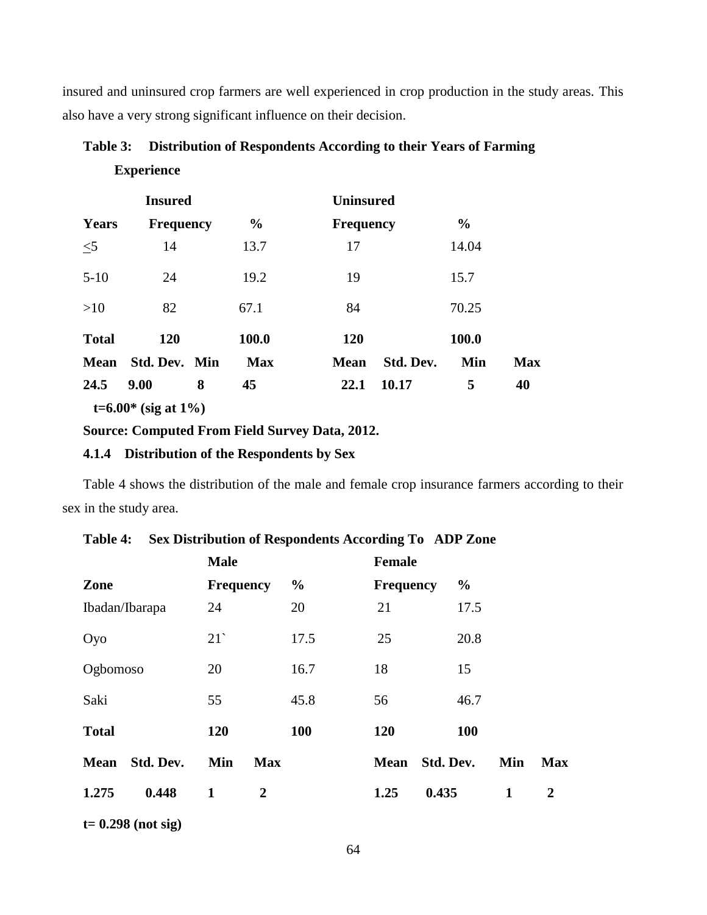insured and uninsured crop farmers are well experienced in crop production in the study areas. This also have a very strong significant influence on their decision.

**Table 3: Distribution of Respondents According to their Years of Farming Experience**

| | Insured | | | Uninsured | | | |
|---|---|---|---|---|---|---|---|
| **Years** | **Frequency** | **%** | | **Frequency** | | **%** | |
| ≤5 | 14 | 13.7 | | 17 | | 14.04 | |
| 5-10 | 24 | 19.2 | | 19 | | 15.7 | |
| >10 | 82 | 67.1 | | 84 | | 70.25 | |
| **Total** | **120** | **100.0** | | **120** | | **100.0** | |
| **Mean** | **Std. Dev.** | **Min** | **Max** | **Mean** | **Std. Dev.** | **Min** | **Max** |
| **24.5** | **9.00** | **8** | **45** | **22.1** | **10.17** | **5** | **40** |

**t=6.00* (sig at 1%)**

**Source: Computed From Field Survey Data, 2012.**

### 4.1.4 Distribution of the Respondents by Sex

Table 4 shows the distribution of the male and female crop insurance farmers according to their sex in the study area.

**Table 4: Sex Distribution of Respondents According To ADP Zone**

| | | Male | | | Female | | | |
|---|---|---|---|---|---|---|---|---|
| **Zone** | | **Frequency** | | **%** | **Frequency** | **%** | | |
| Ibadan/Ibarapa | | 24 | | 20 | 21 | 17.5 | | |
| Oyo | | 21` | | 17.5 | 25 | 20.8 | | |
| Ogbomoso | | 20 | | 16.7 | 18 | 15 | | |
| Saki | | 55 | | 45.8 | 56 | 46.7 | | |
| **Total** | | **120** | | **100** | **120** | **100** | | |
| **Mean** | **Std. Dev.** | **Min** | **Max** | | **Mean** | **Std. Dev.** | **Min** | **Max** |
| **1.275** | **0.448** | **1** | **2** | | **1.25** | **0.435** | **1** | **2** |

**t= 0.298 (not sig)**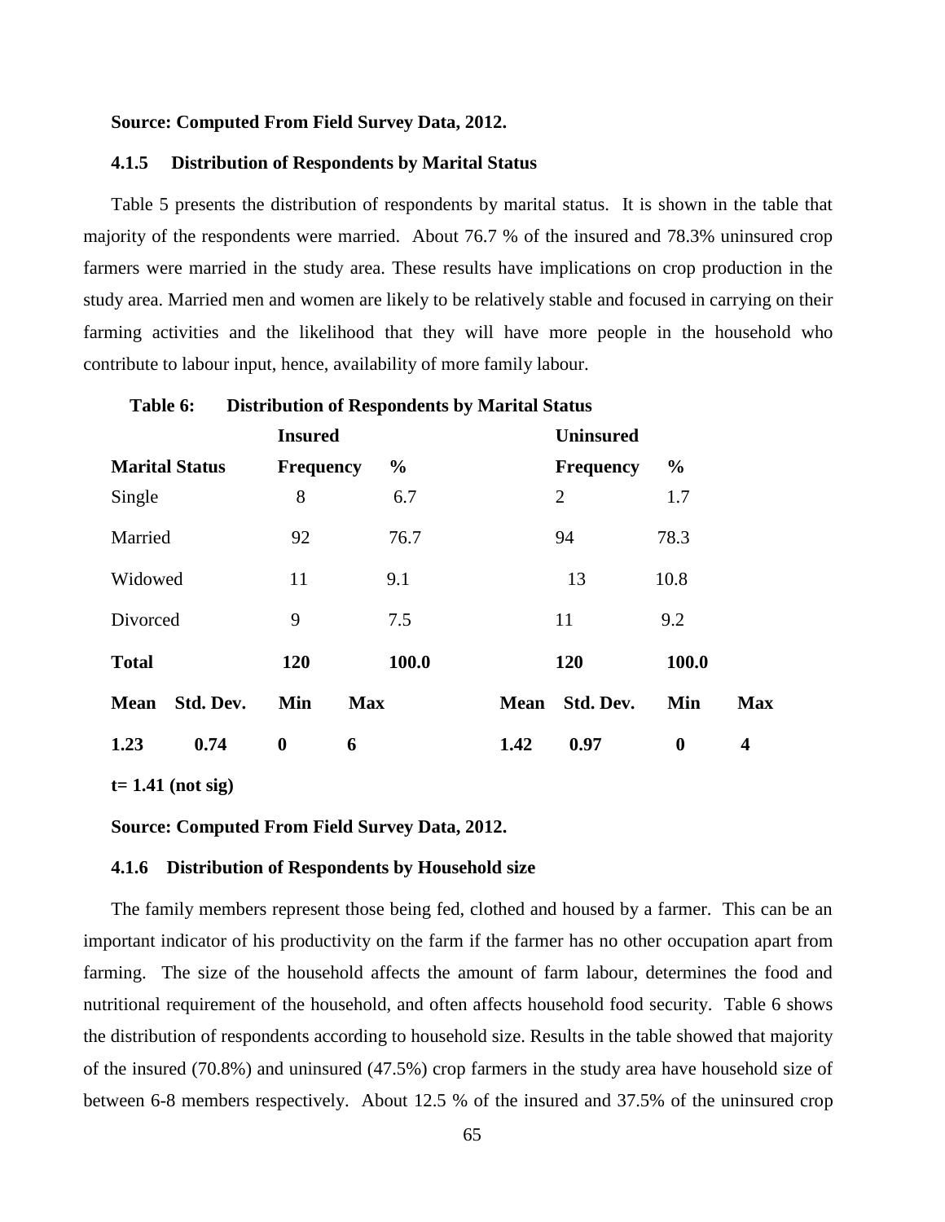**Source: Computed From Field Survey Data, 2012.**

### 4.1.5 Distribution of Respondents by Marital Status

Table 5 presents the distribution of respondents by marital status. It is shown in the table that majority of the respondents were married. About 76.7 % of the insured and 78.3% uninsured crop farmers were married in the study area. These results have implications on crop production in the study area. Married men and women are likely to be relatively stable and focused in carrying on their farming activities and the likelihood that they will have more people in the household who contribute to labour input, hence, availability of more family labour.

**Table 6: Distribution of Respondents by Marital Status**

| | Insured | | Uninsured | |
|---|---|---|---|---|
| **Marital Status** | **Frequency** | **%** | **Frequency** | **%** |
| Single | 8 | 6.7 | 2 | 1.7 |
| Married | 92 | 76.7 | 94 | 78.3 |
| Widowed | 11 | 9.1 | 13 | 10.8 |
| Divorced | 9 | 7.5 | 11 | 9.2 |
| **Total** | **120** | **100.0** | **120** | **100.0** |

| Mean | Std. Dev. | Min | Max | Mean | Std. Dev. | Min | Max |
|---|---|---|---|---|---|---|---|
| **1.23** | **0.74** | **0** | **6** | **1.42** | **0.97** | **0** | **4** |

**t= 1.41 (not sig)**

**Source: Computed From Field Survey Data, 2012.**

### 4.1.6 Distribution of Respondents by Household size

The family members represent those being fed, clothed and housed by a farmer. This can be an important indicator of his productivity on the farm if the farmer has no other occupation apart from farming. The size of the household affects the amount of farm labour, determines the food and nutritional requirement of the household, and often affects household food security. Table 6 shows the distribution of respondents according to household size. Results in the table showed that majority of the insured (70.8%) and uninsured (47.5%) crop farmers in the study area have household size of between 6-8 members respectively. About 12.5 % of the insured and 37.5% of the uninsured crop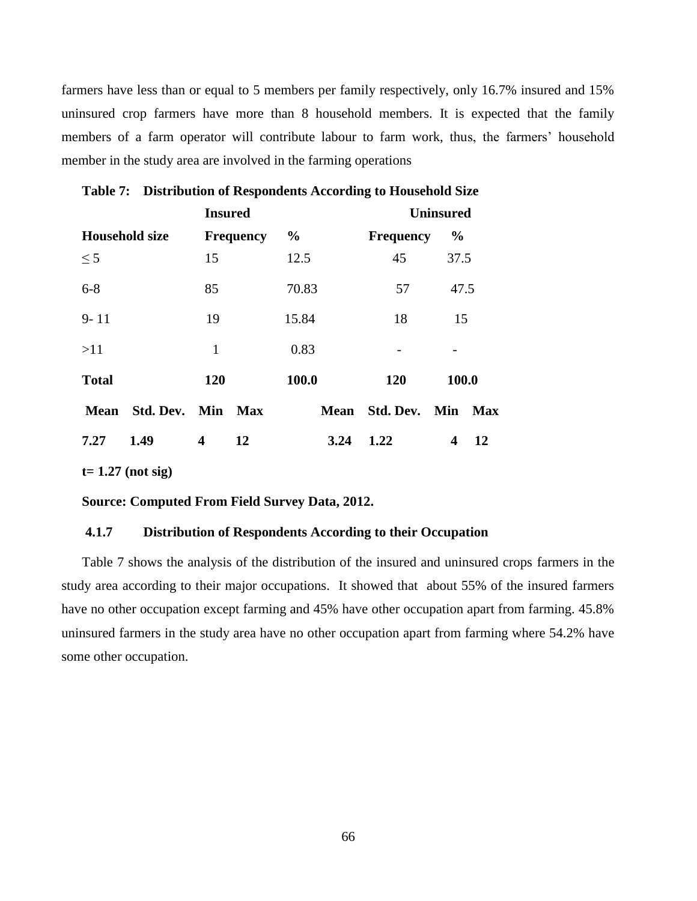farmers have less than or equal to 5 members per family respectively, only 16.7% insured and 15% uninsured crop farmers have more than 8 household members. It is expected that the family members of a farm operator will contribute labour to farm work, thus, the farmers' household member in the study area are involved in the farming operations

**Table 7: Distribution of Respondents According to Household Size**

| | Insured | | Uninsured | |
|---|---|---|---|---|
| **Household size** | **Frequency** | **%** | **Frequency** | **%** |
| ≤ 5 | 15 | 12.5 | 45 | 37.5 |
| 6-8 | 85 | 70.83 | 57 | 47.5 |
| 9- 11 | 19 | 15.84 | 18 | 15 |
| >11 | 1 | 0.83 | - | - |
| **Total** | **120** | **100.0** | **120** | **100.0** |

| Insured | | | | Uninsured | | | |
|---|---|---|---|---|---|---|---|
| **Mean** | **Std. Dev.** | **Min** | **Max** | **Mean** | **Std. Dev.** | **Min** | **Max** |
| **7.27** | **1.49** | **4** | **12** | **3.24** | **1.22** | **4** | **12** |

**t= 1.27 (not sig)**

**Source: Computed From Field Survey Data, 2012.**

### 4.1.7 Distribution of Respondents According to their Occupation

Table 7 shows the analysis of the distribution of the insured and uninsured crops farmers in the study area according to their major occupations. It showed that about 55% of the insured farmers have no other occupation except farming and 45% have other occupation apart from farming. 45.8% uninsured farmers in the study area have no other occupation apart from farming where 54.2% have some other occupation.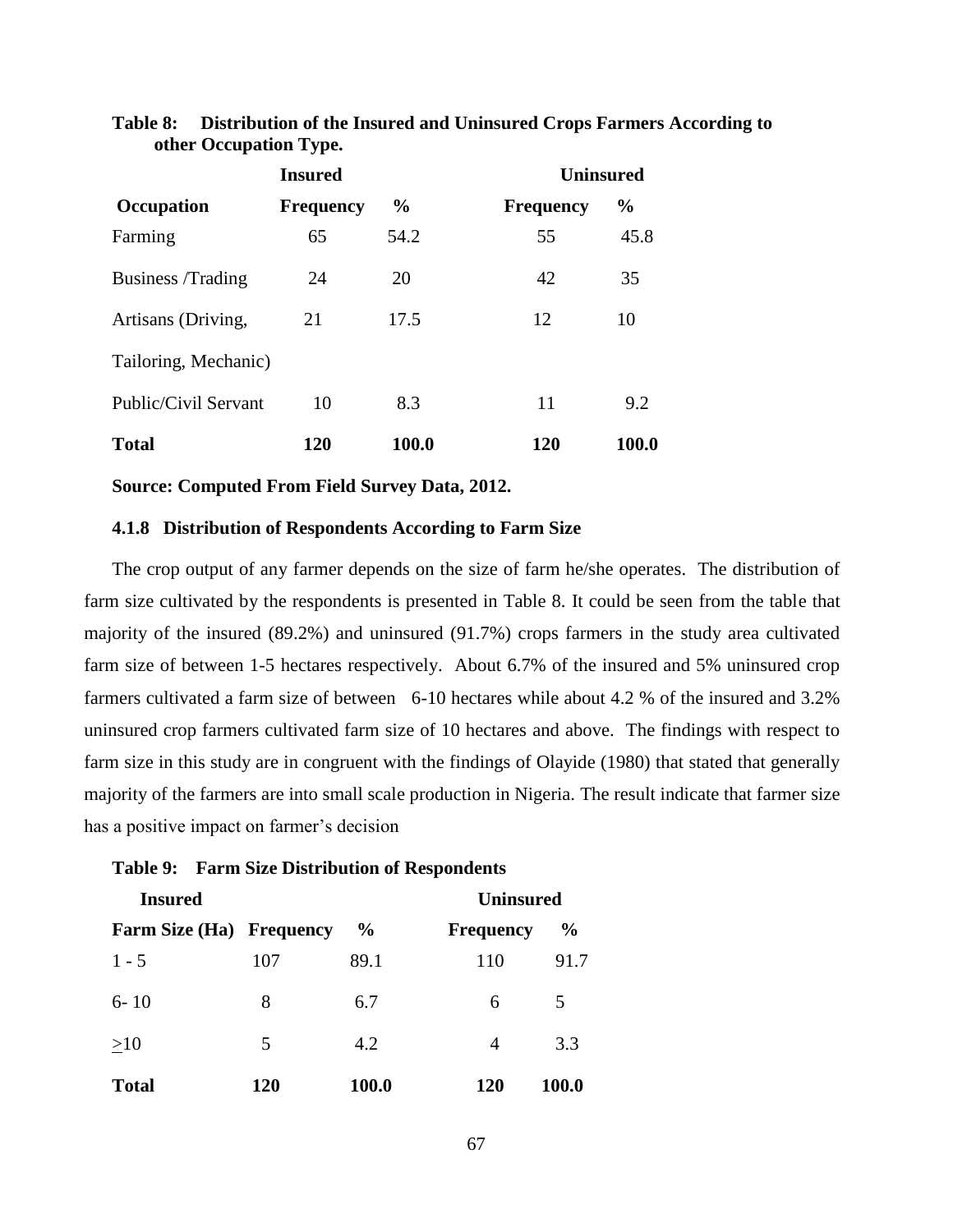**Table 8: Distribution of the Insured and Uninsured Crops Farmers According to other Occupation Type.**

| | Insured | | Uninsured | |
|---|---|---|---|---|
| **Occupation** | **Frequency** | **%** | **Frequency** | **%** |
| Farming | 65 | 54.2 | 55 | 45.8 |
| Business /Trading | 24 | 20 | 42 | 35 |
| Artisans (Driving, Tailoring, Mechanic) | 21 | 17.5 | 12 | 10 |
| Public/Civil Servant | 10 | 8.3 | 11 | 9.2 |
| **Total** | **120** | **100.0** | **120** | **100.0** |

**Source: Computed From Field Survey Data, 2012.**

### 4.1.8 Distribution of Respondents According to Farm Size

The crop output of any farmer depends on the size of farm he/she operates. The distribution of farm size cultivated by the respondents is presented in Table 8. It could be seen from the table that majority of the insured (89.2%) and uninsured (91.7%) crops farmers in the study area cultivated farm size of between 1-5 hectares respectively. About 6.7% of the insured and 5% uninsured crop farmers cultivated a farm size of between 6-10 hectares while about 4.2 % of the insured and 3.2% uninsured crop farmers cultivated farm size of 10 hectares and above. The findings with respect to farm size in this study are in congruent with the findings of Olayide (1980) that stated that generally majority of the farmers are into small scale production in Nigeria. The result indicate that farmer size has a positive impact on farmer's decision

**Table 9: Farm Size Distribution of Respondents**

| Insured | | | Uninsured | |
|---|---|---|---|---|
| **Farm Size (Ha)** | **Frequency** | **%** | **Frequency** | **%** |
| 1 - 5 | 107 | 89.1 | 110 | 91.7 |
| 6- 10 | 8 | 6.7 | 6 | 5 |
| $\geq 10$ | 5 | 4.2 | 4 | 3.3 |
| **Total** | **120** | **100.0** | **120** | **100.0** |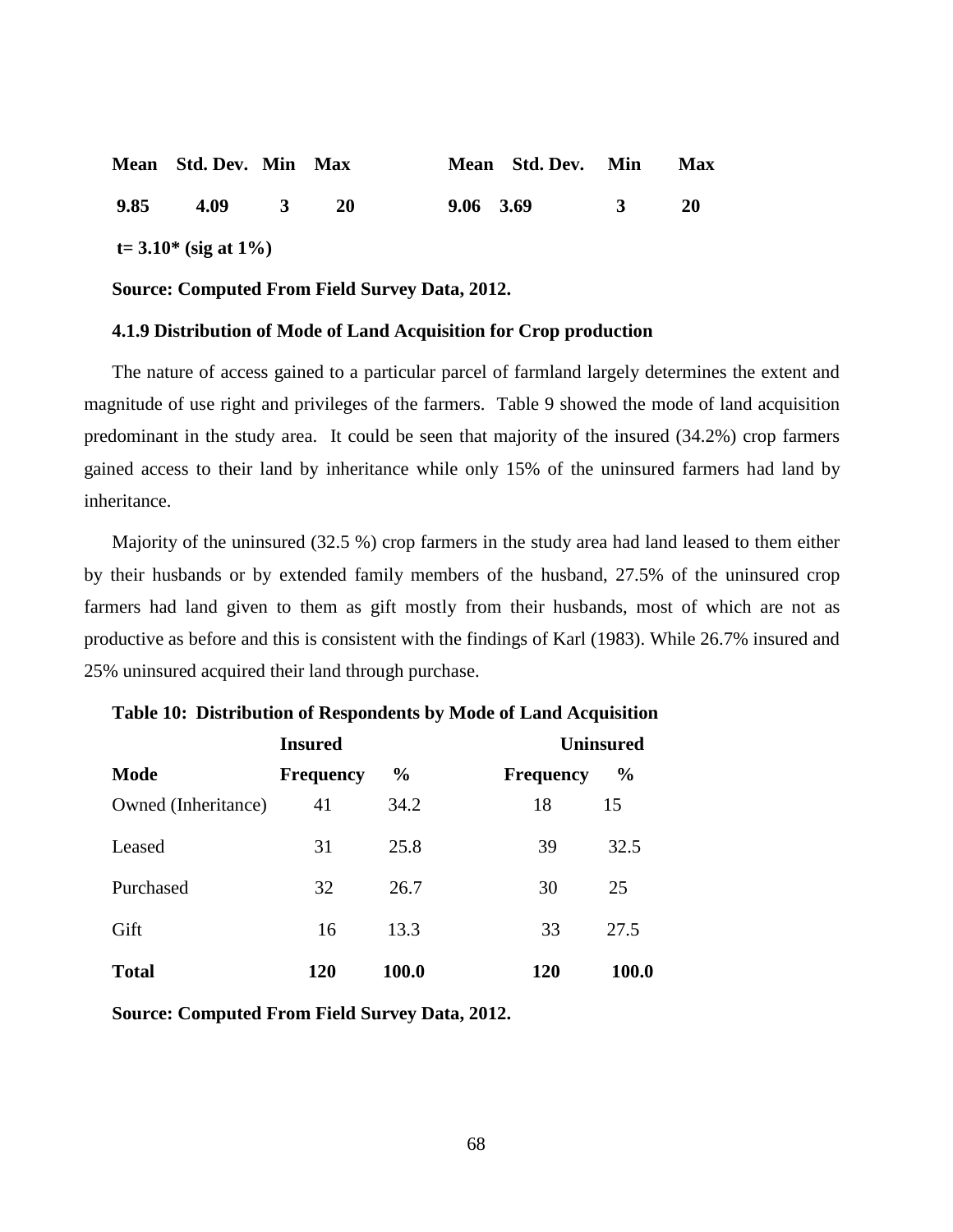| Mean | Std. Dev. | Min | Max | Mean | Std. Dev. | Min | Max |
|---|---|---|---|---|---|---|---|
| **9.85** | **4.09** | **3** | **20** | **9.06** | **3.69** | **3** | **20** |

**t= 3.10* (sig at 1%)**

**Source: Computed From Field Survey Data, 2012.**

### 4.1.9 Distribution of Mode of Land Acquisition for Crop production

The nature of access gained to a particular parcel of farmland largely determines the extent and magnitude of use right and privileges of the farmers. Table 9 showed the mode of land acquisition predominant in the study area. It could be seen that majority of the insured (34.2%) crop farmers gained access to their land by inheritance while only 15% of the uninsured farmers had land by inheritance.

Majority of the uninsured (32.5 %) crop farmers in the study area had land leased to them either by their husbands or by extended family members of the husband, 27.5% of the uninsured crop farmers had land given to them as gift mostly from their husbands, most of which are not as productive as before and this is consistent with the findings of Karl (1983). While 26.7% insured and 25% uninsured acquired their land through purchase.

**Table 10: Distribution of Respondents by Mode of Land Acquisition**

| | **Insured** | | **Uninsured** | |
|---|---|---|---|---|
| **Mode** | **Frequency** | **%** | **Frequency** | **%** |
| Owned (Inheritance) | 41 | 34.2 | 18 | 15 |
| Leased | 31 | 25.8 | 39 | 32.5 |
| Purchased | 32 | 26.7 | 30 | 25 |
| Gift | 16 | 13.3 | 33 | 27.5 |
| **Total** | **120** | **100.0** | **120** | **100.0** |

**Source: Computed From Field Survey Data, 2012.**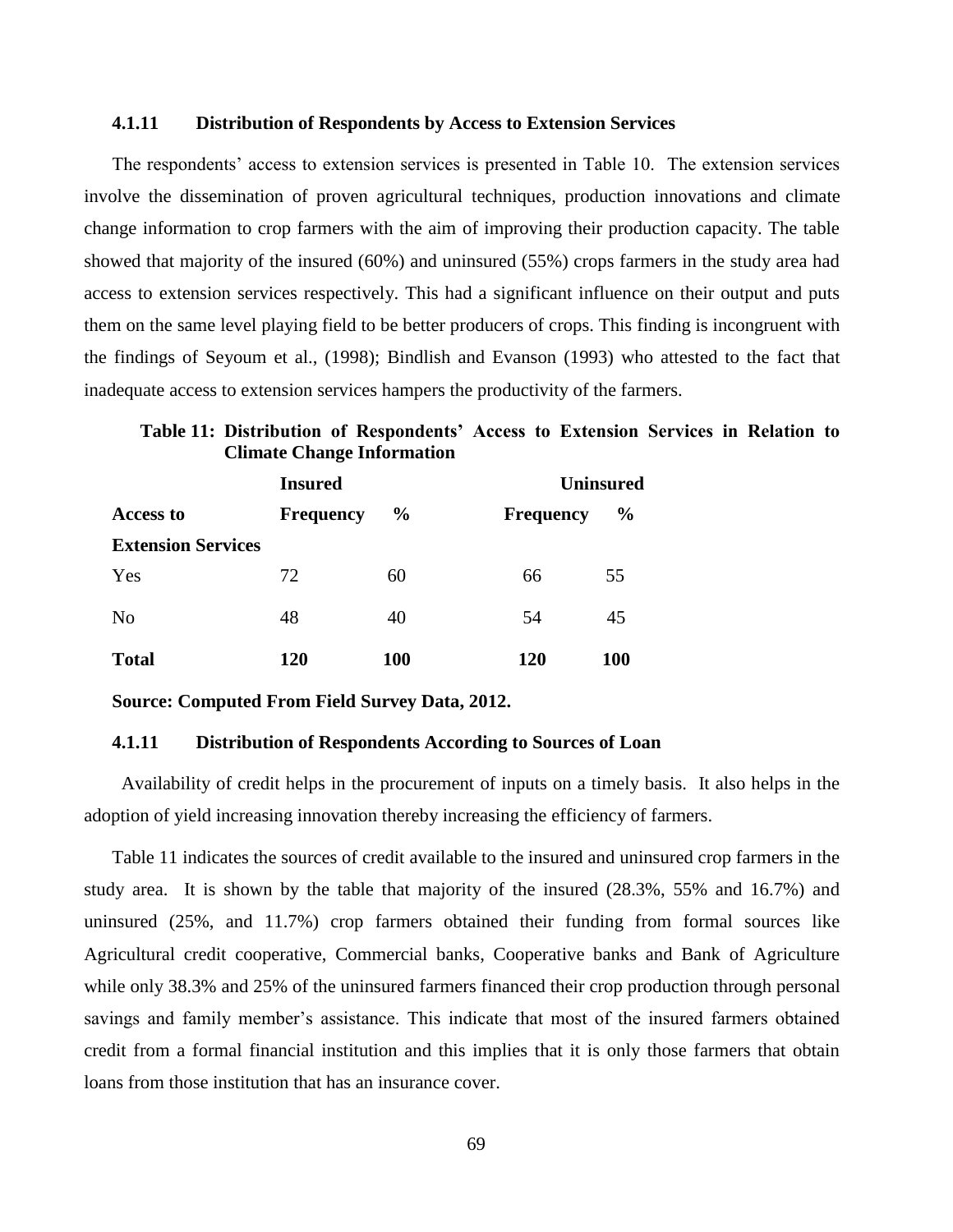### 4.1.11 Distribution of Respondents by Access to Extension Services

The respondents' access to extension services is presented in Table 10. The extension services involve the dissemination of proven agricultural techniques, production innovations and climate change information to crop farmers with the aim of improving their production capacity. The table showed that majority of the insured (60%) and uninsured (55%) crops farmers in the study area had access to extension services respectively. This had a significant influence on their output and puts them on the same level playing field to be better producers of crops. This finding is incongruent with the findings of Seyoum et al., (1998); Bindlish and Evanson (1993) who attested to the fact that inadequate access to extension services hampers the productivity of the farmers.

**Table 11: Distribution of Respondents' Access to Extension Services in Relation to Climate Change Information**

| | **Insured** | | **Uninsured** | |
|---|---|---|---|---|
| **Access to Extension Services** | **Frequency** | **%** | **Frequency** | **%** |
| Yes | 72 | 60 | 66 | 55 |
| No | 48 | 40 | 54 | 45 |
| **Total** | **120** | **100** | **120** | **100** |

**Source: Computed From Field Survey Data, 2012.**

### 4.1.11 Distribution of Respondents According to Sources of Loan

Availability of credit helps in the procurement of inputs on a timely basis. It also helps in the adoption of yield increasing innovation thereby increasing the efficiency of farmers.

Table 11 indicates the sources of credit available to the insured and uninsured crop farmers in the study area. It is shown by the table that majority of the insured (28.3%, 55% and 16.7%) and uninsured (25%, and 11.7%) crop farmers obtained their funding from formal sources like Agricultural credit cooperative, Commercial banks, Cooperative banks and Bank of Agriculture while only 38.3% and 25% of the uninsured farmers financed their crop production through personal savings and family member's assistance. This indicate that most of the insured farmers obtained credit from a formal financial institution and this implies that it is only those farmers that obtain loans from those institution that has an insurance cover.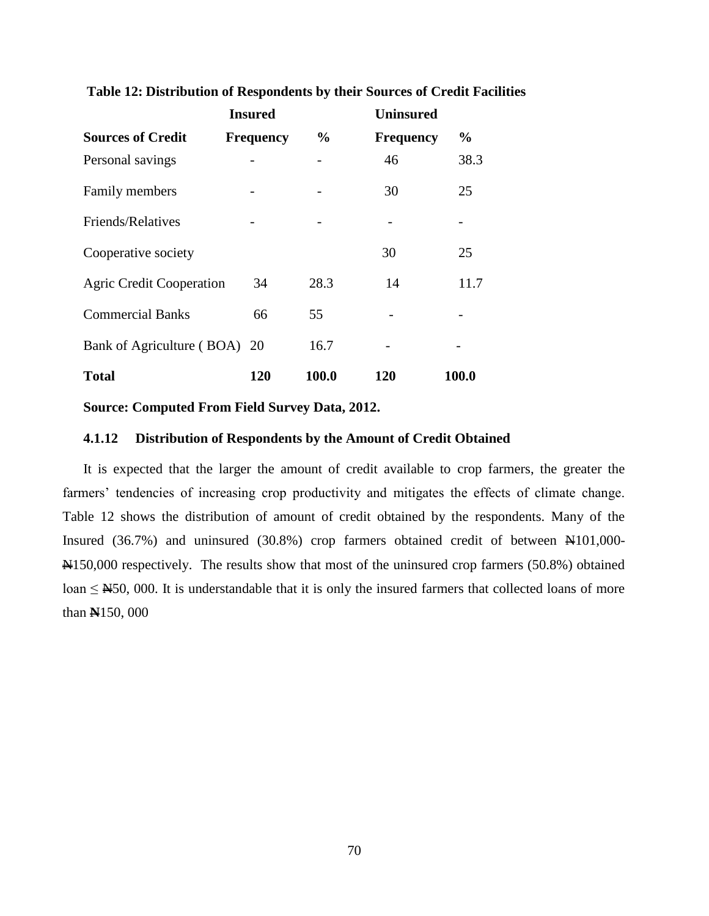**Table 12: Distribution of Respondents by their Sources of Credit Facilities**

| | Insured | | Uninsured | |
|---|---|---|---|---|
| **Sources of Credit** | **Frequency** | **%** | **Frequency** | **%** |
| Personal savings | - | - | 46 | 38.3 |
| Family members | - | - | 30 | 25 |
| Friends/Relatives | - | - | - | - |
| Cooperative society | | | 30 | 25 |
| Agric Credit Cooperation | 34 | 28.3 | 14 | 11.7 |
| Commercial Banks | 66 | 55 | - | - |
| Bank of Agriculture ( BOA) | 20 | 16.7 | - | - |
| **Total** | **120** | **100.0** | **120** | **100.0** |

**Source: Computed From Field Survey Data, 2012.**

### 4.1.12 Distribution of Respondents by the Amount of Credit Obtained

It is expected that the larger the amount of credit available to crop farmers, the greater the farmers' tendencies of increasing crop productivity and mitigates the effects of climate change. Table 12 shows the distribution of amount of credit obtained by the respondents. Many of the Insured (36.7%) and uninsured (30.8%) crop farmers obtained credit of between ₦101,000-₦150,000 respectively. The results show that most of the uninsured crop farmers (50.8%) obtained loan ≤ ₦50, 000. It is understandable that it is only the insured farmers that collected loans of more than ₦150, 000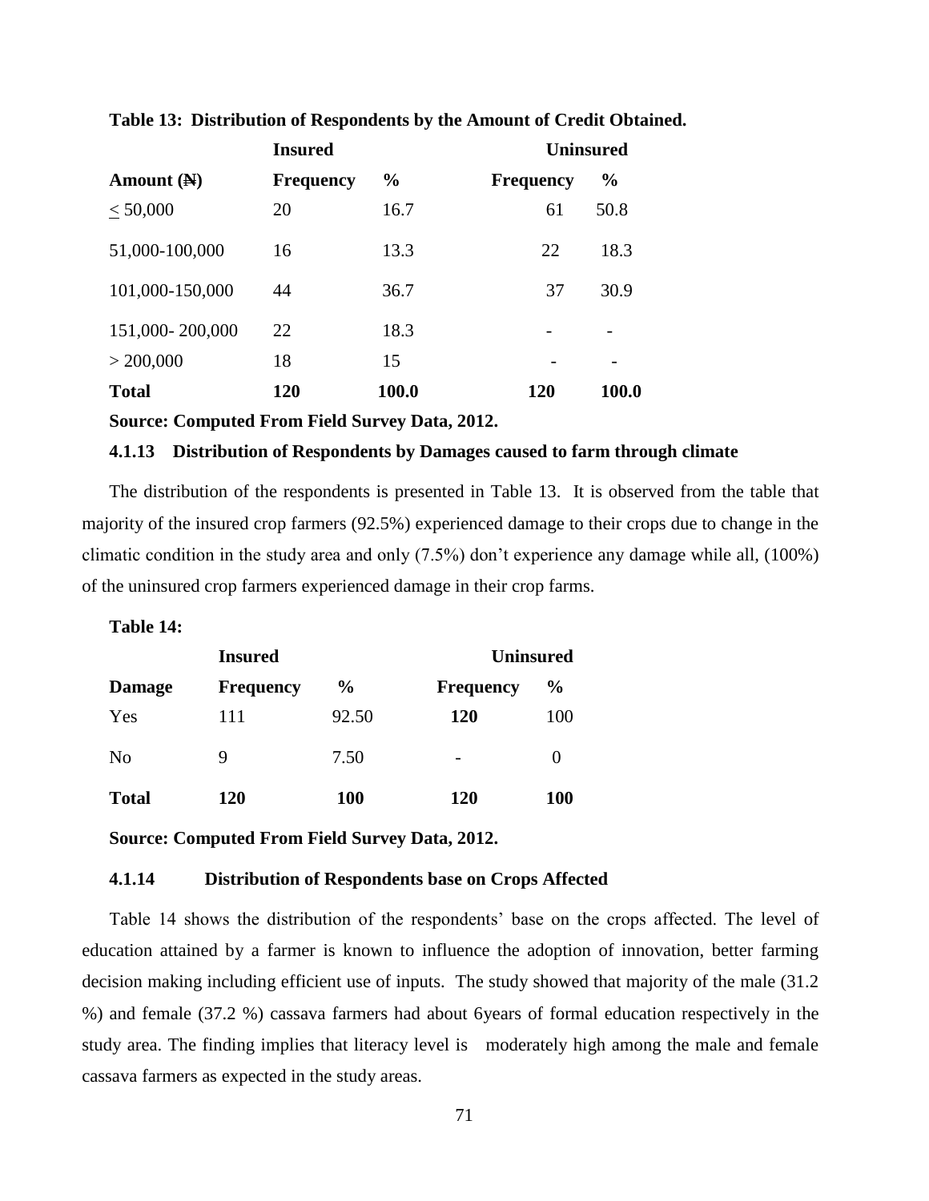**Table 13: Distribution of Respondents by the Amount of Credit Obtained.**

| | Insured | | Uninsured | |
|---|---|---|---|---|
| **Amount (₦)** | **Frequency** | **%** | **Frequency** | **%** |
| < 50,000 | 20 | 16.7 | 61 | 50.8 |
| 51,000-100,000 | 16 | 13.3 | 22 | 18.3 |
| 101,000-150,000 | 44 | 36.7 | 37 | 30.9 |
| 151,000- 200,000 | 22 | 18.3 | - | - |
| > 200,000 | 18 | 15 | - | - |
| **Total** | **120** | **100.0** | **120** | **100.0** |

**Source: Computed From Field Survey Data, 2012.**

### 4.1.13 Distribution of Respondents by Damages caused to farm through climate

The distribution of the respondents is presented in Table 13. It is observed from the table that majority of the insured crop farmers (92.5%) experienced damage to their crops due to change in the climatic condition in the study area and only (7.5%) don't experience any damage while all, (100%) of the uninsured crop farmers experienced damage in their crop farms.

**Table 14:**

| | Insured | | Uninsured | |
|---|---|---|---|---|
| **Damage** | **Frequency** | **%** | **Frequency** | **%** |
| Yes | 111 | 92.50 | **120** | 100 |
| No | 9 | 7.50 | - | 0 |
| **Total** | **120** | **100** | **120** | **100** |

**Source: Computed From Field Survey Data, 2012.**

### 4.1.14 Distribution of Respondents base on Crops Affected

Table 14 shows the distribution of the respondents' base on the crops affected. The level of education attained by a farmer is known to influence the adoption of innovation, better farming decision making including efficient use of inputs. The study showed that majority of the male (31.2 %) and female (37.2 %) cassava farmers had about 6years of formal education respectively in the study area. The finding implies that literacy level is moderately high among the male and female cassava farmers as expected in the study areas.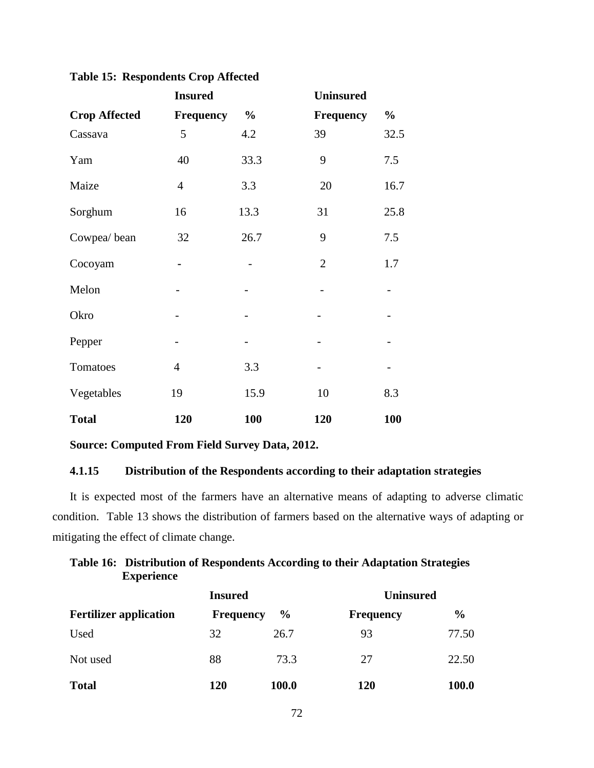**Table 15: Respondents Crop Affected**

| | Insured | | Uninsured | |
|---|---|---|---|---|
| **Crop Affected** | **Frequency** | **%** | **Frequency** | **%** |
| Cassava | 5 | 4.2 | 39 | 32.5 |
| Yam | 40 | 33.3 | 9 | 7.5 |
| Maize | 4 | 3.3 | 20 | 16.7 |
| Sorghum | 16 | 13.3 | 31 | 25.8 |
| Cowpea/ bean | 32 | 26.7 | 9 | 7.5 |
| Cocoyam | - | - | 2 | 1.7 |
| Melon | - | - | - | - |
| Okro | - | - | - | - |
| Pepper | - | - | - | - |
| Tomatoes | 4 | 3.3 | - | - |
| Vegetables | 19 | 15.9 | 10 | 8.3 |
| **Total** | **120** | **100** | **120** | **100** |

**Source: Computed From Field Survey Data, 2012.**

### 4.1.15 Distribution of the Respondents according to their adaptation strategies

It is expected most of the farmers have an alternative means of adapting to adverse climatic condition. Table 13 shows the distribution of farmers based on the alternative ways of adapting or mitigating the effect of climate change.

**Table 16: Distribution of Respondents According to their Adaptation Strategies Experience**

| | Insured | | Uninsured | |
|---|---|---|---|---|
| **Fertilizer application** | **Frequency** | **%** | **Frequency** | **%** |
| Used | 32 | 26.7 | 93 | 77.50 |
| Not used | 88 | 73.3 | 27 | 22.50 |
| **Total** | **120** | **100.0** | **120** | **100.0** |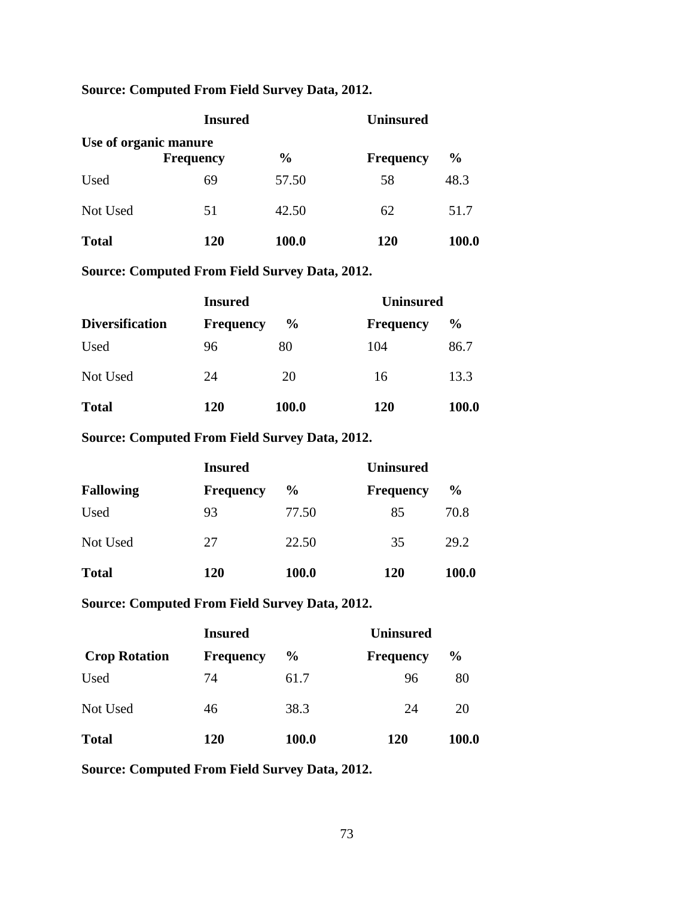**Source: Computed From Field Survey Data, 2012.**

| | Insured | | Uninsured | |
|---|---|---|---|---|
| **Use of organic manure** | **Frequency** | **%** | **Frequency** | **%** |
| Used | 69 | 57.50 | 58 | 48.3 |
| Not Used | 51 | 42.50 | 62 | 51.7 |
| **Total** | **120** | **100.0** | **120** | **100.0** |

**Source: Computed From Field Survey Data, 2012.**

| | Insured | | Uninsured | |
|---|---|---|---|---|
| **Diversification** | **Frequency** | **%** | **Frequency** | **%** |
| Used | 96 | 80 | 104 | 86.7 |
| Not Used | 24 | 20 | 16 | 13.3 |
| **Total** | **120** | **100.0** | **120** | **100.0** |

**Source: Computed From Field Survey Data, 2012.**

| | Insured | | Uninsured | |
|---|---|---|---|---|
| **Fallowing** | **Frequency** | **%** | **Frequency** | **%** |
| Used | 93 | 77.50 | 85 | 70.8 |
| Not Used | 27 | 22.50 | 35 | 29.2 |
| **Total** | **120** | **100.0** | **120** | **100.0** |

**Source: Computed From Field Survey Data, 2012.**

| | Insured | | Uninsured | |
|---|---|---|---|---|
| **Crop Rotation** | **Frequency** | **%** | **Frequency** | **%** |
| Used | 74 | 61.7 | 96 | 80 |
| Not Used | 46 | 38.3 | 24 | 20 |
| **Total** | **120** | **100.0** | **120** | **100.0** |

**Source: Computed From Field Survey Data, 2012.**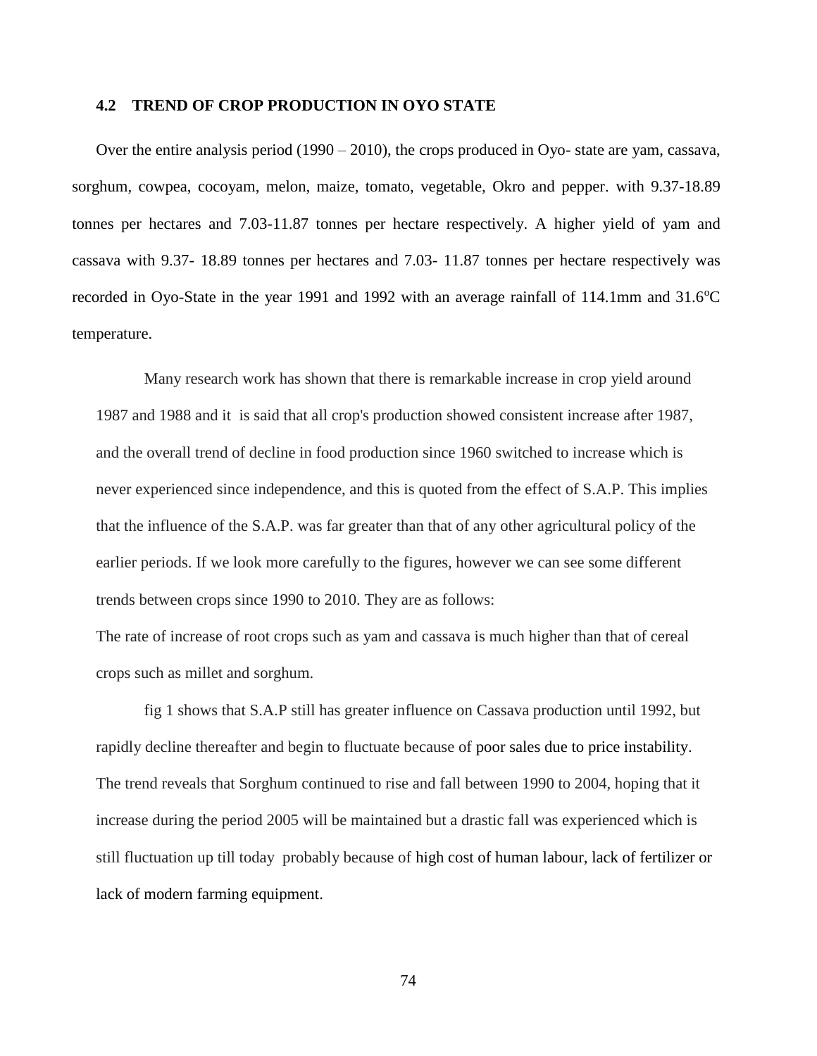### 4.2 TREND OF CROP PRODUCTION IN OYO STATE

Over the entire analysis period (1990 – 2010), the crops produced in Oyo- state are yam, cassava, sorghum, cowpea, cocoyam, melon, maize, tomato, vegetable, Okro and pepper. with 9.37-18.89 tonnes per hectares and 7.03-11.87 tonnes per hectare respectively. A higher yield of yam and cassava with 9.37- 18.89 tonnes per hectares and 7.03- 11.87 tonnes per hectare respectively was recorded in Oyo-State in the year 1991 and 1992 with an average rainfall of 114.1mm and 31.6$^{o}$C temperature.

Many research work has shown that there is remarkable increase in crop yield around 1987 and 1988 and it is said that all crop's production showed consistent increase after 1987, and the overall trend of decline in food production since 1960 switched to increase which is never experienced since independence, and this is quoted from the effect of S.A.P. This implies that the influence of the S.A.P. was far greater than that of any other agricultural policy of the earlier periods. If we look more carefully to the figures, however we can see some different trends between crops since 1990 to 2010. They are as follows:

The rate of increase of root crops such as yam and cassava is much higher than that of cereal crops such as millet and sorghum.

fig 1 shows that S.A.P still has greater influence on Cassava production until 1992, but rapidly decline thereafter and begin to fluctuate because of poor sales due to price instability. The trend reveals that Sorghum continued to rise and fall between 1990 to 2004, hoping that it increase during the period 2005 will be maintained but a drastic fall was experienced which is still fluctuation up till today probably because of high cost of human labour, lack of fertilizer or lack of modern farming equipment.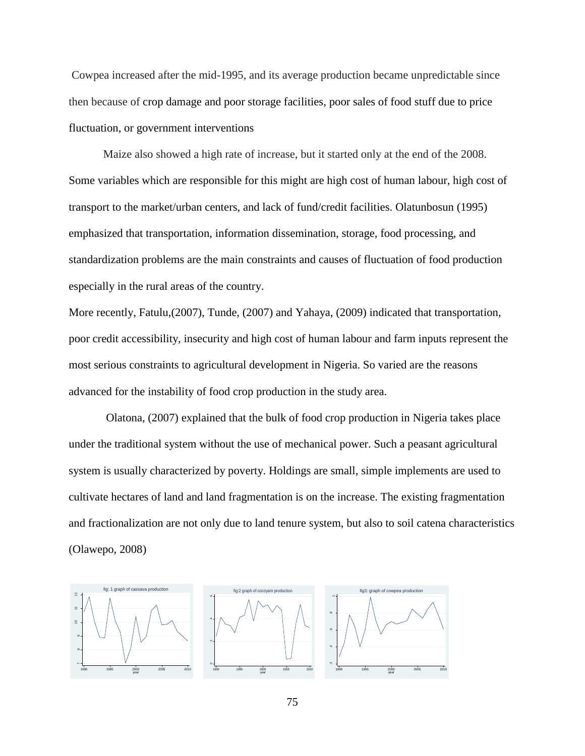Cowpea increased after the mid-1995, and its average production became unpredictable since then because of crop damage and poor storage facilities, poor sales of food stuff due to price fluctuation, or government interventions

Maize also showed a high rate of increase, but it started only at the end of the 2008. Some variables which are responsible for this might are high cost of human labour, high cost of transport to the market/urban centers, and lack of fund/credit facilities. Olatunbosun (1995) emphasized that transportation, information dissemination, storage, food processing, and standardization problems are the main constraints and causes of fluctuation of food production especially in the rural areas of the country.

More recently, Fatulu,(2007), Tunde, (2007) and Yahaya, (2009) indicated that transportation, poor credit accessibility, insecurity and high cost of human labour and farm inputs represent the most serious constraints to agricultural development in Nigeria. So varied are the reasons advanced for the instability of food crop production in the study area.

Olatona, (2007) explained that the bulk of food crop production in Nigeria takes place under the traditional system without the use of mechanical power. Such a peasant agricultural system is usually characterized by poverty. Holdings are small, simple implements are used to cultivate hectares of land and land fragmentation is on the increase. The existing fragmentation and fractionalization are not only due to land tenure system, but also to soil catena characteristics (Olawepo, 2008)

fig: 1 graph of cassava production

fig:2 graph of cocoyam production

fig3: graph of cowpea production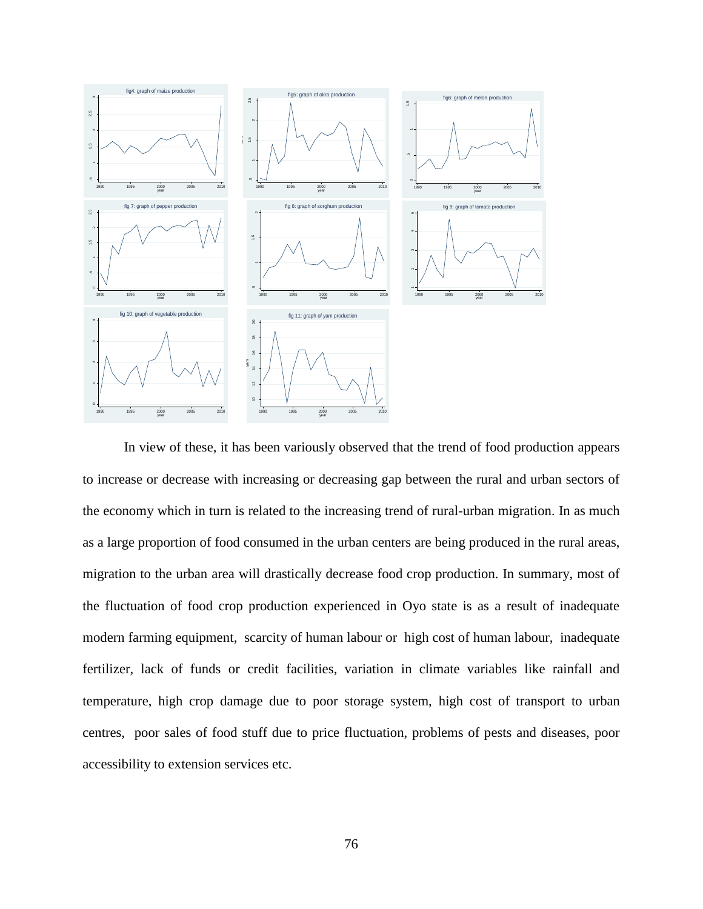fig4: graph of maize production

fig5: graph of okro production

fig6: graph of melon production

fig 7: graph of pepper production

fig 8: graph of sorghum production

fig 9: graph of tomato production

fig 10: graph of vegetable production

fig 11: graph of yam production

In view of these, it has been variously observed that the trend of food production appears to increase or decrease with increasing or decreasing gap between the rural and urban sectors of the economy which in turn is related to the increasing trend of rural-urban migration. In as much as a large proportion of food consumed in the urban centers are being produced in the rural areas, migration to the urban area will drastically decrease food crop production. In summary, most of the fluctuation of food crop production experienced in Oyo state is as a result of inadequate modern farming equipment, scarcity of human labour or high cost of human labour, inadequate fertilizer, lack of funds or credit facilities, variation in climate variables like rainfall and temperature, high crop damage due to poor storage system, high cost of transport to urban centres, poor sales of food stuff due to price fluctuation, problems of pests and diseases, poor accessibility to extension services etc.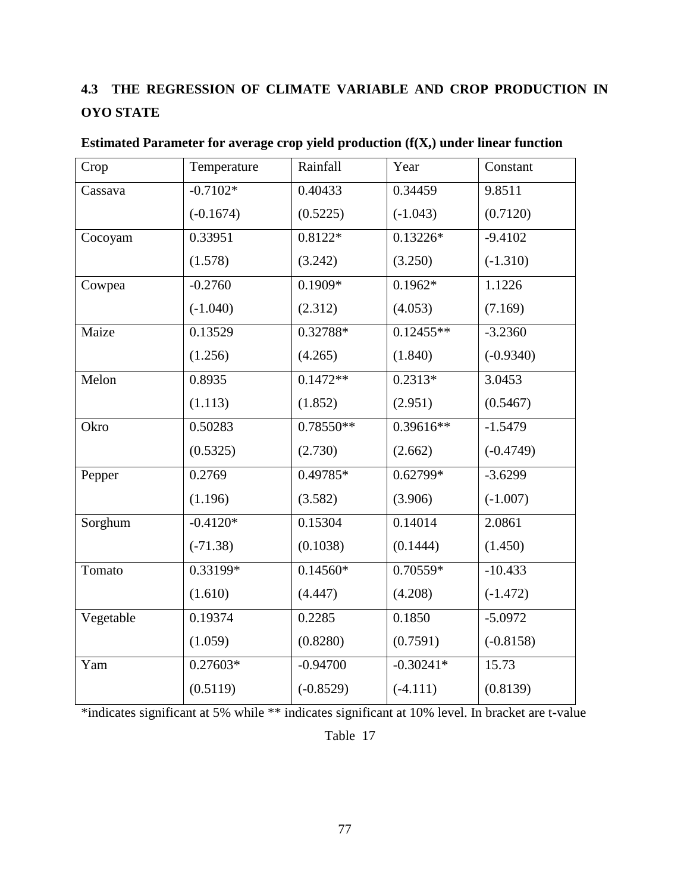## 4.3 THE REGRESSION OF CLIMATE VARIABLE AND CROP PRODUCTION IN OYO STATE

**Estimated Parameter for average crop yield production (f(X,) under linear function**

| Crop | Temperature | Rainfall | Year | Constant |
|---|---|---|---|---|
| Cassava | -0.7102* | 0.40433 | 0.34459 | 9.8511 |
| | (-0.1674) | (0.5225) | (-1.043) | (0.7120) |
| Cocoyam | 0.33951 | 0.8122* | 0.13226* | -9.4102 |
| | (1.578) | (3.242) | (3.250) | (-1.310) |
| Cowpea | -0.2760 | 0.1909* | 0.1962* | 1.1226 |
| | (-1.040) | (2.312) | (4.053) | (7.169) |
| Maize | 0.13529 | 0.32788* | 0.12455** | -3.2360 |
| | (1.256) | (4.265) | (1.840) | (-0.9340) |
| Melon | 0.8935 | 0.1472** | 0.2313* | 3.0453 |
| | (1.113) | (1.852) | (2.951) | (0.5467) |
| Okro | 0.50283 | 0.78550** | 0.39616** | -1.5479 |
| | (0.5325) | (2.730) | (2.662) | (-0.4749) |
| Pepper | 0.2769 | 0.49785* | 0.62799* | -3.6299 |
| | (1.196) | (3.582) | (3.906) | (-1.007) |
| Sorghum | -0.4120* | 0.15304 | 0.14014 | 2.0861 |
| | (-71.38) | (0.1038) | (0.1444) | (1.450) |
| Tomato | 0.33199* | 0.14560* | 0.70559* | -10.433 |
| | (1.610) | (4.447) | (4.208) | (-1.472) |
| Vegetable | 0.19374 | 0.2285 | 0.1850 | -5.0972 |
| | (1.059) | (0.8280) | (0.7591) | (-0.8158) |
| Yam | 0.27603* | -0.94700 | -0.30241* | 15.73 |
| | (0.5119) | (-0.8529) | (-4.111) | (0.8139) |

*indicates significant at 5% while ** indicates significant at 10% level. In bracket are t-value

Table 17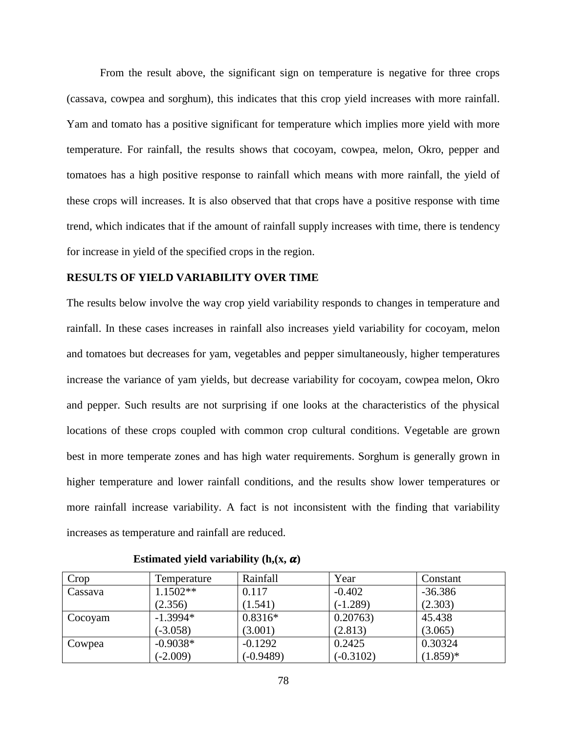From the result above, the significant sign on temperature is negative for three crops (cassava, cowpea and sorghum), this indicates that this crop yield increases with more rainfall. Yam and tomato has a positive significant for temperature which implies more yield with more temperature. For rainfall, the results shows that cocoyam, cowpea, melon, Okro, pepper and tomatoes has a high positive response to rainfall which means with more rainfall, the yield of these crops will increases. It is also observed that that crops have a positive response with time trend, which indicates that if the amount of rainfall supply increases with time, there is tendency for increase in yield of the specified crops in the region.

**RESULTS OF YIELD VARIABILITY OVER TIME**

The results below involve the way crop yield variability responds to changes in temperature and rainfall. In these cases increases in rainfall also increases yield variability for cocoyam, melon and tomatoes but decreases for yam, vegetables and pepper simultaneously, higher temperatures increase the variance of yam yields, but decrease variability for cocoyam, cowpea melon, Okro and pepper. Such results are not surprising if one looks at the characteristics of the physical locations of these crops coupled with common crop cultural conditions. Vegetable are grown best in more temperate zones and has high water requirements. Sorghum is generally grown in higher temperature and lower rainfall conditions, and the results show lower temperatures or more rainfall increase variability. A fact is not inconsistent with the finding that variability increases as temperature and rainfall are reduced.

**Estimated yield variability (h,(x, $\alpha$)**

| Crop | Temperature | Rainfall | Year | Constant |
|---|---|---|---|---|
| Cassava | 1.1502** (2.356) | 0.117 (1.541) | -0.402 (-1.289) | -36.386 (2.303) |
| Cocoyam | -1.3994* (-3.058) | 0.8316* (3.001) | 0.20763) (2.813) | 45.438 (3.065) |
| Cowpea | -0.9038* (-2.009) | -0.1292 (-0.9489) | 0.2425 (-0.3102) | 0.30324 (1.859)* |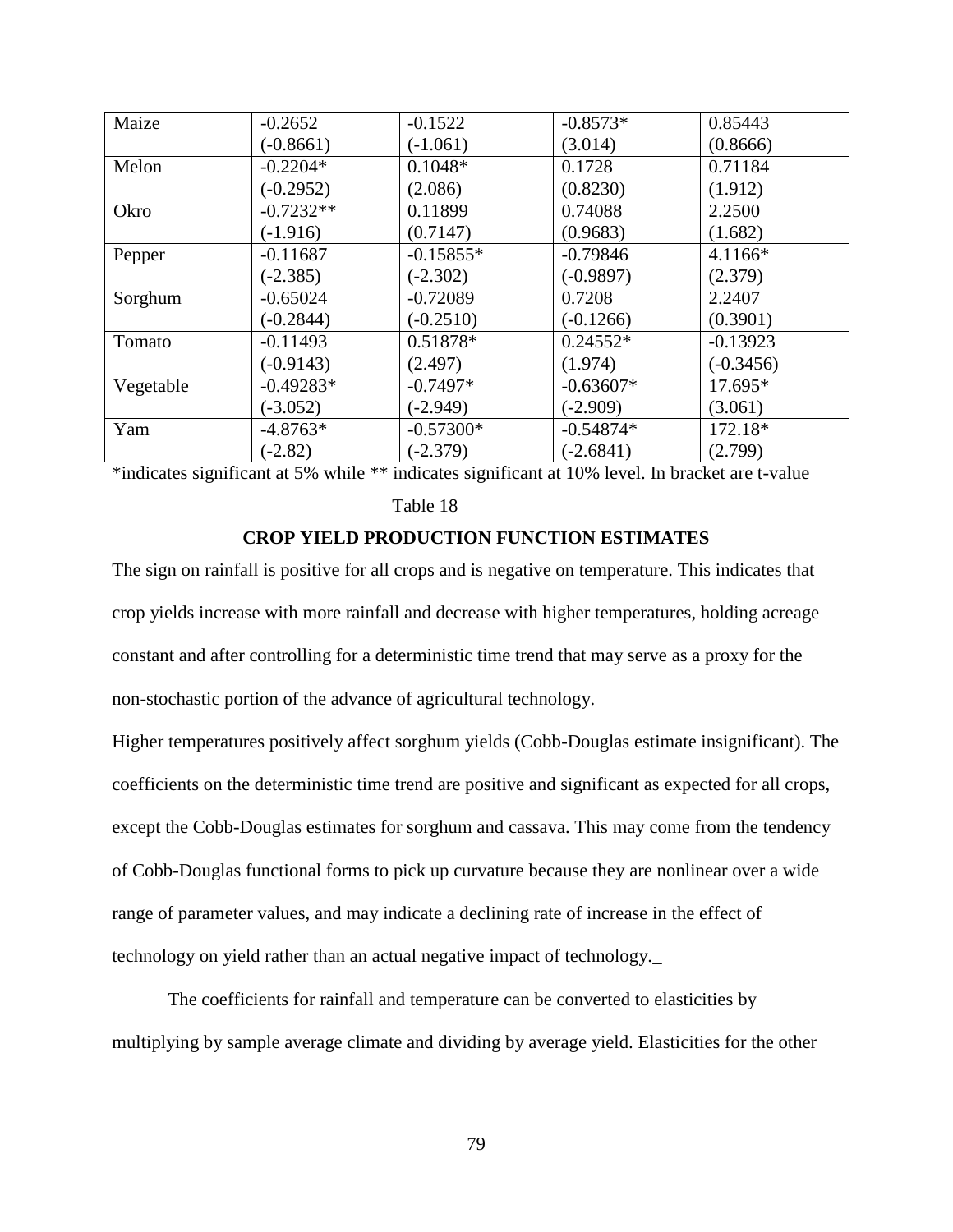| | | | | |
|---|---|---|---|---|
| Maize | -0.2652<br>(-0.8661) | -0.1522<br>(-1.061) | -0.8573*<br>(3.014) | 0.85443<br>(0.8666) |
| Melon | -0.2204*<br>(-0.2952) | 0.1048*<br>(2.086) | 0.1728<br>(0.8230) | 0.71184<br>(1.912) |
| Okro | -0.7232**<br>(-1.916) | 0.11899<br>(0.7147) | 0.74088<br>(0.9683) | 2.2500<br>(1.682) |
| Pepper | -0.11687<br>(-2.385) | -0.15855*<br>(-2.302) | -0.79846<br>(-0.9897) | 4.1166*<br>(2.379) |
| Sorghum | -0.65024<br>(-0.2844) | -0.72089<br>(-0.2510) | 0.7208<br>(-0.1266) | 2.2407<br>(0.3901) |
| Tomato | -0.11493<br>(-0.9143) | 0.51878*<br>(2.497) | 0.24552*<br>(1.974) | -0.13923<br>(-0.3456) |
| Vegetable | -0.49283*<br>(-3.052) | -0.7497*<br>(-2.949) | -0.63607*<br>(-2.909) | 17.695*<br>(3.061) |
| Yam | -4.8763*<br>(-2.82) | -0.57300*<br>(-2.379) | -0.54874*<br>(-2.6841) | 172.18*<br>(2.799) |

*indicates significant at 5% while ** indicates significant at 10% level. In bracket are t-value

Table 18

**CROP YIELD PRODUCTION FUNCTION ESTIMATES**

The sign on rainfall is positive for all crops and is negative on temperature. This indicates that crop yields increase with more rainfall and decrease with higher temperatures, holding acreage constant and after controlling for a deterministic time trend that may serve as a proxy for the non-stochastic portion of the advance of agricultural technology.

Higher temperatures positively affect sorghum yields (Cobb-Douglas estimate insignificant). The coefficients on the deterministic time trend are positive and significant as expected for all crops, except the Cobb-Douglas estimates for sorghum and cassava. This may come from the tendency of Cobb-Douglas functional forms to pick up curvature because they are nonlinear over a wide range of parameter values, and may indicate a declining rate of increase in the effect of technology on yield rather than an actual negative impact of technology._

The coefficients for rainfall and temperature can be converted to elasticities by multiplying by sample average climate and dividing by average yield. Elasticities for the other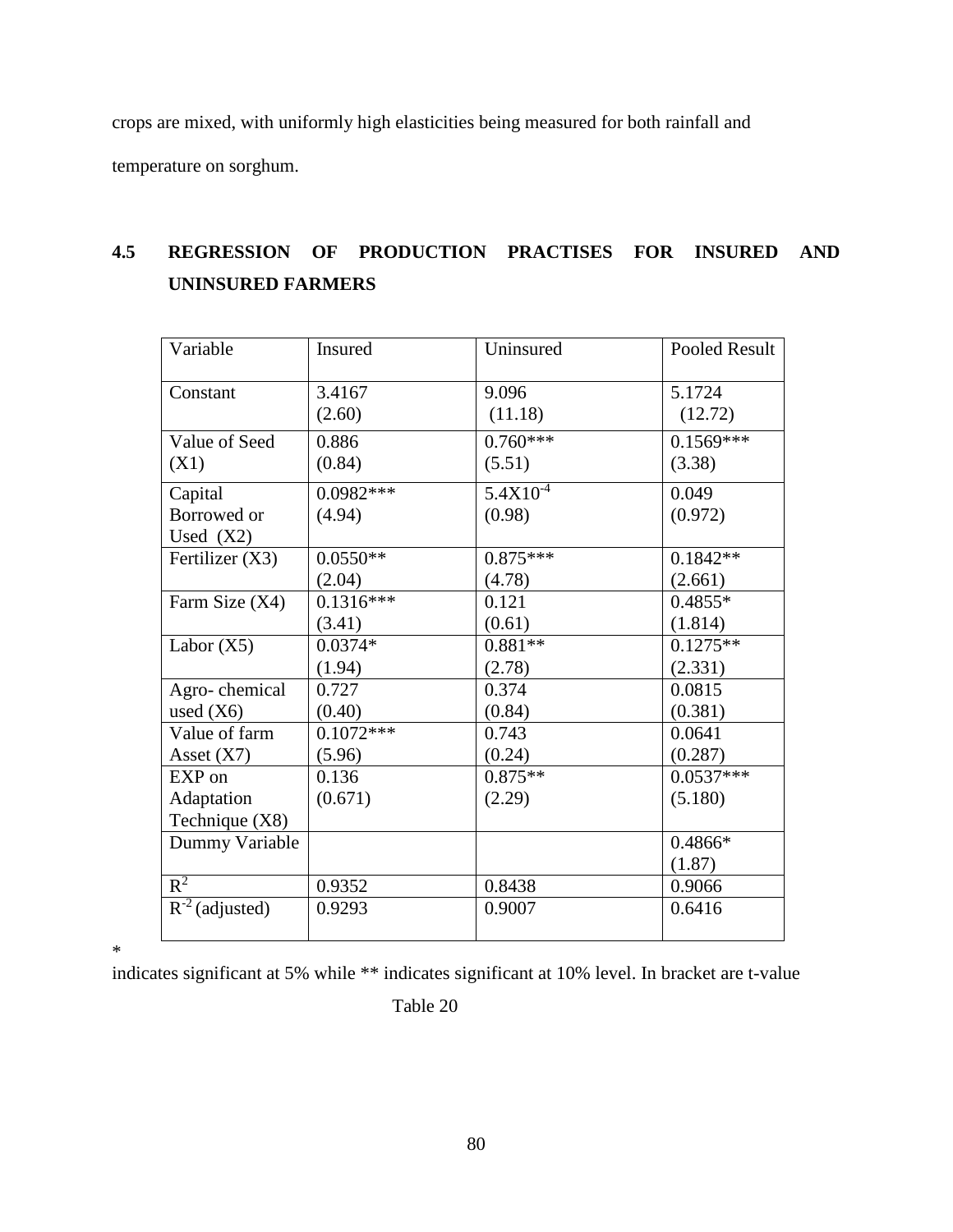crops are mixed, with uniformly high elasticities being measured for both rainfall and temperature on sorghum.

## 4.5 REGRESSION OF PRODUCTION PRACTISES FOR INSURED AND UNINSURED FARMERS

| Variable | Insured | Uninsured | Pooled Result |
|---|---|---|---|
| Constant | 3.4167 (2.60) | 9.096 (11.18) | 5.1724 (12.72) |
| Value of Seed (X1) | 0.886 (0.84) | 0.760*** (5.51) | 0.1569*** (3.38) |
| Capital Borrowed or Used (X2) | 0.0982*** (4.94) | $5.4X10^{-4}$ (0.98) | 0.049 (0.972) |
| Fertilizer (X3) | 0.0550** (2.04) | 0.875*** (4.78) | 0.1842** (2.661) |
| Farm Size (X4) | 0.1316*** (3.41) | 0.121 (0.61) | 0.4855* (1.814) |
| Labor (X5) | 0.0374* (1.94) | 0.881** (2.78) | 0.1275** (2.331) |
| Agro- chemical used (X6) | 0.727 (0.40) | 0.374 (0.84) | 0.0815 (0.381) |
| Value of farm Asset (X7) | 0.1072*** (5.96) | 0.743 (0.24) | 0.0641 (0.287) |
| EXP on Adaptation Technique (X8) | 0.136 (0.671) | 0.875** (2.29) | 0.0537*** (5.180) |
| Dummy Variable | | | 0.4866* (1.87) |
| $R^2$ | 0.9352 | 0.8438 | 0.9066 |
| $R^{-2}$ (adjusted) | 0.9293 | 0.9007 | 0.6416 |

\* indicates significant at 5% while ** indicates significant at 10% level. In bracket are t-value

Table 20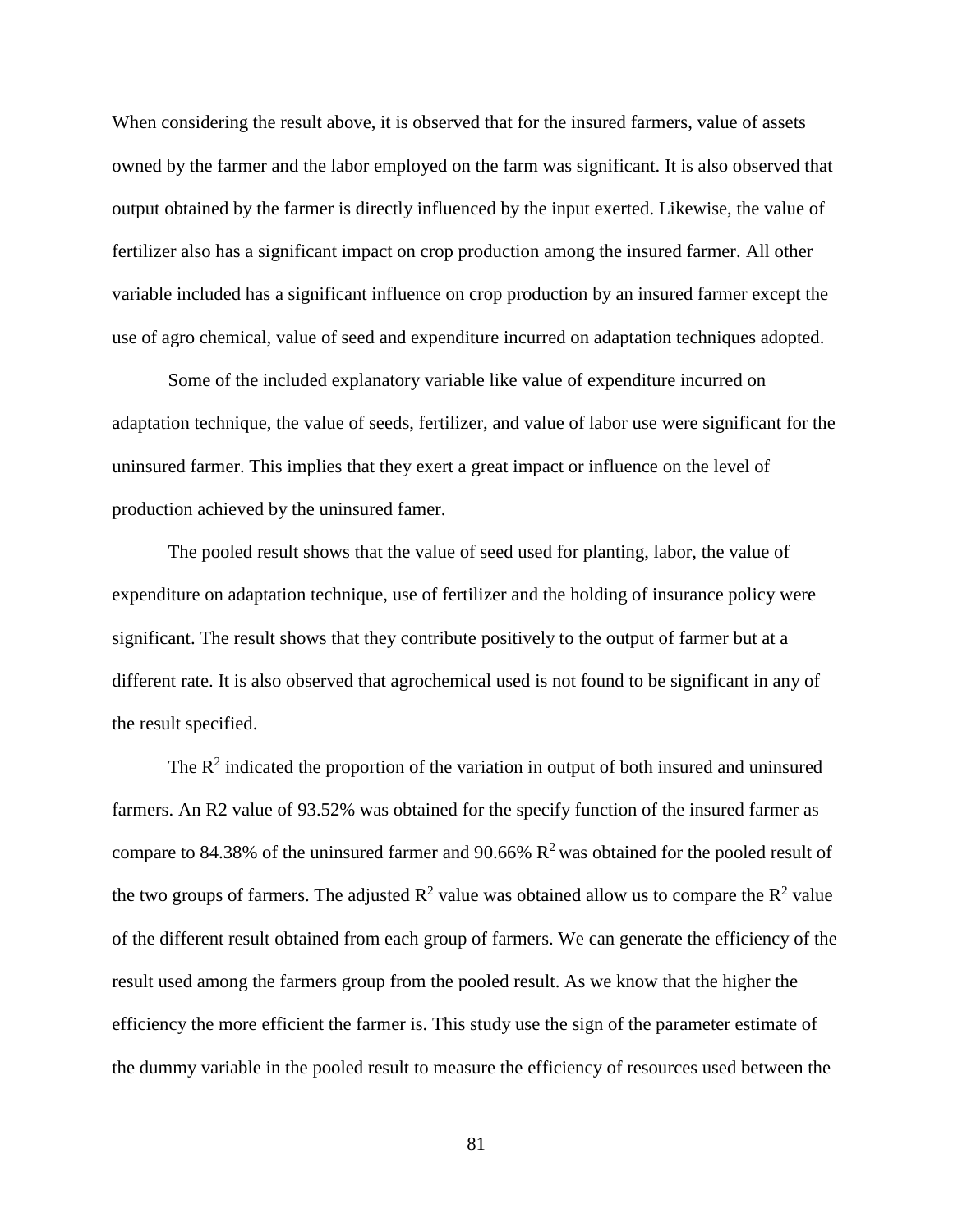When considering the result above, it is observed that for the insured farmers, value of assets owned by the farmer and the labor employed on the farm was significant. It is also observed that output obtained by the farmer is directly influenced by the input exerted. Likewise, the value of fertilizer also has a significant impact on crop production among the insured farmer. All other variable included has a significant influence on crop production by an insured farmer except the use of agro chemical, value of seed and expenditure incurred on adaptation techniques adopted.

Some of the included explanatory variable like value of expenditure incurred on adaptation technique, the value of seeds, fertilizer, and value of labor use were significant for the uninsured farmer. This implies that they exert a great impact or influence on the level of production achieved by the uninsured famer.

The pooled result shows that the value of seed used for planting, labor, the value of expenditure on adaptation technique, use of fertilizer and the holding of insurance policy were significant. The result shows that they contribute positively to the output of farmer but at a different rate. It is also observed that agrochemical used is not found to be significant in any of the result specified.

The $R^2$ indicated the proportion of the variation in output of both insured and uninsured farmers. An R2 value of 93.52% was obtained for the specify function of the insured farmer as compare to 84.38% of the uninsured farmer and 90.66% $R^2$ was obtained for the pooled result of the two groups of farmers. The adjusted $R^2$ value was obtained allow us to compare the $R^2$ value of the different result obtained from each group of farmers. We can generate the efficiency of the result used among the farmers group from the pooled result. As we know that the higher the efficiency the more efficient the farmer is. This study use the sign of the parameter estimate of the dummy variable in the pooled result to measure the efficiency of resources used between the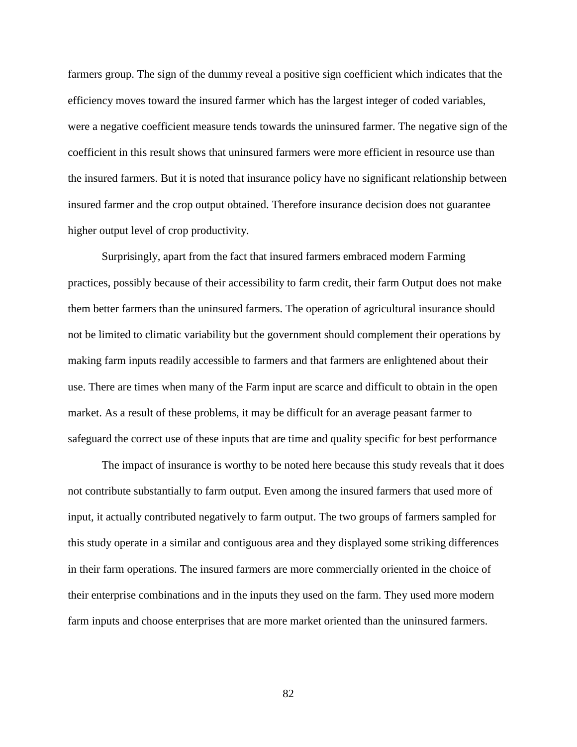farmers group. The sign of the dummy reveal a positive sign coefficient which indicates that the efficiency moves toward the insured farmer which has the largest integer of coded variables, were a negative coefficient measure tends towards the uninsured farmer. The negative sign of the coefficient in this result shows that uninsured farmers were more efficient in resource use than the insured farmers. But it is noted that insurance policy have no significant relationship between insured farmer and the crop output obtained. Therefore insurance decision does not guarantee higher output level of crop productivity.

Surprisingly, apart from the fact that insured farmers embraced modern Farming practices, possibly because of their accessibility to farm credit, their farm Output does not make them better farmers than the uninsured farmers. The operation of agricultural insurance should not be limited to climatic variability but the government should complement their operations by making farm inputs readily accessible to farmers and that farmers are enlightened about their use. There are times when many of the Farm input are scarce and difficult to obtain in the open market. As a result of these problems, it may be difficult for an average peasant farmer to safeguard the correct use of these inputs that are time and quality specific for best performance

The impact of insurance is worthy to be noted here because this study reveals that it does not contribute substantially to farm output. Even among the insured farmers that used more of input, it actually contributed negatively to farm output. The two groups of farmers sampled for this study operate in a similar and contiguous area and they displayed some striking differences in their farm operations. The insured farmers are more commercially oriented in the choice of their enterprise combinations and in the inputs they used on the farm. They used more modern farm inputs and choose enterprises that are more market oriented than the uninsured farmers.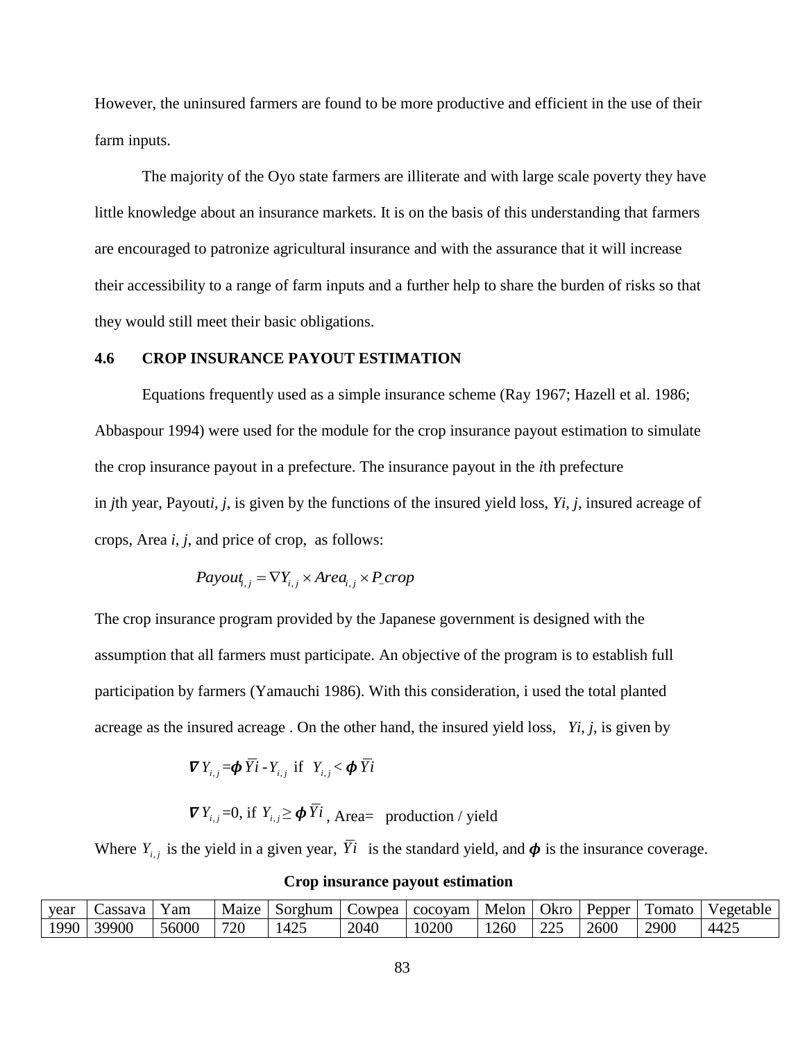However, the uninsured farmers are found to be more productive and efficient in the use of their farm inputs.

The majority of the Oyo state farmers are illiterate and with large scale poverty they have little knowledge about an insurance markets. It is on the basis of this understanding that farmers are encouraged to patronize agricultural insurance and with the assurance that it will increase their accessibility to a range of farm inputs and a further help to share the burden of risks so that they would still meet their basic obligations.

## 4.6 CROP INSURANCE PAYOUT ESTIMATION

Equations frequently used as a simple insurance scheme (Ray 1967; Hazell et al. 1986; Abbaspour 1994) were used for the module for the crop insurance payout estimation to simulate the crop insurance payout in a prefecture. The insurance payout in the *i*th prefecture in *j*th year, Payout*i*, *j*, is given by the functions of the insured yield loss, *Yi*, *j*, insured acreage of crops, Area *i*, *j*, and price of crop, as follows:

$$Payout_{i,j} = \nabla Y_{i,j} \times Area_{i,j} \times P\_crop$$

The crop insurance program provided by the Japanese government is designed with the assumption that all farmers must participate. An objective of the program is to establish full participation by farmers (Yamauchi 1986). With this consideration, i used the total planted acreage as the insured acreage . On the other hand, the insured yield loss, *Yi*, *j*, is given by

$$\nabla Y_{i,j} = \phi \overline{Y}i - Y_{i,j} \text{ if } Y_{i,j} < \phi \overline{Y}i$$

$$\nabla Y_{i,j} = 0, \text{ if } Y_{i,j} \geq \phi \overline{Y}i$$, Area= production / yield

Where $Y_{i,j}$ is the yield in a given year, $\overline{Y}i$ is the standard yield, and $\phi$ is the insurance coverage.

**Crop insurance payout estimation**

| year | Cassava | Yam | Maize | Sorghum | Cowpea | cocoyam | Melon | Okro | Pepper | Tomato | Vegetable |
|---|---|---|---|---|---|---|---|---|---|---|---|
| 1990 | 39900 | 56000 | 720 | 1425 | 2040 | 10200 | 1260 | 225 | 2600 | 2900 | 4425 |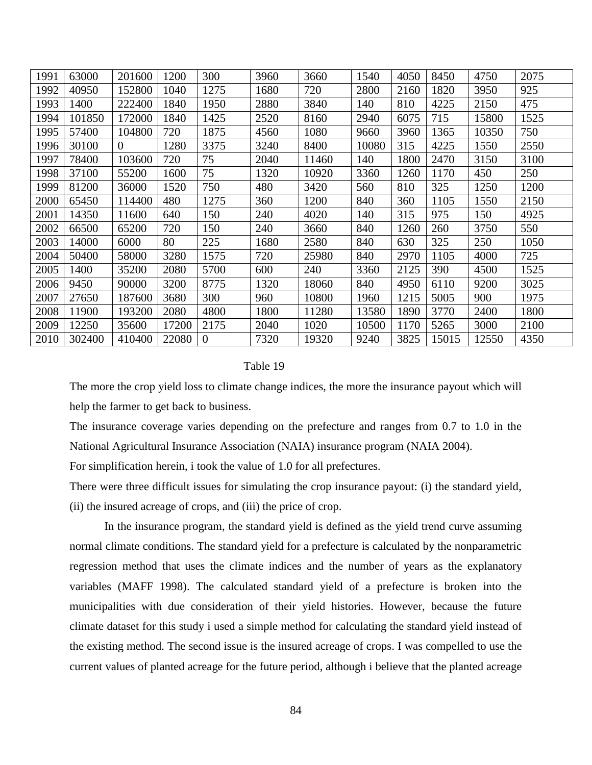| 1991 | 63000 | 201600 | 1200 | 300 | 3960 | 3660 | 1540 | 4050 | 8450 | 4750 | 2075 |
|---|---|---|---|---|---|---|---|---|---|---|---|
| 1992 | 40950 | 152800 | 1040 | 1275 | 1680 | 720 | 2800 | 2160 | 1820 | 3950 | 925 |
| 1993 | 1400 | 222400 | 1840 | 1950 | 2880 | 3840 | 140 | 810 | 4225 | 2150 | 475 |
| 1994 | 101850 | 172000 | 1840 | 1425 | 2520 | 8160 | 2940 | 6075 | 715 | 15800 | 1525 |
| 1995 | 57400 | 104800 | 720 | 1875 | 4560 | 1080 | 9660 | 3960 | 1365 | 10350 | 750 |
| 1996 | 30100 | 0 | 1280 | 3375 | 3240 | 8400 | 10080 | 315 | 4225 | 1550 | 2550 |
| 1997 | 78400 | 103600 | 720 | 75 | 2040 | 11460 | 140 | 1800 | 2470 | 3150 | 3100 |
| 1998 | 37100 | 55200 | 1600 | 75 | 1320 | 10920 | 3360 | 1260 | 1170 | 450 | 250 |
| 1999 | 81200 | 36000 | 1520 | 750 | 480 | 3420 | 560 | 810 | 325 | 1250 | 1200 |
| 2000 | 65450 | 114400 | 480 | 1275 | 360 | 1200 | 840 | 360 | 1105 | 1550 | 2150 |
| 2001 | 14350 | 11600 | 640 | 150 | 240 | 4020 | 140 | 315 | 975 | 150 | 4925 |
| 2002 | 66500 | 65200 | 720 | 150 | 240 | 3660 | 840 | 1260 | 260 | 3750 | 550 |
| 2003 | 14000 | 6000 | 80 | 225 | 1680 | 2580 | 840 | 630 | 325 | 250 | 1050 |
| 2004 | 50400 | 58000 | 3280 | 1575 | 720 | 25980 | 840 | 2970 | 1105 | 4000 | 725 |
| 2005 | 1400 | 35200 | 2080 | 5700 | 600 | 240 | 3360 | 2125 | 390 | 4500 | 1525 |
| 2006 | 9450 | 90000 | 3200 | 8775 | 1320 | 18060 | 840 | 4950 | 6110 | 9200 | 3025 |
| 2007 | 27650 | 187600 | 3680 | 300 | 960 | 10800 | 1960 | 1215 | 5005 | 900 | 1975 |
| 2008 | 11900 | 193200 | 2080 | 4800 | 1800 | 11280 | 13580 | 1890 | 3770 | 2400 | 1800 |
| 2009 | 12250 | 35600 | 17200 | 2175 | 2040 | 1020 | 10500 | 1170 | 5265 | 3000 | 2100 |
| 2010 | 302400 | 410400 | 22080 | 0 | 7320 | 19320 | 9240 | 3825 | 15015 | 12550 | 4350 |

Table 19

The more the crop yield loss to climate change indices, the more the insurance payout which will help the farmer to get back to business.

The insurance coverage varies depending on the prefecture and ranges from 0.7 to 1.0 in the National Agricultural Insurance Association (NAIA) insurance program (NAIA 2004).

For simplification herein, i took the value of 1.0 for all prefectures.

There were three difficult issues for simulating the crop insurance payout: (i) the standard yield, (ii) the insured acreage of crops, and (iii) the price of crop.

In the insurance program, the standard yield is defined as the yield trend curve assuming normal climate conditions. The standard yield for a prefecture is calculated by the nonparametric regression method that uses the climate indices and the number of years as the explanatory variables (MAFF 1998). The calculated standard yield of a prefecture is broken into the municipalities with due consideration of their yield histories. However, because the future climate dataset for this study i used a simple method for calculating the standard yield instead of the existing method. The second issue is the insured acreage of crops. I was compelled to use the current values of planted acreage for the future period, although i believe that the planted acreage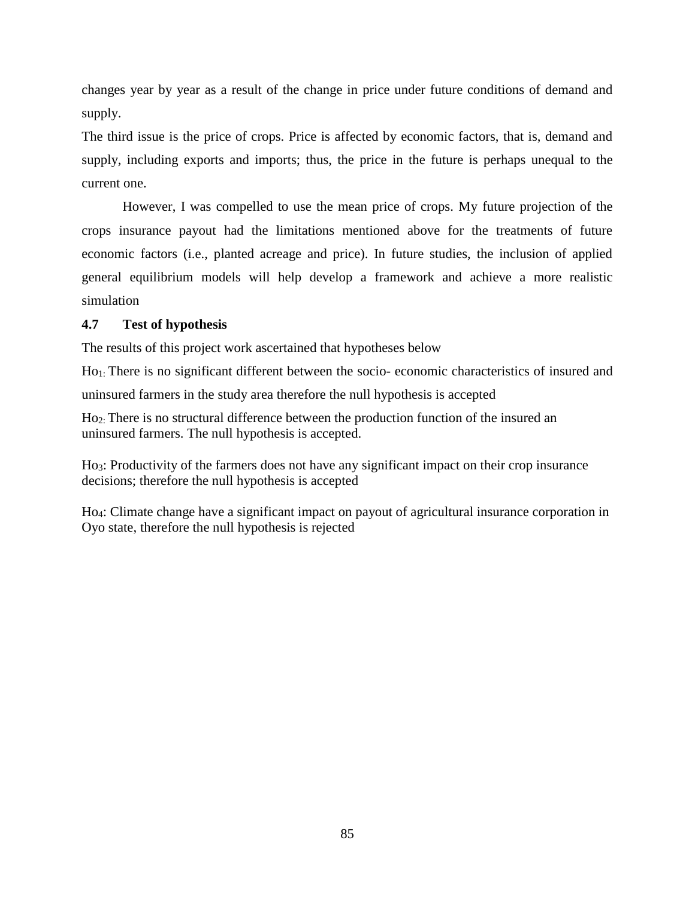changes year by year as a result of the change in price under future conditions of demand and supply.

The third issue is the price of crops. Price is affected by economic factors, that is, demand and supply, including exports and imports; thus, the price in the future is perhaps unequal to the current one.

However, I was compelled to use the mean price of crops. My future projection of the crops insurance payout had the limitations mentioned above for the treatments of future economic factors (i.e., planted acreage and price). In future studies, the inclusion of applied general equilibrium models will help develop a framework and achieve a more realistic simulation

**4.7 Test of hypothesis**

The results of this project work ascertained that hypotheses below

$Ho_{1:}$ There is no significant different between the socio- economic characteristics of insured and uninsured farmers in the study area therefore the null hypothesis is accepted

$Ho_{2:}$ There is no structural difference between the production function of the insured an uninsured farmers. The null hypothesis is accepted.

$Ho_3$: Productivity of the farmers does not have any significant impact on their crop insurance decisions; therefore the null hypothesis is accepted

$Ho_4$: Climate change have a significant impact on payout of agricultural insurance corporation in Oyo state, therefore the null hypothesis is rejected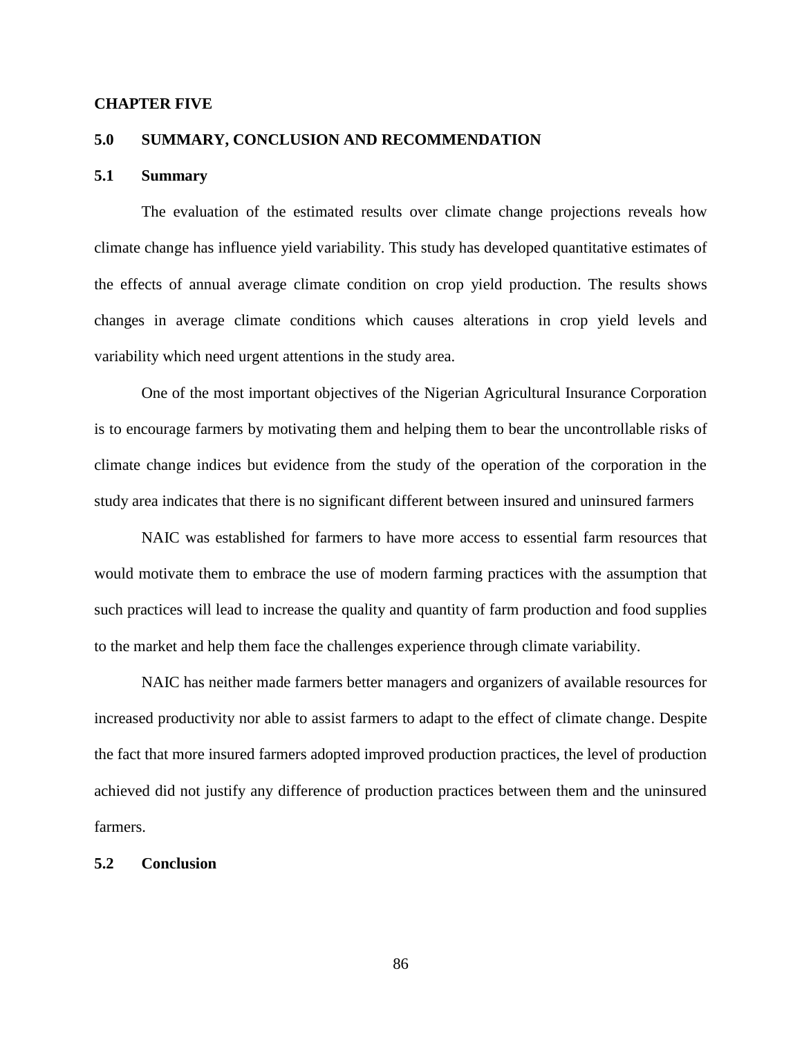## CHAPTER FIVE

## 5.0 SUMMARY, CONCLUSION AND RECOMMENDATION

### 5.1 Summary

The evaluation of the estimated results over climate change projections reveals how climate change has influence yield variability. This study has developed quantitative estimates of the effects of annual average climate condition on crop yield production. The results shows changes in average climate conditions which causes alterations in crop yield levels and variability which need urgent attentions in the study area.

One of the most important objectives of the Nigerian Agricultural Insurance Corporation is to encourage farmers by motivating them and helping them to bear the uncontrollable risks of climate change indices but evidence from the study of the operation of the corporation in the study area indicates that there is no significant different between insured and uninsured farmers

NAIC was established for farmers to have more access to essential farm resources that would motivate them to embrace the use of modern farming practices with the assumption that such practices will lead to increase the quality and quantity of farm production and food supplies to the market and help them face the challenges experience through climate variability.

NAIC has neither made farmers better managers and organizers of available resources for increased productivity nor able to assist farmers to adapt to the effect of climate change. Despite the fact that more insured farmers adopted improved production practices, the level of production achieved did not justify any difference of production practices between them and the uninsured farmers.

### 5.2 Conclusion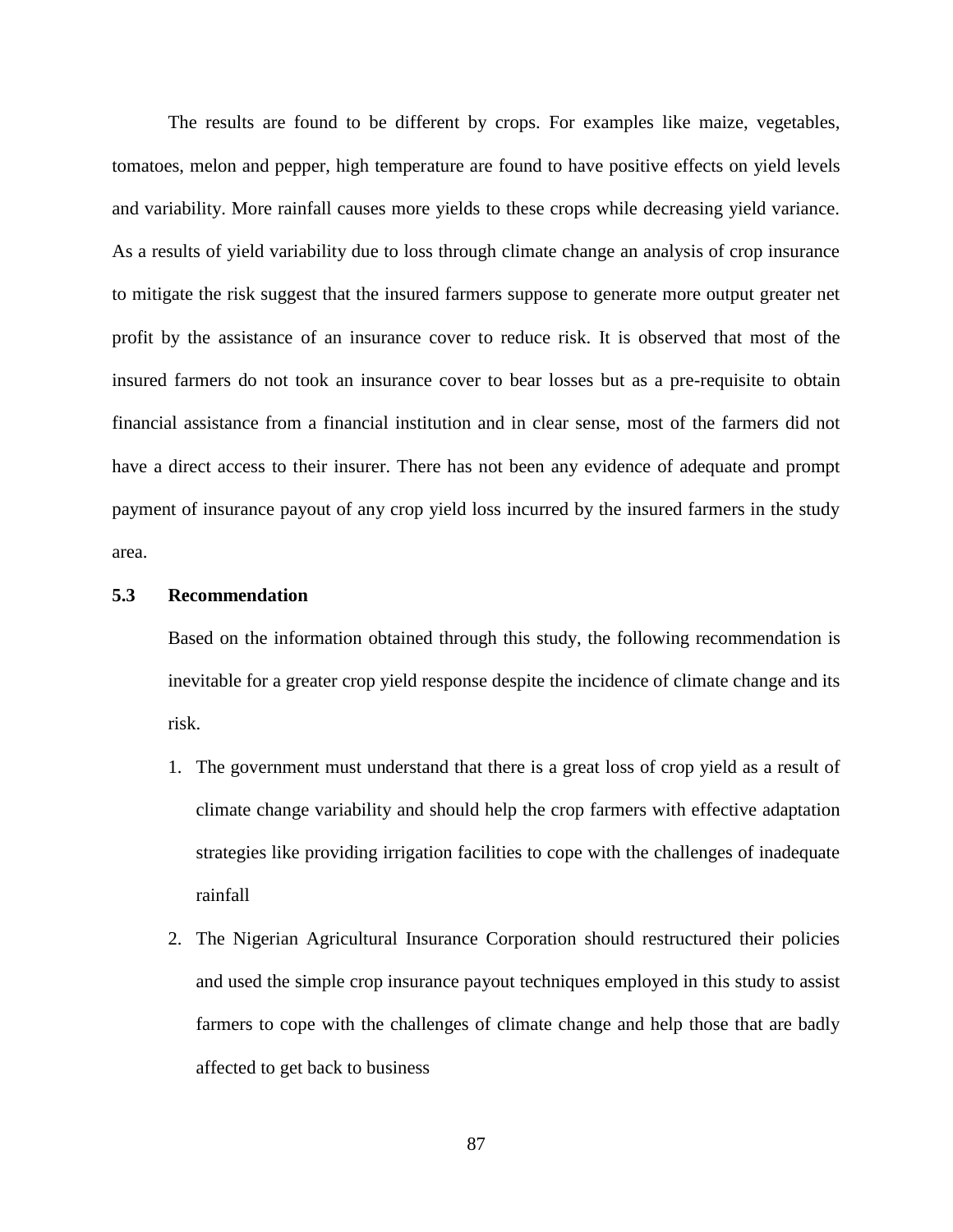The results are found to be different by crops. For examples like maize, vegetables, tomatoes, melon and pepper, high temperature are found to have positive effects on yield levels and variability. More rainfall causes more yields to these crops while decreasing yield variance. As a results of yield variability due to loss through climate change an analysis of crop insurance to mitigate the risk suggest that the insured farmers suppose to generate more output greater net profit by the assistance of an insurance cover to reduce risk. It is observed that most of the insured farmers do not took an insurance cover to bear losses but as a pre-requisite to obtain financial assistance from a financial institution and in clear sense, most of the farmers did not have a direct access to their insurer. There has not been any evidence of adequate and prompt payment of insurance payout of any crop yield loss incurred by the insured farmers in the study area.

### 5.3 Recommendation

Based on the information obtained through this study, the following recommendation is inevitable for a greater crop yield response despite the incidence of climate change and its risk.

1. The government must understand that there is a great loss of crop yield as a result of climate change variability and should help the crop farmers with effective adaptation strategies like providing irrigation facilities to cope with the challenges of inadequate rainfall
2. The Nigerian Agricultural Insurance Corporation should restructured their policies and used the simple crop insurance payout techniques employed in this study to assist farmers to cope with the challenges of climate change and help those that are badly affected to get back to business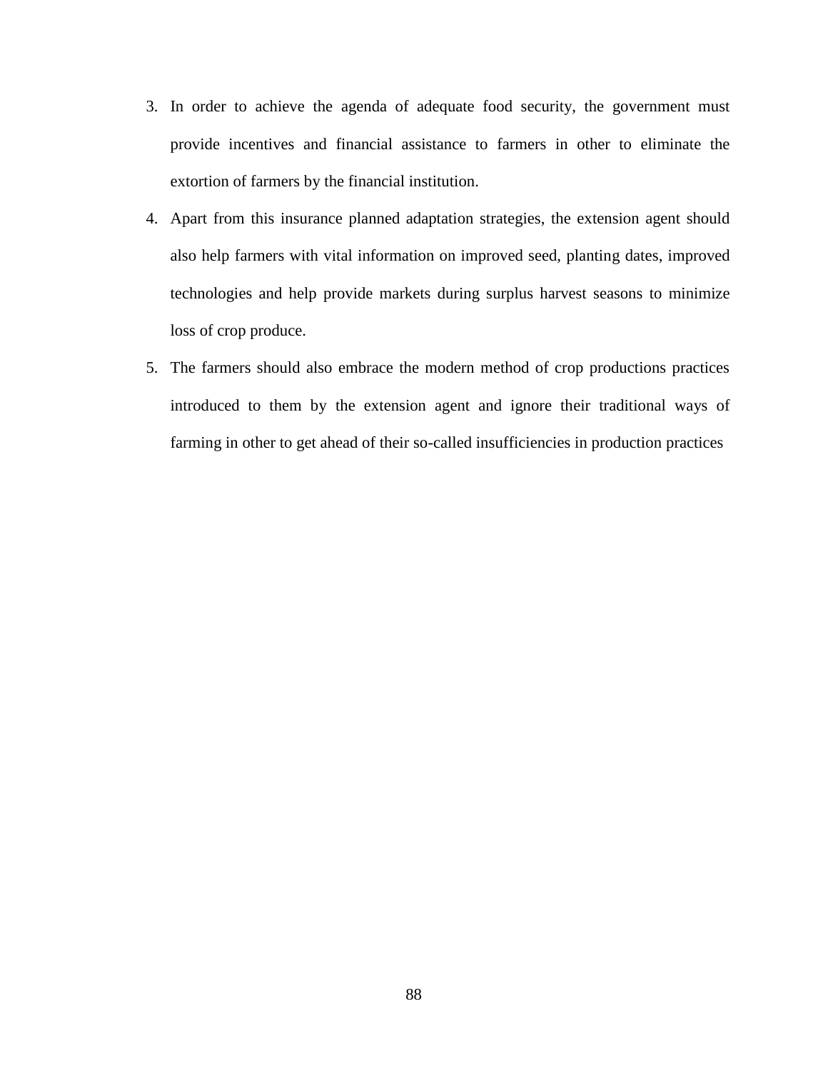3. In order to achieve the agenda of adequate food security, the government must provide incentives and financial assistance to farmers in other to eliminate the extortion of farmers by the financial institution.
4. Apart from this insurance planned adaptation strategies, the extension agent should also help farmers with vital information on improved seed, planting dates, improved technologies and help provide markets during surplus harvest seasons to minimize loss of crop produce.
5. The farmers should also embrace the modern method of crop productions practices introduced to them by the extension agent and ignore their traditional ways of farming in other to get ahead of their so-called insufficiencies in production practices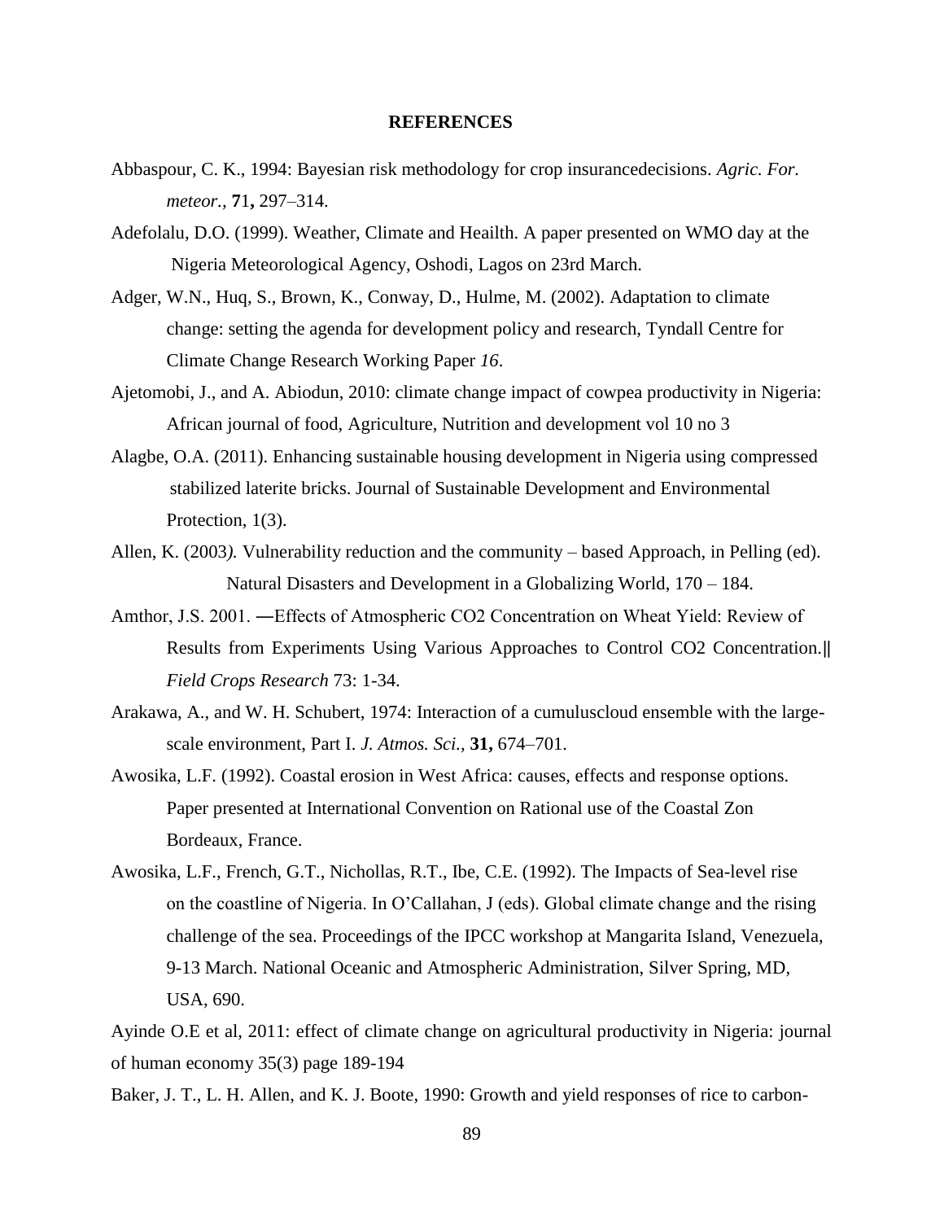# REFERENCES

Abbaspour, C. K., 1994: Bayesian risk methodology for crop insurancedecisions. *Agric. For. meteor.*, **71,** 297–314.

Adefolalu, D.O. (1999). Weather, Climate and Heailth. A paper presented on WMO day at the Nigeria Meteorological Agency, Oshodi, Lagos on 23rd March.

Adger, W.N., Huq, S., Brown, K., Conway, D., Hulme, M. (2002). Adaptation to climate change: setting the agenda for development policy and research, Tyndall Centre for Climate Change Research Working Paper *16*.

Ajetomobi, J., and A. Abiodun, 2010: climate change impact of cowpea productivity in Nigeria: African journal of food, Agriculture, Nutrition and development vol 10 no 3

Alagbe, O.A. (2011). Enhancing sustainable housing development in Nigeria using compressed stabilized laterite bricks. Journal of Sustainable Development and Environmental Protection, 1(3).

Allen, K. (2003*).* Vulnerability reduction and the community – based Approach, in Pelling (ed). Natural Disasters and Development in a Globalizing World, 170 – 184.

Amthor, J.S. 2001. ―Effects of Atmospheric CO2 Concentration on Wheat Yield: Review of Results from Experiments Using Various Approaches to Control CO2 Concentration.‖ *Field Crops Research* 73: 1-34.

Arakawa, A., and W. H. Schubert, 1974: Interaction of a cumuluscloud ensemble with the large-scale environment, Part I. *J. Atmos. Sci.*, **31,** 674–701.

Awosika, L.F. (1992). Coastal erosion in West Africa: causes, effects and response options. Paper presented at International Convention on Rational use of the Coastal Zon Bordeaux, France.

Awosika, L.F., French, G.T., Nichollas, R.T., Ibe, C.E. (1992). The Impacts of Sea-level rise on the coastline of Nigeria. In O'Callahan, J (eds). Global climate change and the rising challenge of the sea. Proceedings of the IPCC workshop at Mangarita Island, Venezuela, 9-13 March. National Oceanic and Atmospheric Administration, Silver Spring, MD, USA, 690.

Ayinde O.E et al, 2011: effect of climate change on agricultural productivity in Nigeria: journal of human economy 35(3) page 189-194

Baker, J. T., L. H. Allen, and K. J. Boote, 1990: Growth and yield responses of rice to carbon-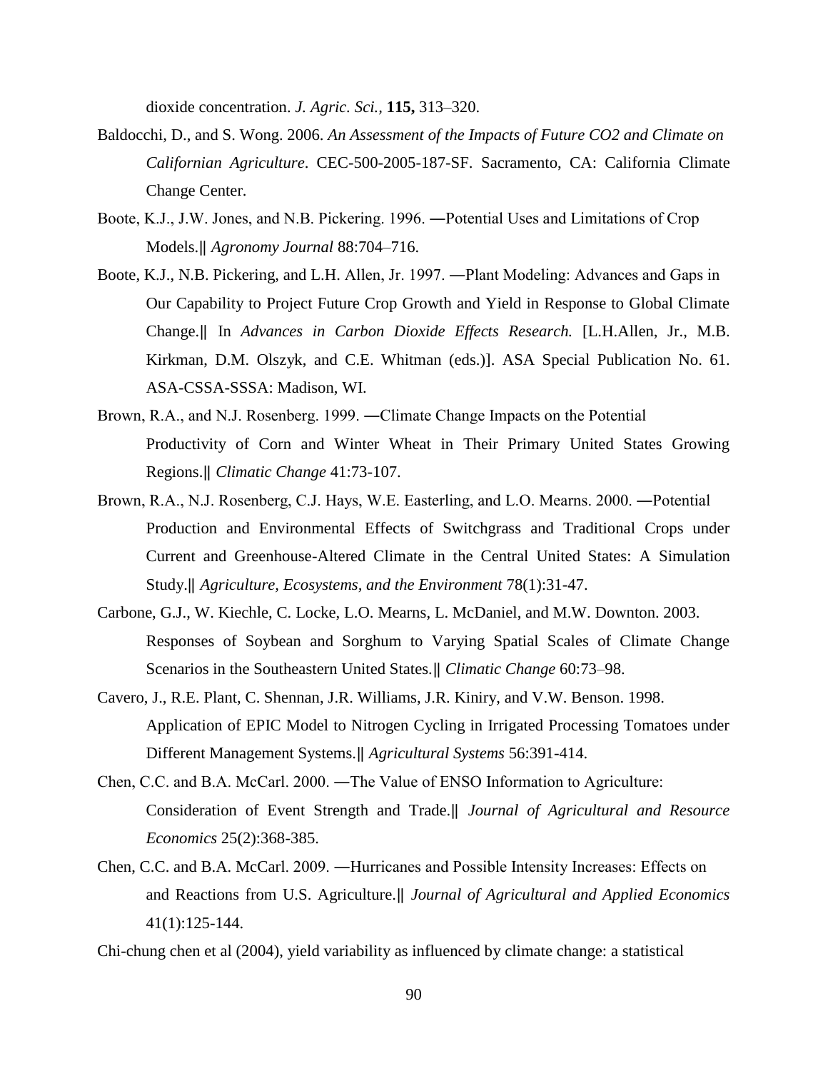dioxide concentration. *J. Agric. Sci.,* **115,** 313–320.

Baldocchi, D., and S. Wong. 2006. *An Assessment of the Impacts of Future CO2 and Climate on Californian Agriculture*. CEC-500-2005-187-SF. Sacramento, CA: California Climate Change Center.

Boote, K.J., J.W. Jones, and N.B. Pickering. 1996. ―Potential Uses and Limitations of Crop Models.‖ *Agronomy Journal* 88:704–716.

Boote, K.J., N.B. Pickering, and L.H. Allen, Jr. 1997. ―Plant Modeling: Advances and Gaps in Our Capability to Project Future Crop Growth and Yield in Response to Global Climate Change.‖ In *Advances in Carbon Dioxide Effects Research.* [L.H.Allen, Jr., M.B. Kirkman, D.M. Olszyk, and C.E. Whitman (eds.)]. ASA Special Publication No. 61. ASA-CSSA-SSSA: Madison, WI.

Brown, R.A., and N.J. Rosenberg. 1999. ―Climate Change Impacts on the Potential Productivity of Corn and Winter Wheat in Their Primary United States Growing Regions.‖ *Climatic Change* 41:73-107.

Brown, R.A., N.J. Rosenberg, C.J. Hays, W.E. Easterling, and L.O. Mearns. 2000. ―Potential Production and Environmental Effects of Switchgrass and Traditional Crops under Current and Greenhouse-Altered Climate in the Central United States: A Simulation Study.‖ *Agriculture, Ecosystems, and the Environment* 78(1):31-47.

Carbone, G.J., W. Kiechle, C. Locke, L.O. Mearns, L. McDaniel, and M.W. Downton. 2003. Responses of Soybean and Sorghum to Varying Spatial Scales of Climate Change Scenarios in the Southeastern United States.‖ *Climatic Change* 60:73–98.

Cavero, J., R.E. Plant, C. Shennan, J.R. Williams, J.R. Kiniry, and V.W. Benson. 1998. Application of EPIC Model to Nitrogen Cycling in Irrigated Processing Tomatoes under Different Management Systems.‖ *Agricultural Systems* 56:391-414.

Chen, C.C. and B.A. McCarl. 2000. ―The Value of ENSO Information to Agriculture: Consideration of Event Strength and Trade.‖ *Journal of Agricultural and Resource Economics* 25(2):368-385.

Chen, C.C. and B.A. McCarl. 2009. ―Hurricanes and Possible Intensity Increases: Effects on and Reactions from U.S. Agriculture.‖ *Journal of Agricultural and Applied Economics* 41(1):125-144.

Chi-chung chen et al (2004), yield variability as influenced by climate change: a statistical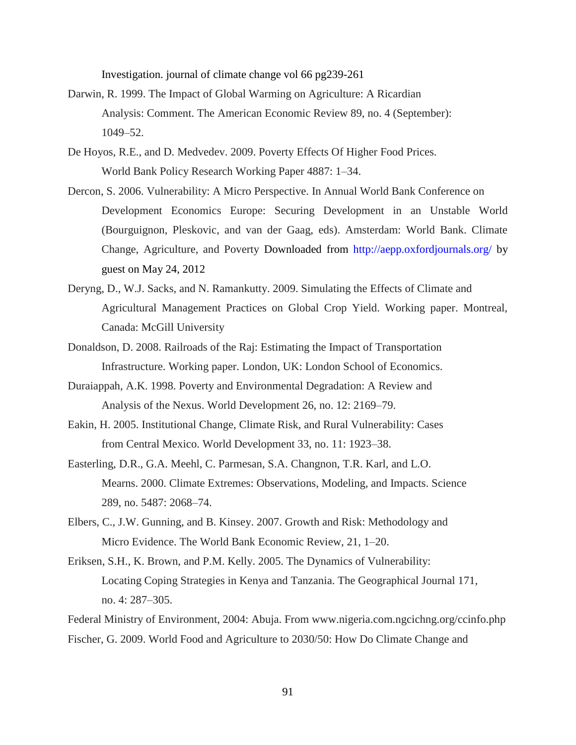Investigation. journal of climate change vol 66 pg239-261

Darwin, R. 1999. The Impact of Global Warming on Agriculture: A Ricardian Analysis: Comment. The American Economic Review 89, no. 4 (September): 1049–52.

De Hoyos, R.E., and D. Medvedev. 2009. Poverty Effects Of Higher Food Prices. World Bank Policy Research Working Paper 4887: 1–34.

Dercon, S. 2006. Vulnerability: A Micro Perspective. In Annual World Bank Conference on Development Economics Europe: Securing Development in an Unstable World (Bourguignon, Pleskovic, and van der Gaag, eds). Amsterdam: World Bank. Climate Change, Agriculture, and Poverty Downloaded from http://aepp.oxfordjournals.org/ by guest on May 24, 2012

Deryng, D., W.J. Sacks, and N. Ramankutty. 2009. Simulating the Effects of Climate and Agricultural Management Practices on Global Crop Yield. Working paper. Montreal, Canada: McGill University

Donaldson, D. 2008. Railroads of the Raj: Estimating the Impact of Transportation Infrastructure. Working paper. London, UK: London School of Economics.

Duraiappah, A.K. 1998. Poverty and Environmental Degradation: A Review and Analysis of the Nexus. World Development 26, no. 12: 2169–79.

Eakin, H. 2005. Institutional Change, Climate Risk, and Rural Vulnerability: Cases from Central Mexico. World Development 33, no. 11: 1923–38.

Easterling, D.R., G.A. Meehl, C. Parmesan, S.A. Changnon, T.R. Karl, and L.O. Mearns. 2000. Climate Extremes: Observations, Modeling, and Impacts. Science 289, no. 5487: 2068–74.

Elbers, C., J.W. Gunning, and B. Kinsey. 2007. Growth and Risk: Methodology and Micro Evidence. The World Bank Economic Review, 21, 1–20.

Eriksen, S.H., K. Brown, and P.M. Kelly. 2005. The Dynamics of Vulnerability: Locating Coping Strategies in Kenya and Tanzania. The Geographical Journal 171, no. 4: 287–305.

Federal Ministry of Environment, 2004: Abuja. From www.nigeria.com.ngcichng.org/ccinfo.php

Fischer, G. 2009. World Food and Agriculture to 2030/50: How Do Climate Change and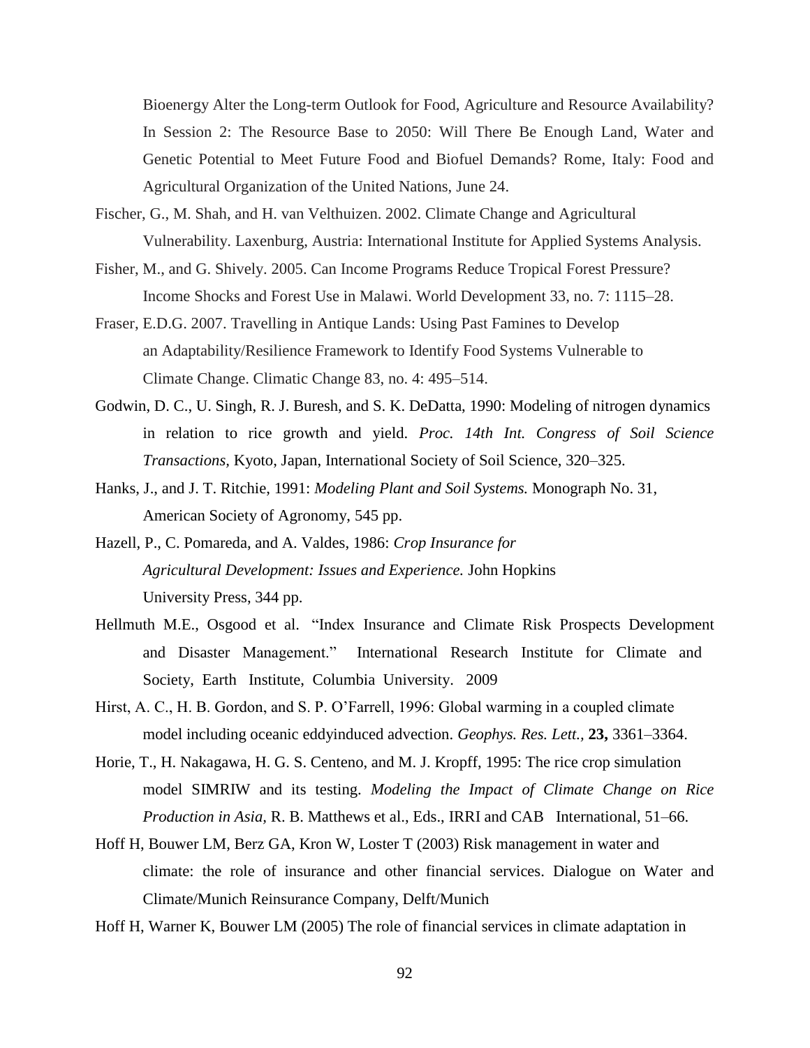Bioenergy Alter the Long-term Outlook for Food, Agriculture and Resource Availability? In Session 2: The Resource Base to 2050: Will There Be Enough Land, Water and Genetic Potential to Meet Future Food and Biofuel Demands? Rome, Italy: Food and Agricultural Organization of the United Nations, June 24.

Fischer, G., M. Shah, and H. van Velthuizen. 2002. Climate Change and Agricultural Vulnerability. Laxenburg, Austria: International Institute for Applied Systems Analysis.

Fisher, M., and G. Shively. 2005. Can Income Programs Reduce Tropical Forest Pressure? Income Shocks and Forest Use in Malawi. World Development 33, no. 7: 1115–28.

Fraser, E.D.G. 2007. Travelling in Antique Lands: Using Past Famines to Develop an Adaptability/Resilience Framework to Identify Food Systems Vulnerable to Climate Change. Climatic Change 83, no. 4: 495–514.

Godwin, D. C., U. Singh, R. J. Buresh, and S. K. DeDatta, 1990: Modeling of nitrogen dynamics in relation to rice growth and yield. *Proc. 14th Int. Congress of Soil Science Transactions,* Kyoto, Japan, International Society of Soil Science, 320–325.

Hanks, J., and J. T. Ritchie, 1991: *Modeling Plant and Soil Systems.* Monograph No. 31, American Society of Agronomy, 545 pp.

Hazell, P., C. Pomareda, and A. Valdes, 1986: *Crop Insurance for Agricultural Development: Issues and Experience.* John Hopkins University Press, 344 pp.

Hellmuth M.E., Osgood et al. "Index Insurance and Climate Risk Prospects Development and Disaster Management." International Research Institute for Climate and Society, Earth Institute, Columbia University. 2009

Hirst, A. C., H. B. Gordon, and S. P. O'Farrell, 1996: Global warming in a coupled climate model including oceanic eddyinduced advection. *Geophys. Res. Lett.,* **23,** 3361–3364.

Horie, T., H. Nakagawa, H. G. S. Centeno, and M. J. Kropff, 1995: The rice crop simulation model SIMRIW and its testing. *Modeling the Impact of Climate Change on Rice Production in Asia,* R. B. Matthews et al., Eds., IRRI and CAB International, 51–66.

Hoff H, Bouwer LM, Berz GA, Kron W, Loster T (2003) Risk management in water and climate: the role of insurance and other financial services. Dialogue on Water and Climate/Munich Reinsurance Company, Delft/Munich

Hoff H, Warner K, Bouwer LM (2005) The role of financial services in climate adaptation in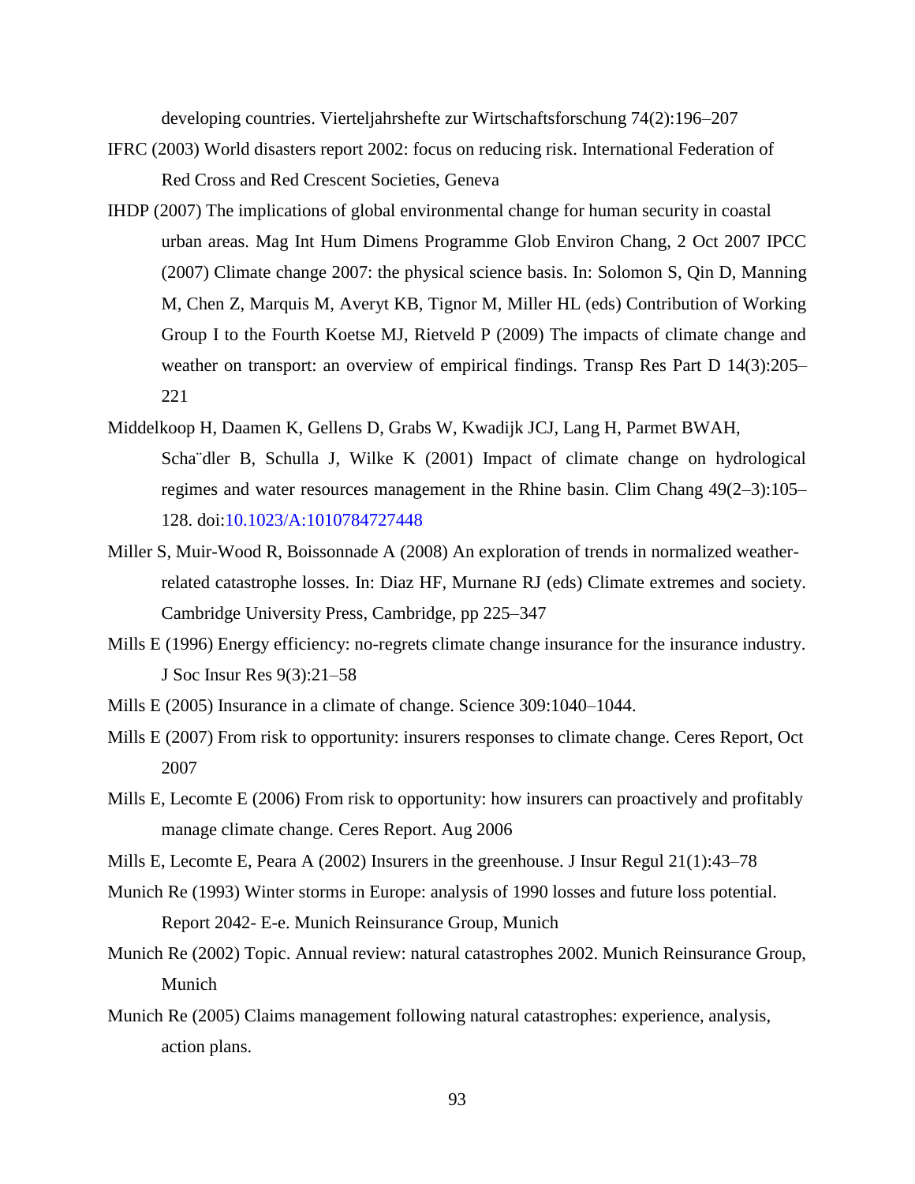developing countries. Vierteljahrshefte zur Wirtschaftsforschung 74(2):196–207

IFRC (2003) World disasters report 2002: focus on reducing risk. International Federation of Red Cross and Red Crescent Societies, Geneva

IHDP (2007) The implications of global environmental change for human security in coastal urban areas. Mag Int Hum Dimens Programme Glob Environ Chang, 2 Oct 2007 IPCC (2007) Climate change 2007: the physical science basis. In: Solomon S, Qin D, Manning M, Chen Z, Marquis M, Averyt KB, Tignor M, Miller HL (eds) Contribution of Working Group I to the Fourth Koetse MJ, Rietveld P (2009) The impacts of climate change and weather on transport: an overview of empirical findings. Transp Res Part D 14(3):205–221

Middelkoop H, Daamen K, Gellens D, Grabs W, Kwadijk JCJ, Lang H, Parmet BWAH, Scha¨dler B, Schulla J, Wilke K (2001) Impact of climate change on hydrological regimes and water resources management in the Rhine basin. Clim Chang 49(2–3):105–128. doi:10.1023/A:1010784727448

Miller S, Muir-Wood R, Boissonnade A (2008) An exploration of trends in normalized weather-related catastrophe losses. In: Diaz HF, Murnane RJ (eds) Climate extremes and society. Cambridge University Press, Cambridge, pp 225–347

Mills E (1996) Energy efficiency: no-regrets climate change insurance for the insurance industry. J Soc Insur Res 9(3):21–58

Mills E (2005) Insurance in a climate of change. Science 309:1040–1044.

Mills E (2007) From risk to opportunity: insurers responses to climate change. Ceres Report, Oct 2007

Mills E, Lecomte E (2006) From risk to opportunity: how insurers can proactively and profitably manage climate change. Ceres Report. Aug 2006

Mills E, Lecomte E, Peara A (2002) Insurers in the greenhouse. J Insur Regul 21(1):43–78

Munich Re (1993) Winter storms in Europe: analysis of 1990 losses and future loss potential. Report 2042- E-e. Munich Reinsurance Group, Munich

Munich Re (2002) Topic. Annual review: natural catastrophes 2002. Munich Reinsurance Group, Munich

Munich Re (2005) Claims management following natural catastrophes: experience, analysis, action plans.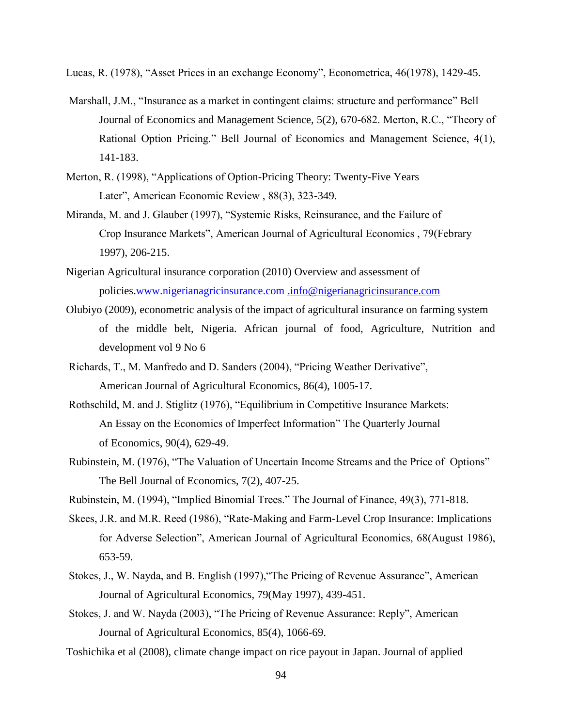Lucas, R. (1978), "Asset Prices in an exchange Economy", Econometrica, 46(1978), 1429-45.

Marshall, J.M., "Insurance as a market in contingent claims: structure and performance" Bell Journal of Economics and Management Science, 5(2), 670-682. Merton, R.C., "Theory of Rational Option Pricing." Bell Journal of Economics and Management Science, 4(1), 141-183.

Merton, R. (1998), "Applications of Option-Pricing Theory: Twenty-Five Years Later", American Economic Review , 88(3), 323-349.

Miranda, M. and J. Glauber (1997), "Systemic Risks, Reinsurance, and the Failure of Crop Insurance Markets", American Journal of Agricultural Economics , 79(Febrary 1997), 206-215.

Nigerian Agricultural insurance corporation (2010) Overview and assessment of policies.www.nigerianagricinsurance.com .info@nigerianagricinsurance.com

Olubiyo (2009), econometric analysis of the impact of agricultural insurance on farming system of the middle belt, Nigeria. African journal of food, Agriculture, Nutrition and development vol 9 No 6

Richards, T., M. Manfredo and D. Sanders (2004), "Pricing Weather Derivative", American Journal of Agricultural Economics, 86(4), 1005-17.

Rothschild, M. and J. Stiglitz (1976), "Equilibrium in Competitive Insurance Markets: An Essay on the Economics of Imperfect Information" The Quarterly Journal of Economics, 90(4), 629-49.

Rubinstein, M. (1976), "The Valuation of Uncertain Income Streams and the Price of Options" The Bell Journal of Economics, 7(2), 407-25.

Rubinstein, M. (1994), "Implied Binomial Trees." The Journal of Finance, 49(3), 771-818.

Skees, J.R. and M.R. Reed (1986), "Rate-Making and Farm-Level Crop Insurance: Implications for Adverse Selection", American Journal of Agricultural Economics, 68(August 1986), 653-59.

Stokes, J., W. Nayda, and B. English (1997),"The Pricing of Revenue Assurance", American Journal of Agricultural Economics, 79(May 1997), 439-451.

Stokes, J. and W. Nayda (2003), "The Pricing of Revenue Assurance: Reply", American Journal of Agricultural Economics, 85(4), 1066-69.

Toshichika et al (2008), climate change impact on rice payout in Japan. Journal of applied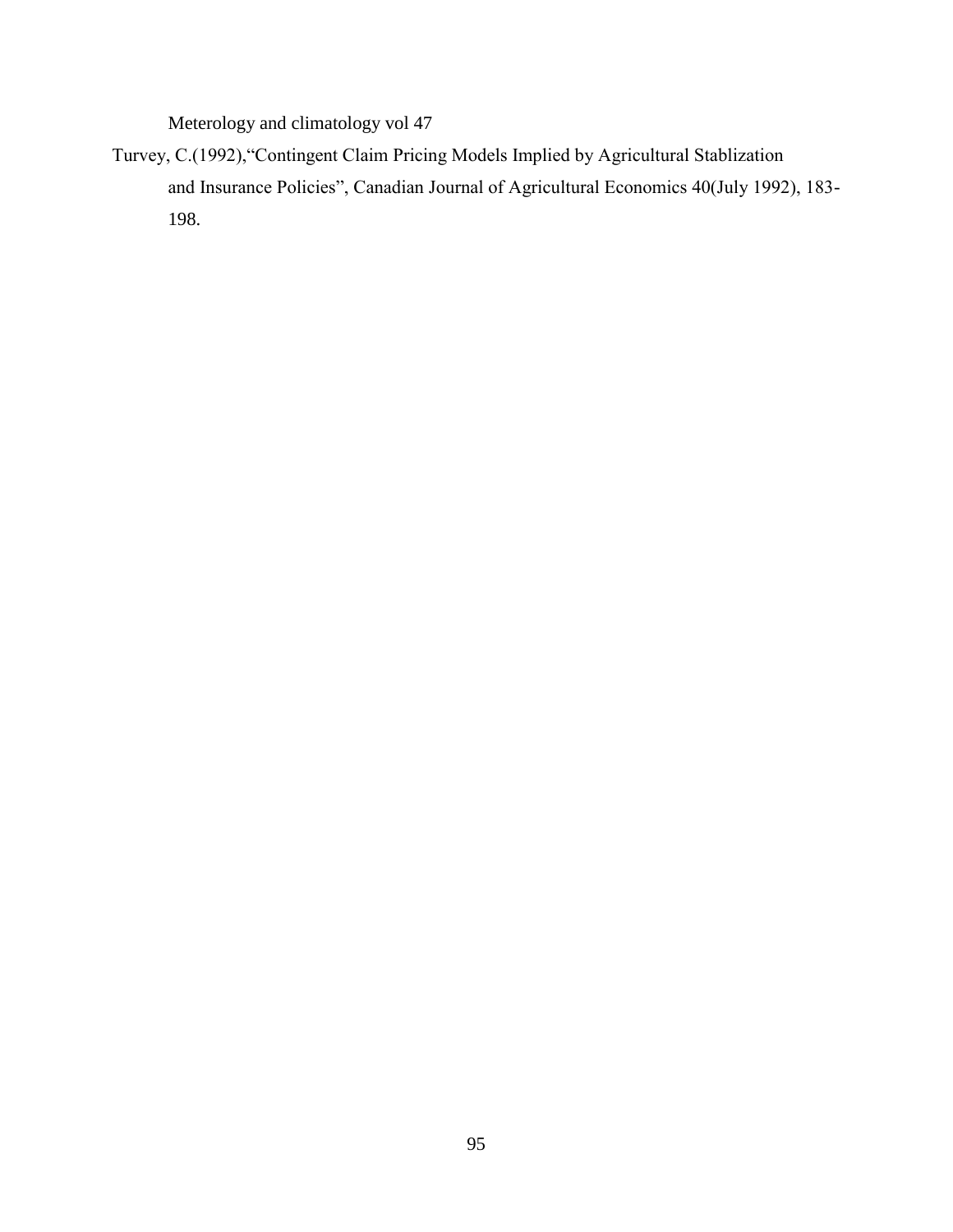Meterology and climatology vol 47

Turvey, C.(1992),"Contingent Claim Pricing Models Implied by Agricultural Stablization and Insurance Policies", Canadian Journal of Agricultural Economics 40(July 1992), 183-198.